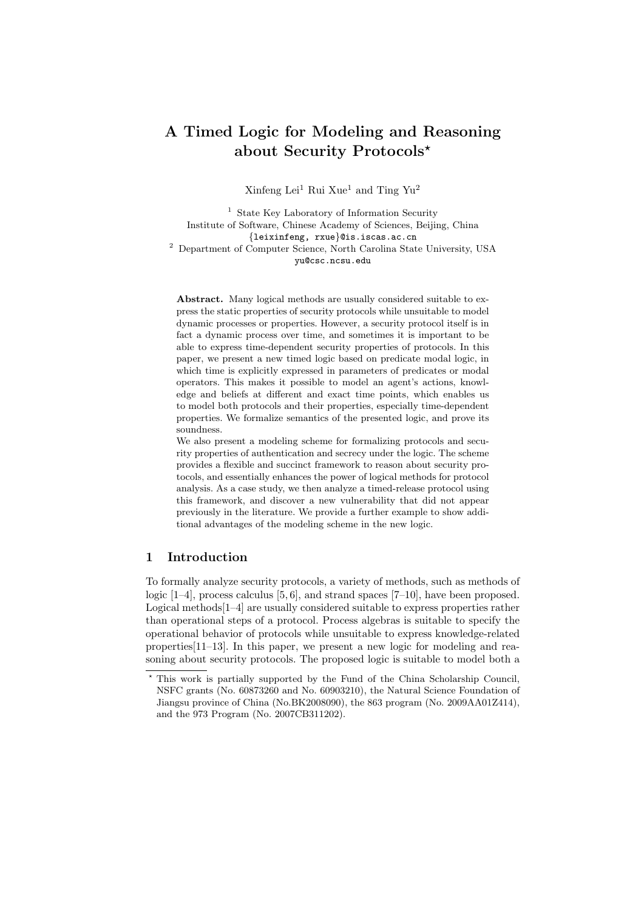# A Timed Logic for Modeling and Reasoning about Security Protocols*

Xinfeng Lei[1] Rui Xue[1] and Ting Yu[2]

[1] State Key Laboratory of Information Security
Institute of Software, Chinese Academy of Sciences, Beijing, China
{leixinfeng, rxue}@is.iscas.ac.cn
[2] Department of Computer Science, North Carolina State University, USA
yu@csc.ncsu.edu

**Abstract.** Many logical methods are usually considered suitable to express the static properties of security protocols while unsuitable to model dynamic processes or properties. However, a security protocol itself is in fact a dynamic process over time, and sometimes it is important to be able to express time-dependent security properties of protocols. In this paper, we present a new timed logic based on predicate modal logic, in which time is explicitly expressed in parameters of predicates or modal operators. This makes it possible to model an agent's actions, knowledge and beliefs at different and exact time points, which enables us to model both protocols and their properties, especially time-dependent properties. We formalize semantics of the presented logic, and prove its soundness.
We also present a modeling scheme for formalizing protocols and security properties of authentication and secrecy under the logic. The scheme provides a flexible and succinct framework to reason about security protocols, and essentially enhances the power of logical methods for protocol analysis. As a case study, we then analyze a timed-release protocol using this framework, and discover a new vulnerability that did not appear previously in the literature. We provide a further example to show additional advantages of the modeling scheme in the new logic.

## 1 Introduction

To formally analyze security protocols, a variety of methods, such as methods of logic [1–4], process calculus [5, 6], and strand spaces [7–10], have been proposed. Logical methods[1–4] are usually considered suitable to express properties rather than operational steps of a protocol. Process algebras is suitable to specify the operational behavior of protocols while unsuitable to express knowledge-related properties[11–13]. In this paper, we present a new logic for modeling and reasoning about security protocols. The proposed logic is suitable to model both a

* This work is partially supported by the Fund of the China Scholarship Council, NSFC grants (No. 60873260 and No. 60903210), the Natural Science Foundation of Jiangsu province of China (No.BK2008090), the 863 program (No. 2009AA01Z414), and the 973 Program (No. 2007CB311202).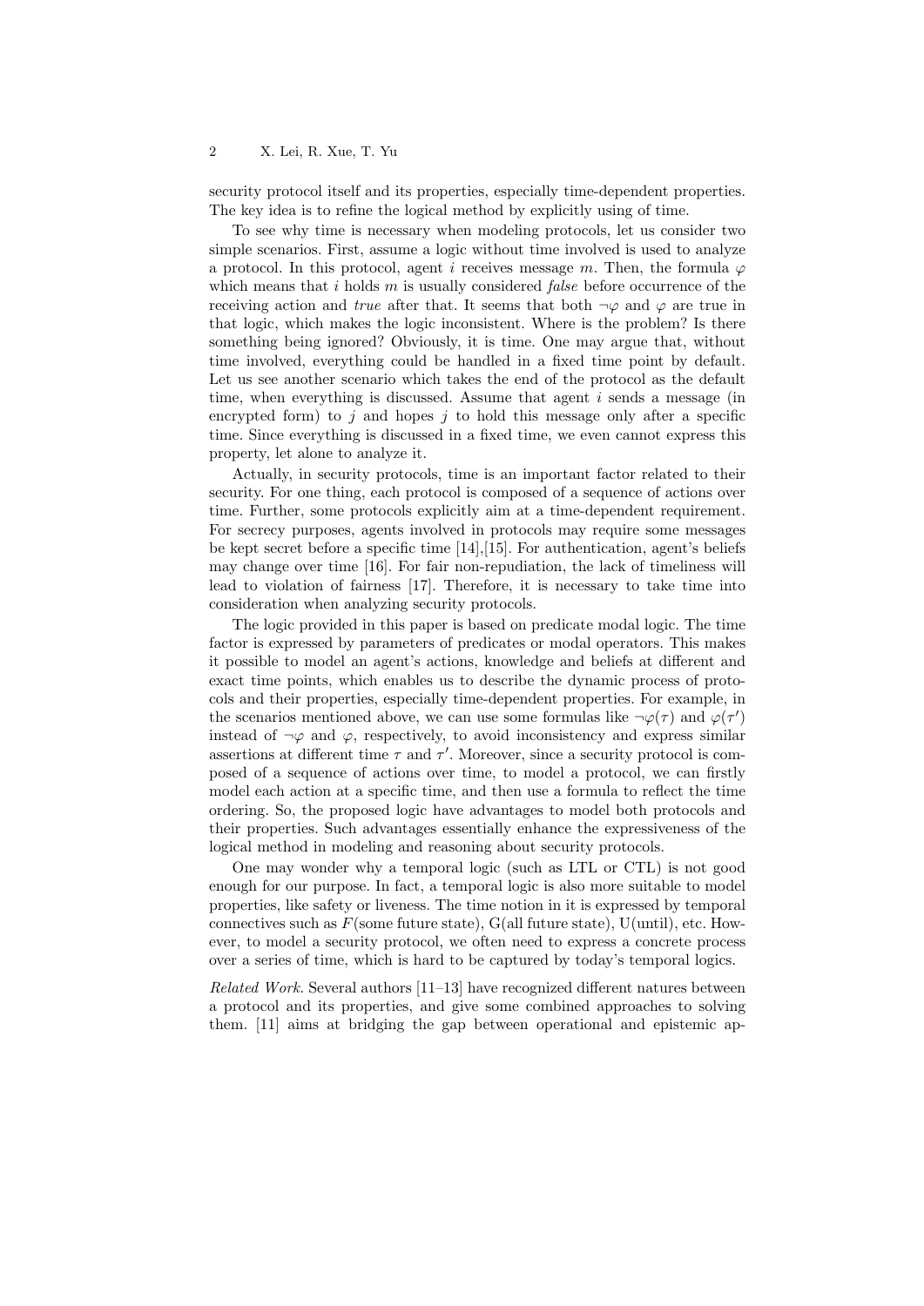security protocol itself and its properties, especially time-dependent properties. The key idea is to refine the logical method by explicitly using of time.

To see why time is necessary when modeling protocols, let us consider two simple scenarios. First, assume a logic without time involved is used to analyze a protocol. In this protocol, agent $i$ receives message $m$. Then, the formula $\varphi$ which means that $i$ holds $m$ is usually considered *false* before occurrence of the receiving action and *true* after that. It seems that both $\neg\varphi$ and $\varphi$ are true in that logic, which makes the logic inconsistent. Where is the problem? Is there something being ignored? Obviously, it is time. One may argue that, without time involved, everything could be handled in a fixed time point by default. Let us see another scenario which takes the end of the protocol as the default time, when everything is discussed. Assume that agent $i$ sends a message (in encrypted form) to $j$ and hopes $j$ to hold this message only after a specific time. Since everything is discussed in a fixed time, we even cannot express this property, let alone to analyze it.

Actually, in security protocols, time is an important factor related to their security. For one thing, each protocol is composed of a sequence of actions over time. Further, some protocols explicitly aim at a time-dependent requirement. For secrecy purposes, agents involved in protocols may require some messages be kept secret before a specific time [14],[15]. For authentication, agent's beliefs may change over time [16]. For fair non-repudiation, the lack of timeliness will lead to violation of fairness [17]. Therefore, it is necessary to take time into consideration when analyzing security protocols.

The logic provided in this paper is based on predicate modal logic. The time factor is expressed by parameters of predicates or modal operators. This makes it possible to model an agent's actions, knowledge and beliefs at different and exact time points, which enables us to describe the dynamic process of protocols and their properties, especially time-dependent properties. For example, in the scenarios mentioned above, we can use some formulas like $\neg\varphi(\tau)$ and $\varphi(\tau')$ instead of $\neg\varphi$ and $\varphi$, respectively, to avoid inconsistency and express similar assertions at different time $\tau$ and $\tau'$. Moreover, since a security protocol is composed of a sequence of actions over time, to model a protocol, we can firstly model each action at a specific time, and then use a formula to reflect the time ordering. So, the proposed logic have advantages to model both protocols and their properties. Such advantages essentially enhance the expressiveness of the logical method in modeling and reasoning about security protocols.

One may wonder why a temporal logic (such as LTL or CTL) is not good enough for our purpose. In fact, a temporal logic is also more suitable to model properties, like safety or liveness. The time notion in it is expressed by temporal connectives such as $F$(some future state), G(all future state), U(until), etc. However, to model a security protocol, we often need to express a concrete process over a series of time, which is hard to be captured by today's temporal logics.

*Related Work.* Several authors [11–13] have recognized different natures between a protocol and its properties, and give some combined approaches to solving them. [11] aims at bridging the gap between operational and epistemic ap-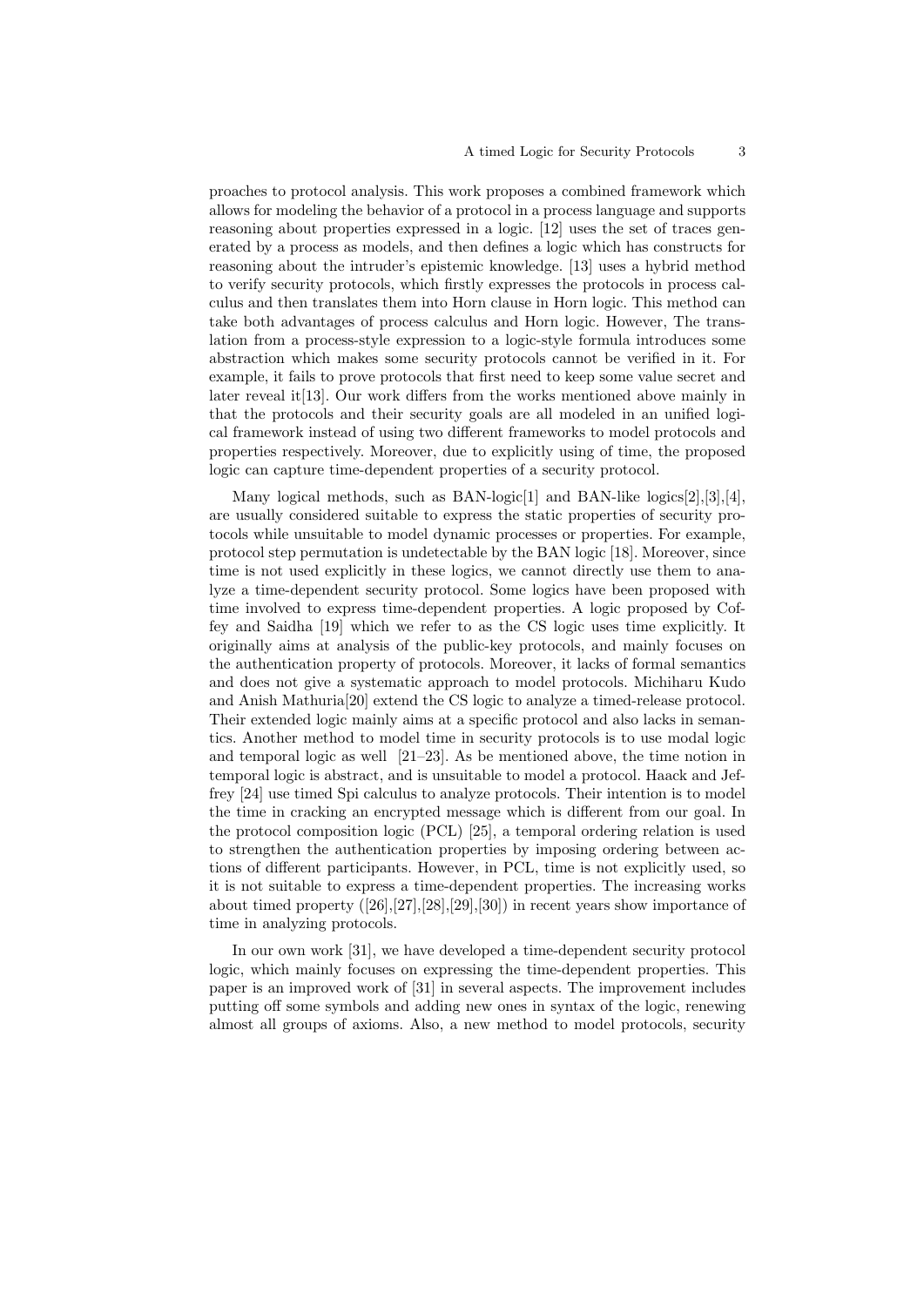proaches to protocol analysis. This work proposes a combined framework which allows for modeling the behavior of a protocol in a process language and supports reasoning about properties expressed in a logic. [12] uses the set of traces generated by a process as models, and then defines a logic which has constructs for reasoning about the intruder's epistemic knowledge. [13] uses a hybrid method to verify security protocols, which firstly expresses the protocols in process calculus and then translates them into Horn clause in Horn logic. This method can take both advantages of process calculus and Horn logic. However, The translation from a process-style expression to a logic-style formula introduces some abstraction which makes some security protocols cannot be verified in it. For example, it fails to prove protocols that first need to keep some value secret and later reveal it[13]. Our work differs from the works mentioned above mainly in that the protocols and their security goals are all modeled in an unified logical framework instead of using two different frameworks to model protocols and properties respectively. Moreover, due to explicitly using of time, the proposed logic can capture time-dependent properties of a security protocol.

Many logical methods, such as BAN-logic[1] and BAN-like logics[2],[3],[4], are usually considered suitable to express the static properties of security protocols while unsuitable to model dynamic processes or properties. For example, protocol step permutation is undetectable by the BAN logic [18]. Moreover, since time is not used explicitly in these logics, we cannot directly use them to analyze a time-dependent security protocol. Some logics have been proposed with time involved to express time-dependent properties. A logic proposed by Coffey and Saidha [19] which we refer to as the CS logic uses time explicitly. It originally aims at analysis of the public-key protocols, and mainly focuses on the authentication property of protocols. Moreover, it lacks of formal semantics and does not give a systematic approach to model protocols. Michiharu Kudo and Anish Mathuria[20] extend the CS logic to analyze a timed-release protocol. Their extended logic mainly aims at a specific protocol and also lacks in semantics. Another method to model time in security protocols is to use modal logic and temporal logic as well [21–23]. As be mentioned above, the time notion in temporal logic is abstract, and is unsuitable to model a protocol. Haack and Jeffrey [24] use timed Spi calculus to analyze protocols. Their intention is to model the time in cracking an encrypted message which is different from our goal. In the protocol composition logic (PCL) [25], a temporal ordering relation is used to strengthen the authentication properties by imposing ordering between actions of different participants. However, in PCL, time is not explicitly used, so it is not suitable to express a time-dependent properties. The increasing works about timed property ([26],[27],[28],[29],[30]) in recent years show importance of time in analyzing protocols.

In our own work [31], we have developed a time-dependent security protocol logic, which mainly focuses on expressing the time-dependent properties. This paper is an improved work of [31] in several aspects. The improvement includes putting off some symbols and adding new ones in syntax of the logic, renewing almost all groups of axioms. Also, a new method to model protocols, security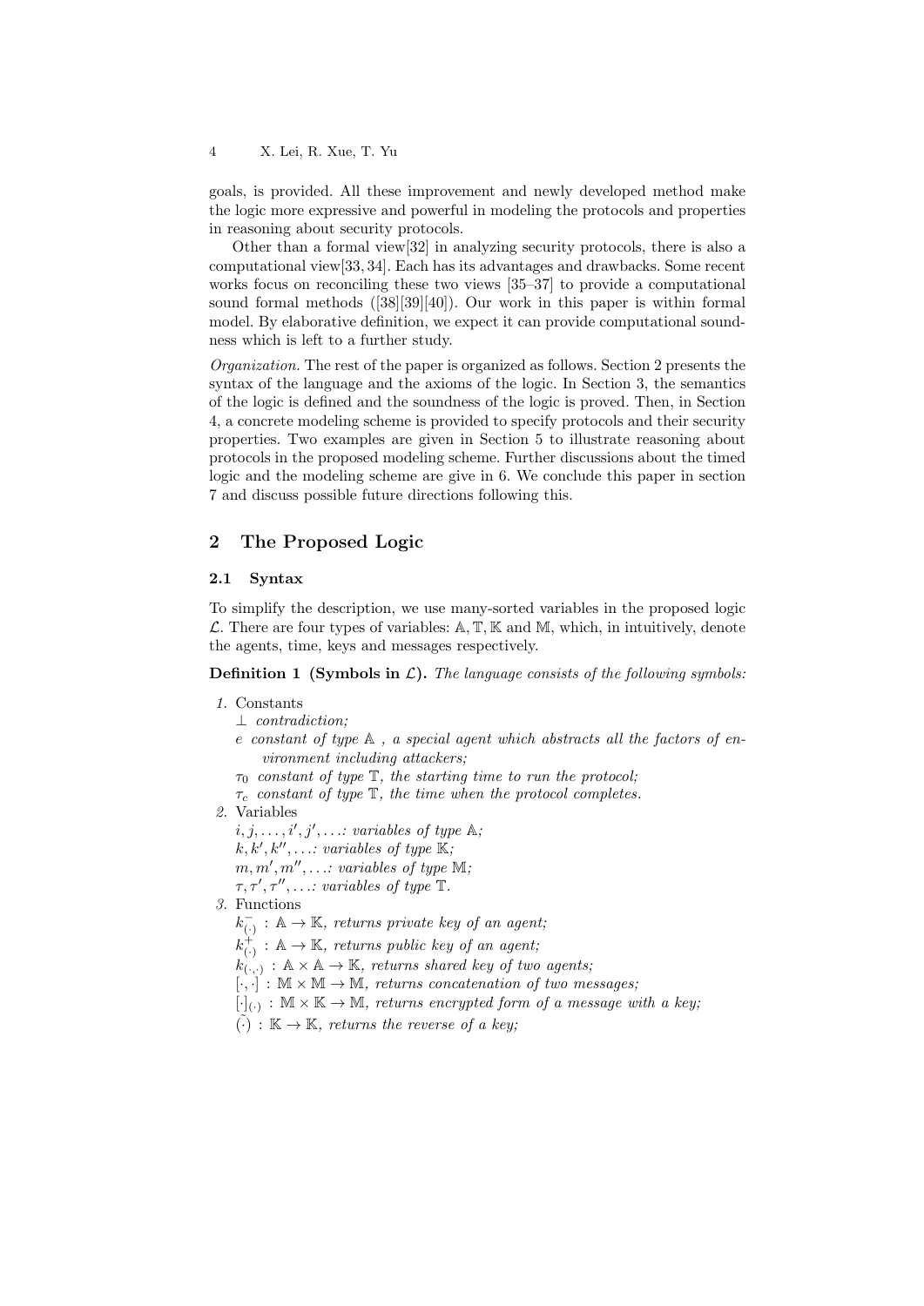goals, is provided. All these improvement and newly developed method make the logic more expressive and powerful in modeling the protocols and properties in reasoning about security protocols.

Other than a formal view[32] in analyzing security protocols, there is also a computational view[33, 34]. Each has its advantages and drawbacks. Some recent works focus on reconciling these two views [35–37] to provide a computational sound formal methods ([38][39][40]). Our work in this paper is within formal model. By elaborative definition, we expect it can provide computational soundness which is left to a further study.

*Organization.* The rest of the paper is organized as follows. Section 2 presents the syntax of the language and the axioms of the logic. In Section 3, the semantics of the logic is defined and the soundness of the logic is proved. Then, in Section 4, a concrete modeling scheme is provided to specify protocols and their security properties. Two examples are given in Section 5 to illustrate reasoning about protocols in the proposed modeling scheme. Further discussions about the timed logic and the modeling scheme are give in 6. We conclude this paper in section 7 and discuss possible future directions following this.

## 2 The Proposed Logic

### 2.1 Syntax

To simplify the description, we use many-sorted variables in the proposed logic $\mathcal{L}$. There are four types of variables: $\mathbb{A}, \mathbb{T}, \mathbb{K}$ and $\mathbb{M}$, which, in intuitively, denote the agents, time, keys and messages respectively.

**Definition 1 (Symbols in $\mathcal{L}$).** *The language consists of the following symbols:*

1. Constants
   - $\perp$ *contradiction;*
   - $e$ *constant of type* $\mathbb{A}$ *, a special agent which abstracts all the factors of environment including attackers;*
   - $\tau_0$ *constant of type* $\mathbb{T}$*, the starting time to run the protocol;*
   - $\tau_c$ *constant of type* $\mathbb{T}$*, the time when the protocol completes.*
2. Variables
   - $i, j, \ldots, i', j', \ldots$*: variables of type* $\mathbb{A}$*;*
   - $k, k', k'', \ldots$*: variables of type* $\mathbb{K}$*;*
   - $m, m', m'', \ldots$*: variables of type* $\mathbb{M}$*;*
   - $\tau, \tau', \tau'', \ldots$*: variables of type* $\mathbb{T}$*.*
3. Functions
   - $k^{-}_{(\cdot)} : \mathbb{A} \to \mathbb{K}$*, returns private key of an agent;*
   - $k^{+}_{(\cdot)} : \mathbb{A} \to \mathbb{K}$*, returns public key of an agent;*
   - $k_{(\cdot,\cdot)} : \mathbb{A} \times \mathbb{A} \to \mathbb{K}$*, returns shared key of two agents;*
   - $[\cdot,\cdot] : \mathbb{M} \times \mathbb{M} \to \mathbb{M}$*, returns concatenation of two messages;*
   - $[\cdot]_{(\cdot)} : \mathbb{M} \times \mathbb{K} \to \mathbb{M}$*, returns encrypted form of a message with a key;*
   - $\tilde{(\cdot)} : \mathbb{K} \to \mathbb{K}$*, returns the reverse of a key;*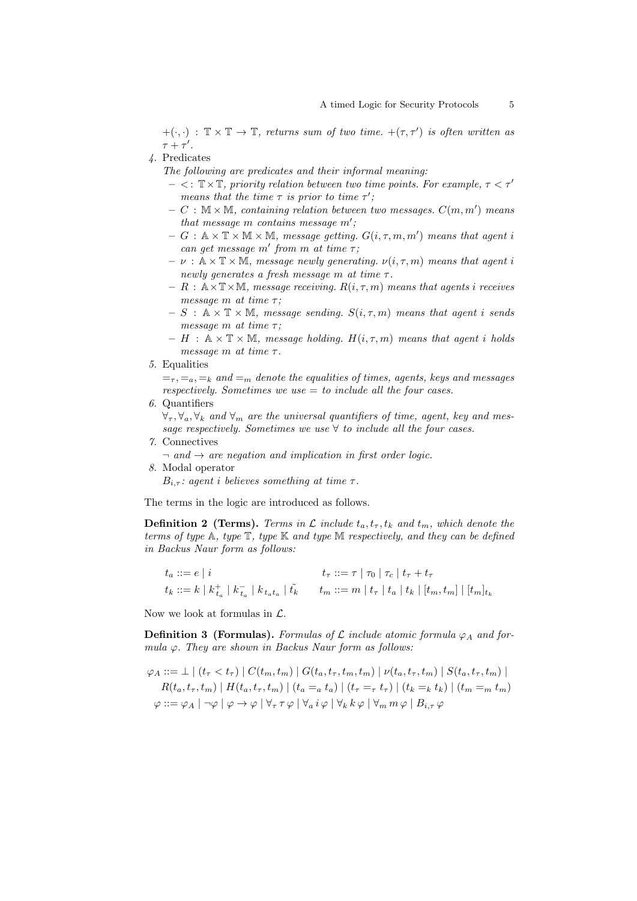$+(\cdot,\cdot) : \mathbb{T} \times \mathbb{T} \to \mathbb{T}$, *returns sum of two time.* $+(\tau, \tau')$ *is often written as* $\tau + \tau'$.

4. Predicates

   *The following are predicates and their informal meaning:*
   - $<: \mathbb{T} \times \mathbb{T}$, *priority relation between two time points. For example,* $\tau < \tau'$ *means that the time* $\tau$ *is prior to time* $\tau'$*;*
   - $C : \mathbb{M} \times \mathbb{M}$, *containing relation between two messages.* $C(m, m')$ *means that message* $m$ *contains message* $m'$*;*
   - $G : \mathbb{A} \times \mathbb{T} \times \mathbb{M} \times \mathbb{M}$, *message getting.* $G(i, \tau, m, m')$ *means that agent* $i$ *can get message* $m'$ *from* $m$ *at time* $\tau$*;*
   - $\nu : \mathbb{A} \times \mathbb{T} \times \mathbb{M}$, *message newly generating.* $\nu(i, \tau, m)$ *means that agent* $i$ *newly generates a fresh message* $m$ *at time* $\tau$.
   - $R : \mathbb{A} \times \mathbb{T} \times \mathbb{M}$, *message receiving.* $R(i, \tau, m)$ *means that agents* $i$ *receives message* $m$ *at time* $\tau$*;*
   - $S : \mathbb{A} \times \mathbb{T} \times \mathbb{M}$, *message sending.* $S(i, \tau, m)$ *means that agent* $i$ *sends message* $m$ *at time* $\tau$*;*
   - $H : \mathbb{A} \times \mathbb{T} \times \mathbb{M}$, *message holding.* $H(i, \tau, m)$ *means that agent* $i$ *holds message* $m$ *at time* $\tau$.

5. Equalities

   $=_\tau, =_a, =_k$ *and* $=_m$ *denote the equalities of times, agents, keys and messages respectively. Sometimes we use* $=$ *to include all the four cases.*

6. Quantifiers

   $\forall_\tau, \forall_a, \forall_k$ *and* $\forall_m$ *are the universal quantifiers of time, agent, key and message respectively. Sometimes we use* $\forall$ *to include all the four cases.*

7. Connectives

   $\neg$ *and* $\to$ *are negation and implication in first order logic.*

8. Modal operator

   $B_{i,\tau}$*: agent* $i$ *believes something at time* $\tau$.

The terms in the logic are introduced as follows.

**Definition 2 (Terms).** *Terms in* $\mathcal{L}$ *include* $t_a, t_\tau, t_k$ *and* $t_m$*, which denote the terms of type* $\mathbb{A}$*, type* $\mathbb{T}$*, type* $\mathbb{K}$ *and type* $\mathbb{M}$ *respectively, and they can be defined in Backus Naur form as follows:*

$$t_a ::= e \mid i \qquad\qquad t_\tau ::= \tau \mid \tau_0 \mid \tau_c \mid t_\tau + t_\tau$$

$$t_k ::= k \mid k^+_{t_a} \mid k^-_{t_a} \mid k_{t_a t_a} \mid \tilde{t_k} \qquad t_m ::= m \mid t_\tau \mid t_a \mid t_k \mid [t_m, t_m] \mid [t_m]_{t_k}$$

Now we look at formulas in $\mathcal{L}$.

**Definition 3 (Formulas).** *Formulas of* $\mathcal{L}$ *include atomic formula* $\varphi_A$ *and formula* $\varphi$*. They are shown in Backus Naur form as follows:*

$$\begin{aligned}\varphi_A ::= &\bot \mid (t_\tau < t_\tau) \mid C(t_m, t_m) \mid G(t_a, t_\tau, t_m, t_m) \mid \nu(t_a, t_\tau, t_m) \mid S(t_a, t_\tau, t_m) \mid \\ &R(t_a, t_\tau, t_m) \mid H(t_a, t_\tau, t_m) \mid (t_a =_a t_a) \mid (t_\tau =_\tau t_\tau) \mid (t_k =_k t_k) \mid (t_m =_m t_m) \\ \varphi ::= &\varphi_A \mid \neg\varphi \mid \varphi \to \varphi \mid \forall_\tau \tau\, \varphi \mid \forall_a i\, \varphi \mid \forall_k k\, \varphi \mid \forall_m m\, \varphi \mid B_{i,\tau}\, \varphi\end{aligned}$$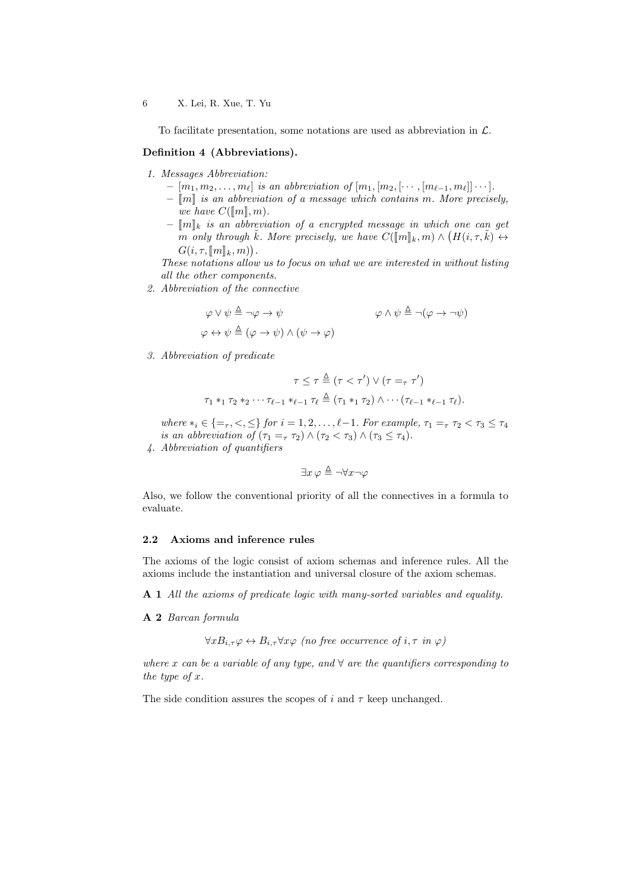To facilitate presentation, some notations are used as abbreviation in $\mathcal{L}$.

**Definition 4 (Abbreviations).**

1. *Messages Abbreviation:*
   - $[m_1, m_2, \ldots, m_\ell]$ *is an abbreviation of* $[m_1, [m_2, [\cdots, [m_{\ell-1}, m_\ell]] \cdots]$.
   - $[\![m]\!]$ *is an abbreviation of a message which contains* $m$. *More precisely, we have* $C([\![m]\!], m)$.
   - $[\![m]\!]_k$ *is an abbreviation of a encrypted message in which one can get* $m$ *only through* $\tilde{k}$. *More precisely, we have* $C([\![m]\!]_k, m) \wedge \big(H(i, \tau, \tilde{k}) \leftrightarrow G(i, \tau, [\![m]\!]_k, m)\big)$.

   *These notations allow us to focus on what we are interested in without listing all the other components.*
2. *Abbreviation of the connective*

$$\varphi \vee \psi \triangleq \neg\varphi \rightarrow \psi \qquad\qquad \varphi \wedge \psi \triangleq \neg(\varphi \rightarrow \neg\psi)$$

$$\varphi \leftrightarrow \psi \triangleq (\varphi \rightarrow \psi) \wedge (\psi \rightarrow \varphi)$$

3. *Abbreviation of predicate*

$$\tau \leq \tau \triangleq (\tau < \tau') \vee (\tau =_\tau \tau')$$

$$\tau_1 *_1 \tau_2 *_2 \cdots \tau_{\ell-1} *_{\ell-1} \tau_\ell \triangleq (\tau_1 *_1 \tau_2) \wedge \cdots (\tau_{\ell-1} *_{\ell-1} \tau_\ell).$$

*where* $*_i \in \{=_\tau, <, \leq\}$ *for* $i = 1, 2, \ldots, \ell-1$. *For example,* $\tau_1 =_\tau \tau_2 < \tau_3 \leq \tau_4$ *is an abbreviation of* $(\tau_1 =_\tau \tau_2) \wedge (\tau_2 < \tau_3) \wedge (\tau_3 \leq \tau_4)$.

4. *Abbreviation of quantifiers*

$$\exists x\, \varphi \triangleq \neg\forall x \neg\varphi$$

Also, we follow the conventional priority of all the connectives in a formula to evaluate.

### 2.2 Axioms and inference rules

The axioms of the logic consist of axiom schemas and inference rules. All the axioms include the instantiation and universal closure of the axiom schemas.

**A 1** *All the axioms of predicate logic with many-sorted variables and equality.*

**A 2** *Barcan formula*

$$\forall x B_{i,\tau}\varphi \leftrightarrow B_{i,\tau}\forall x\varphi \textit{ (no free occurrence of } i, \tau \textit{ in } \varphi)$$

*where* $x$ *can be a variable of any type, and* $\forall$ *are the quantifiers corresponding to the type of* $x$.

The side condition assures the scopes of $i$ and $\tau$ keep unchanged.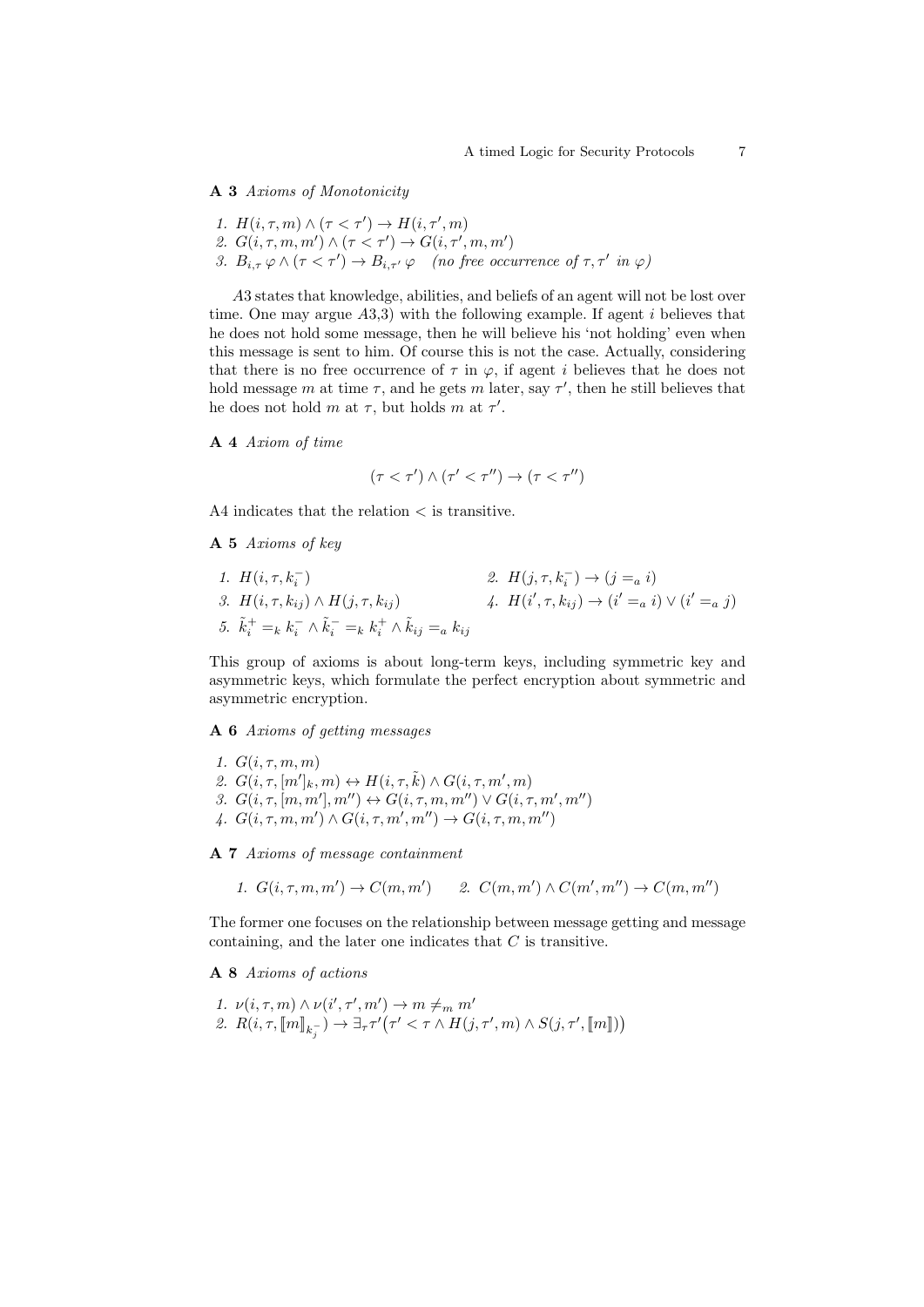**A 3** *Axioms of Monotonicity*

1. $H(i, \tau, m) \land (\tau < \tau') \to H(i, \tau', m)$
2. $G(i, \tau, m, m') \land (\tau < \tau') \to G(i, \tau', m, m')$
3. $B_{i,\tau}\, \varphi \land (\tau < \tau') \to B_{i,\tau'}\, \varphi$ *(no free occurrence of $\tau, \tau'$ in $\varphi$)*

$A3$ states that knowledge, abilities, and beliefs of an agent will not be lost over time. One may argue $A3$,3) with the following example. If agent $i$ believes that he does not hold some message, then he will believe his 'not holding' even when this message is sent to him. Of course this is not the case. Actually, considering that there is no free occurrence of $\tau$ in $\varphi$, if agent $i$ believes that he does not hold message $m$ at time $\tau$, and he gets $m$ later, say $\tau'$, then he still believes that he does not hold $m$ at $\tau$, but holds $m$ at $\tau'$.

**A 4** *Axiom of time*

$$(\tau < \tau') \land (\tau' < \tau'') \to (\tau < \tau'')$$

A4 indicates that the relation $<$ is transitive.

**A 5** *Axioms of key*

1. $H(i, \tau, k_i^-)$
2. $H(j, \tau, k_i^-) \to (j =_a i)$
3. $H(i, \tau, k_{ij}) \land H(j, \tau, k_{ij})$
4. $H(i', \tau, k_{ij}) \to (i' =_a i) \lor (i' =_a j)$
5. $\tilde{k}_i^+ =_k k_i^- \land \tilde{k}_i^- =_k k_i^+ \land \tilde{k}_{ij} =_a k_{ij}$

This group of axioms is about long-term keys, including symmetric key and asymmetric keys, which formulate the perfect encryption about symmetric and asymmetric encryption.

**A 6** *Axioms of getting messages*

1. $G(i, \tau, m, m)$
2. $G(i, \tau, [m']_k, m) \leftrightarrow H(i, \tau, \tilde{k}) \land G(i, \tau, m', m)$
3. $G(i, \tau, [m, m'], m'') \leftrightarrow G(i, \tau, m, m'') \lor G(i, \tau, m', m'')$
4. $G(i, \tau, m, m') \land G(i, \tau, m', m'') \to G(i, \tau, m, m'')$

**A 7** *Axioms of message containment*

1. $G(i, \tau, m, m') \to C(m, m')$
2. $C(m, m') \land C(m', m'') \to C(m, m'')$

The former one focuses on the relationship between message getting and message containing, and the later one indicates that $C$ is transitive.

**A 8** *Axioms of actions*

1. $\nu(i, \tau, m) \land \nu(i', \tau', m') \to m \neq_m m'$
2. $R(i, \tau, [\![m]\!]_{k_j^-}) \to \exists_\tau \tau' \big(\tau' < \tau \land H(j, \tau', m) \land S(j, \tau', [\![m]\!])\big)$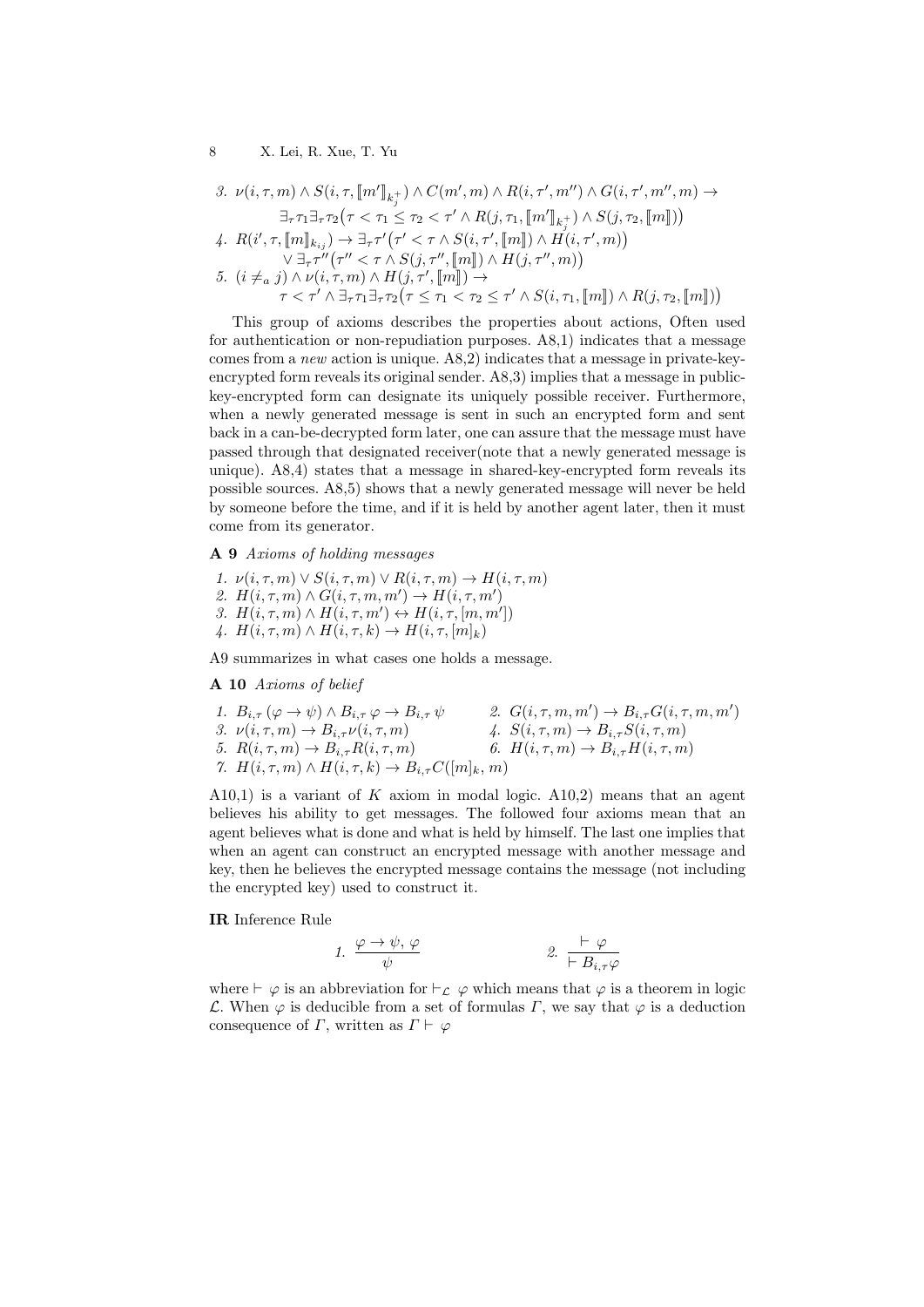3. $\nu(i,\tau,m) \wedge S(i,\tau,[\![m']\!]_{k_j^+}) \wedge C(m',m) \wedge R(i,\tau',m'') \wedge G(i,\tau',m'',m) \rightarrow$
$$\exists_\tau \tau_1 \exists_\tau \tau_2 \big(\tau < \tau_1 \leq \tau_2 < \tau' \wedge R(j,\tau_1,[\![m']\!]_{k_j^+}) \wedge S(j,\tau_2,[\![m]\!])\big)$$

4. $R(i',\tau,[\![m]\!]_{k_{ij}}) \rightarrow \exists_\tau \tau' \big(\tau' < \tau \wedge S(i,\tau',[\![m]\!]) \wedge H(i,\tau',m)\big)$
$$\vee \exists_\tau \tau'' \big(\tau'' < \tau \wedge S(j,\tau'',[\![m]\!]) \wedge H(j,\tau'',m)\big)$$

5. $(i \neq_a j) \wedge \nu(i,\tau,m) \wedge H(j,\tau',[\![m]\!]) \rightarrow$
$$\tau < \tau' \wedge \exists_\tau \tau_1 \exists_\tau \tau_2 \big(\tau \leq \tau_1 < \tau_2 \leq \tau' \wedge S(i,\tau_1,[\![m]\!]) \wedge R(j,\tau_2,[\![m]\!])\big)$$

This group of axioms describes the properties about actions, Often used for authentication or non-repudiation purposes. A8,1) indicates that a message comes from a *new* action is unique. A8,2) indicates that a message in private-key-encrypted form reveals its original sender. A8,3) implies that a message in public-key-encrypted form can designate its uniquely possible receiver. Furthermore, when a newly generated message is sent in such an encrypted form and sent back in a can-be-decrypted form later, one can assure that the message must have passed through that designated receiver(note that a newly generated message is unique). A8,4) states that a message in shared-key-encrypted form reveals its possible sources. A8,5) shows that a newly generated message will never be held by someone before the time, and if it is held by another agent later, then it must come from its generator.

**A 9** *Axioms of holding messages*

1. $\nu(i,\tau,m) \vee S(i,\tau,m) \vee R(i,\tau,m) \rightarrow H(i,\tau,m)$
2. $H(i,\tau,m) \wedge G(i,\tau,m,m') \rightarrow H(i,\tau,m')$
3. $H(i,\tau,m) \wedge H(i,\tau,m') \leftrightarrow H(i,\tau,[m,m'])$
4. $H(i,\tau,m) \wedge H(i,\tau,k) \rightarrow H(i,\tau,[m]_k)$

A9 summarizes in what cases one holds a message.

**A 10** *Axioms of belief*

1. $B_{i,\tau}(\varphi \rightarrow \psi) \wedge B_{i,\tau}\varphi \rightarrow B_{i,\tau}\psi$
2. $G(i,\tau,m,m') \rightarrow B_{i,\tau}G(i,\tau,m,m')$
3. $\nu(i,\tau,m) \rightarrow B_{i,\tau}\nu(i,\tau,m)$
4. $S(i,\tau,m) \rightarrow B_{i,\tau}S(i,\tau,m)$
5. $R(i,\tau,m) \rightarrow B_{i,\tau}R(i,\tau,m)$
6. $H(i,\tau,m) \rightarrow B_{i,\tau}H(i,\tau,m)$
7. $H(i,\tau,m) \wedge H(i,\tau,k) \rightarrow B_{i,\tau}C([m]_k,m)$

A10,1) is a variant of $K$ axiom in modal logic. A10,2) means that an agent believes his ability to get messages. The followed four axioms mean that an agent believes what is done and what is held by himself. The last one implies that when an agent can construct an encrypted message with another message and key, then he believes the encrypted message contains the message (not including the encrypted key) used to construct it.

**IR** Inference Rule

$$1.\ \frac{\varphi \rightarrow \psi,\ \varphi}{\psi} \qquad\qquad 2.\ \frac{\vdash \varphi}{\vdash B_{i,\tau}\varphi}$$

where $\vdash \varphi$ is an abbreviation for $\vdash_{\mathcal{L}} \varphi$ which means that $\varphi$ is a theorem in logic $\mathcal{L}$. When $\varphi$ is deducible from a set of formulas $\Gamma$, we say that $\varphi$ is a deduction consequence of $\Gamma$, written as $\Gamma \vdash \varphi$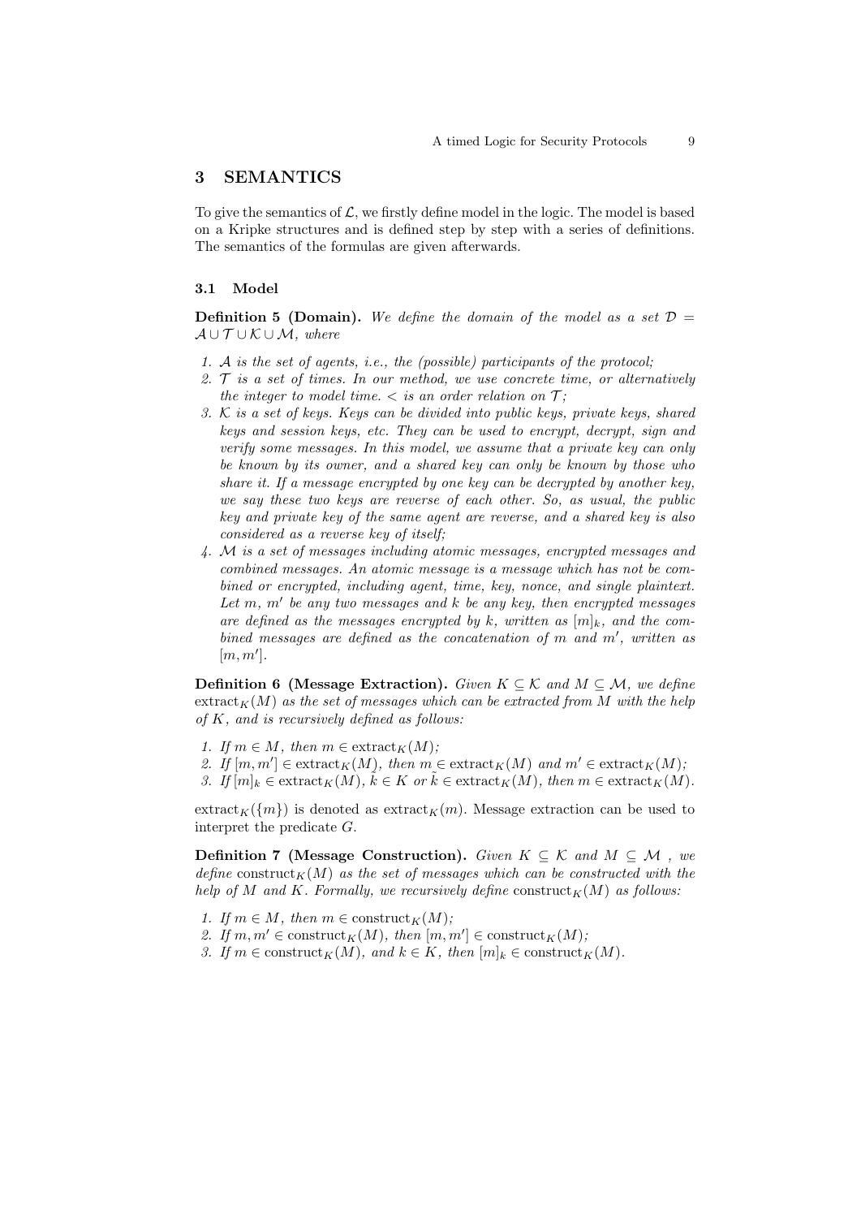## 3 SEMANTICS

To give the semantics of $\mathcal{L}$, we firstly define model in the logic. The model is based on a Kripke structures and is defined step by step with a series of definitions. The semantics of the formulas are given afterwards.

### 3.1 Model

**Definition 5 (Domain).** *We define the domain of the model as a set $\mathcal{D} = \mathcal{A} \cup \mathcal{T} \cup \mathcal{K} \cup \mathcal{M}$, where*

1. *$\mathcal{A}$ is the set of agents, i.e., the (possible) participants of the protocol;*
2. *$\mathcal{T}$ is a set of times. In our method, we use concrete time, or alternatively the integer to model time. $<$ is an order relation on $\mathcal{T}$;*
3. *$\mathcal{K}$ is a set of keys. Keys can be divided into public keys, private keys, shared keys and session keys, etc. They can be used to encrypt, decrypt, sign and verify some messages. In this model, we assume that a private key can only be known by its owner, and a shared key can only be known by those who share it. If a message encrypted by one key can be decrypted by another key, we say these two keys are reverse of each other. So, as usual, the public key and private key of the same agent are reverse, and a shared key is also considered as a reverse key of itself;*
4. *$\mathcal{M}$ is a set of messages including atomic messages, encrypted messages and combined messages. An atomic message is a message which has not be combined or encrypted, including agent, time, key, nonce, and single plaintext. Let $m$, $m'$ be any two messages and $k$ be any key, then encrypted messages are defined as the messages encrypted by $k$, written as $[m]_k$, and the combined messages are defined as the concatenation of $m$ and $m'$, written as $[m, m']$.*

**Definition 6 (Message Extraction).** *Given $K \subseteq \mathcal{K}$ and $M \subseteq \mathcal{M}$, we define $\text{extract}_K(M)$ as the set of messages which can be extracted from $M$ with the help of $K$, and is recursively defined as follows:*

1. *If $m \in M$, then $m \in \text{extract}_K(M)$;*
2. *If $[m, m'] \in \text{extract}_K(M)$, then $m \in \text{extract}_K(M)$ and $m' \in \text{extract}_K(M)$;*
3. *If $[m]_k \in \text{extract}_K(M)$, $\tilde{k} \in K$ or $\tilde{k} \in \text{extract}_K(M)$, then $m \in \text{extract}_K(M)$.*

$\text{extract}_K(\{m\})$ is denoted as $\text{extract}_K(m)$. Message extraction can be used to interpret the predicate $G$.

**Definition 7 (Message Construction).** *Given $K \subseteq \mathcal{K}$ and $M \subseteq \mathcal{M}$ , we define $\text{construct}_K(M)$ as the set of messages which can be constructed with the help of $M$ and $K$. Formally, we recursively define $\text{construct}_K(M)$ as follows:*

1. *If $m \in M$, then $m \in \text{construct}_K(M)$;*
2. *If $m, m' \in \text{construct}_K(M)$, then $[m, m'] \in \text{construct}_K(M)$;*
3. *If $m \in \text{construct}_K(M)$, and $k \in K$, then $[m]_k \in \text{construct}_K(M)$.*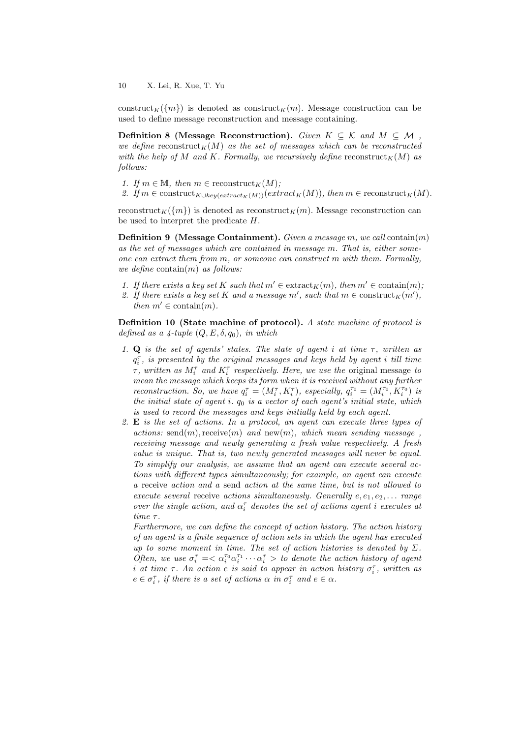$\text{construct}_K(\{m\})$ is denoted as $\text{construct}_K(m)$. Message construction can be used to define message reconstruction and message containing.

**Definition 8 (Message Reconstruction).** *Given $K \subseteq \mathcal{K}$ and $M \subseteq \mathcal{M}$, we define $\text{reconstruct}_K(M)$ as the set of messages which can be reconstructed with the help of $M$ and $K$. Formally, we recursively define $\text{reconstruct}_K(M)$ as follows:*

1. *If $m \in \mathbb{M}$, then $m \in \text{reconstruct}_K(M)$;*
2. *If $m \in \text{construct}_{K \cup key(extract_K(M))}(extract_K(M))$, then $m \in \text{reconstruct}_K(M)$.*

$\text{reconstruct}_K(\{m\})$ is denoted as $\text{reconstruct}_K(m)$. Message reconstruction can be used to interpret the predicate $H$.

**Definition 9 (Message Containment).** *Given a message $m$, we call $\text{contain}(m)$ as the set of messages which are contained in message $m$. That is, either someone can extract them from $m$, or someone can construct $m$ with them. Formally, we define $\text{contain}(m)$ as follows:*

1. *If there exists a key set $K$ such that $m' \in \text{extract}_K(m)$, then $m' \in \text{contain}(m)$;*
2. *If there exists a key set $K$ and a message $m'$, such that $m \in \text{construct}_K(m')$, then $m' \in \text{contain}(m)$.*

**Definition 10 (State machine of protocol).** *A state machine of protocol is defined as a 4-tuple $(Q, E, \delta, q_0)$, in which*

1. **Q** *is the set of agents' states. The state of agent $i$ at time $\tau$, written as $q_i^\tau$, is presented by the original messages and keys held by agent $i$ till time $\tau$, written as $M_i^\tau$ and $K_i^\tau$ respectively. Here, we use the* original message *to mean the message which keeps its form when it is received without any further reconstruction. So, we have $q_i^\tau = (M_i^\tau, K_i^\tau)$, especially, $q_i^{\tau_0} = (M_i^{\tau_0}, K_i^{\tau_0})$ is the initial state of agent $i$. $q_0$ is a vector of each agent's initial state, which is used to record the messages and keys initially held by each agent.*
2. **E** *is the set of actions. In a protocol, an agent can execute three types of actions: $\text{send}(m)$, $\text{receive}(m)$ and $\text{new}(m)$, which mean sending message, receiving message and newly generating a fresh value respectively. A fresh value is unique. That is, two newly generated messages will never be equal. To simplify our analysis, we assume that an agent can execute several actions with different types simultaneously; for example, an agent can execute a* receive *action and a* send *action at the same time, but is not allowed to execute several* receive *actions simultaneously. Generally $e, e_1, e_2, \ldots$ range over the single action, and $\alpha_i^\tau$ denotes the set of actions agent $i$ executes at time $\tau$.*

   *Furthermore, we can define the concept of action history. The action history of an agent is a finite sequence of action sets in which the agent has executed up to some moment in time. The set of action histories is denoted by $\Sigma$. Often, we use $\sigma_i^\tau = < \alpha_i^{\tau_0} \alpha_i^{\tau_1} \cdots \alpha_i^\tau >$ to denote the action history of agent $i$ at time $\tau$. An action $e$ is said to appear in action history $\sigma_i^\tau$, written as $e \in \sigma_i^\tau$, if there is a set of actions $\alpha$ in $\sigma_i^\tau$ and $e \in \alpha$.*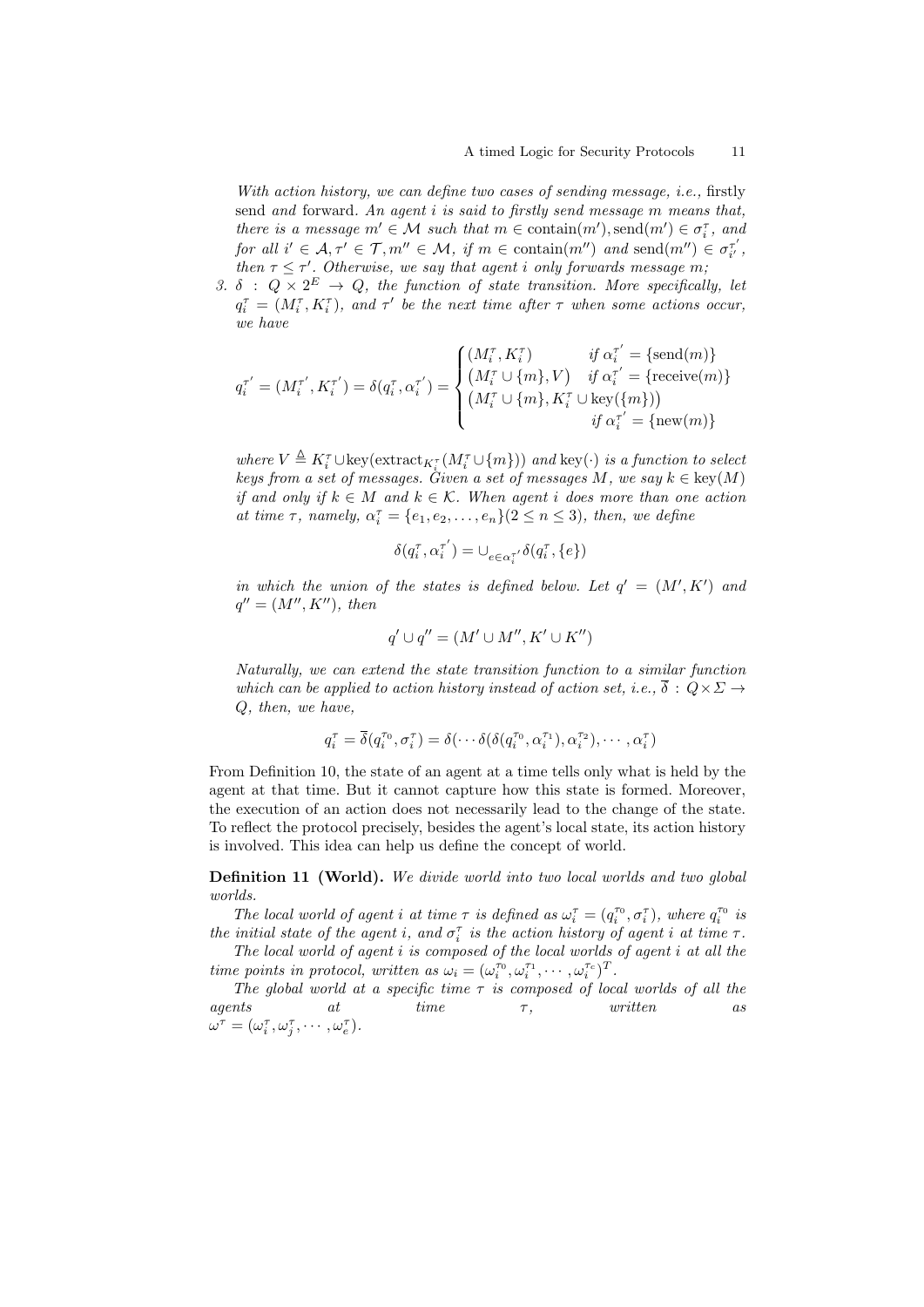*With action history, we can define two cases of sending message, i.e.,* firstly send *and* forward. *An agent $i$ is said to firstly send message $m$ means that, there is a message $m' \in \mathcal{M}$ such that $m \in \text{contain}(m'), \text{send}(m') \in \sigma_i^\tau$, and for all $i' \in \mathcal{A}, \tau' \in \mathcal{T}, m'' \in \mathcal{M}$, if $m \in \text{contain}(m'')$ and $\text{send}(m'') \in \sigma_{i'}^{\tau'}$, then $\tau \leq \tau'$. Otherwise, we say that agent $i$ only forwards message $m$;*

3. $\delta : Q \times 2^E \rightarrow Q$, *the function of state transition. More specifically, let $q_i^\tau = (M_i^\tau, K_i^\tau)$, and $\tau'$ be the next time after $\tau$ when some actions occur, we have*

$$q_i^{\tau'} = (M_i^{\tau'}, K_i^{\tau'}) = \delta(q_i^\tau, \alpha_i^{\tau'}) = \begin{cases} (M_i^\tau, K_i^\tau) & \text{if } \alpha_i^{\tau'} = \{\text{send}(m)\} \\ \left(M_i^\tau \cup \{m\}, V\right) & \text{if } \alpha_i^{\tau'} = \{\text{receive}(m)\} \\ \left(M_i^\tau \cup \{m\}, K_i^\tau \cup \text{key}(\{m\})\right) & \\ & \text{if } \alpha_i^{\tau'} = \{\text{new}(m)\} \end{cases}$$

*where $V \triangleq K_i^\tau \cup \text{key}(\text{extract}_{K_i^\tau}(M_i^\tau \cup \{m\}))$ and $\text{key}(\cdot)$ is a function to select keys from a set of messages. Given a set of messages $M$, we say $k \in \text{key}(M)$ if and only if $k \in M$ and $k \in \mathcal{K}$. When agent $i$ does more than one action at time $\tau$, namely, $\alpha_i^\tau = \{e_1, e_2, \ldots, e_n\} (2 \leq n \leq 3)$, then, we define*

$$\delta(q_i^\tau, \alpha_i^{\tau'}) = \cup_{e \in \alpha_i^{\tau'}} \delta(q_i^\tau, \{e\})$$

*in which the union of the states is defined below. Let $q' = (M', K')$ and $q'' = (M'', K'')$, then*

$$q' \cup q'' = (M' \cup M'', K' \cup K'')$$

*Naturally, we can extend the state transition function to a similar function which can be applied to action history instead of action set, i.e., $\overline{\delta} : Q \times \Sigma \rightarrow Q$, then, we have,*

$$q_i^\tau = \overline{\delta}(q_i^{\tau_0}, \sigma_i^\tau) = \delta(\cdots \delta(\delta(q_i^{\tau_0}, \alpha_i^{\tau_1}), \alpha_i^{\tau_2}), \cdots, \alpha_i^\tau)$$

From Definition 10, the state of an agent at a time tells only what is held by the agent at that time. But it cannot capture how this state is formed. Moreover, the execution of an action does not necessarily lead to the change of the state. To reflect the protocol precisely, besides the agent's local state, its action history is involved. This idea can help us define the concept of world.

**Definition 11 (World).** *We divide world into two local worlds and two global worlds.*

*The local world of agent $i$ at time $\tau$ is defined as $\omega_i^\tau = (q_i^{\tau_0}, \sigma_i^\tau)$, where $q_i^{\tau_0}$ is the initial state of the agent $i$, and $\sigma_i^\tau$ is the action history of agent $i$ at time $\tau$.*

*The local world of agent $i$ is composed of the local worlds of agent $i$ at all the time points in protocol, written as $\omega_i = (\omega_i^{\tau_0}, \omega_i^{\tau_1}, \cdots, \omega_i^{\tau_e})^T$.*

*The global world at a specific time $\tau$ is composed of local worlds of all the agents at time $\tau$, written as $\omega^\tau = (\omega_i^\tau, \omega_j^\tau, \cdots, \omega_e^\tau)$.*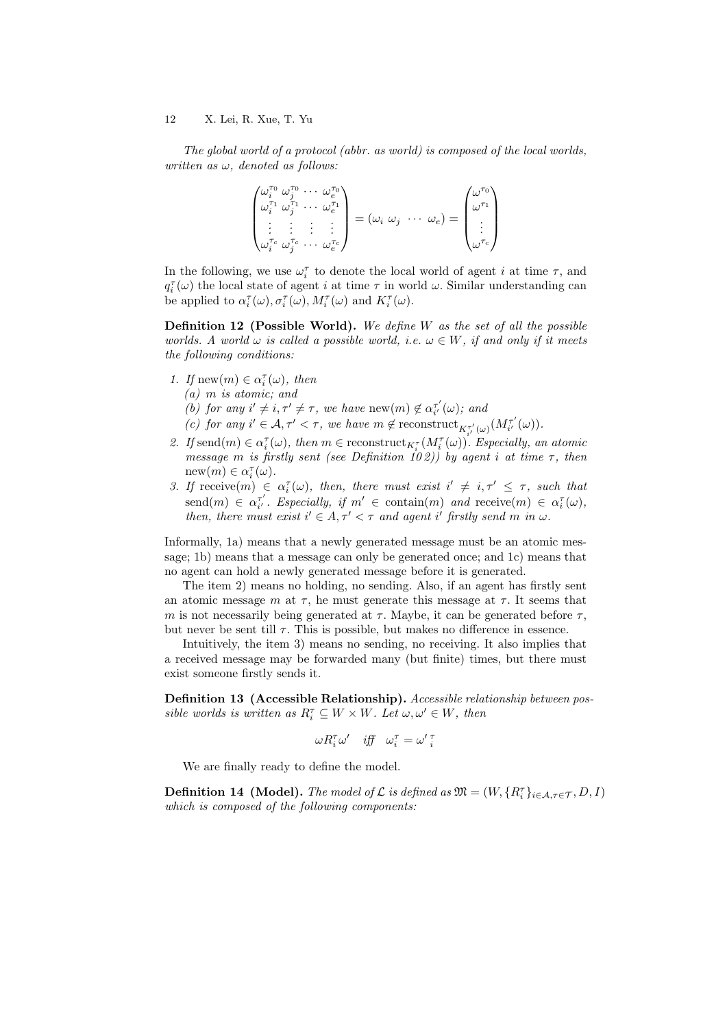*The global world of a protocol (abbr. as world) is composed of the local worlds, written as $\omega$, denoted as follows:*

$$\begin{pmatrix} \omega_i^{\tau_0} & \omega_j^{\tau_0} & \cdots & \omega_e^{\tau_0} \\ \omega_i^{\tau_1} & \omega_j^{\tau_1} & \cdots & \omega_e^{\tau_1} \\ \vdots & \vdots & \vdots & \vdots \\ \omega_i^{\tau_c} & \omega_j^{\tau_c} & \cdots & \omega_e^{\tau_c} \end{pmatrix} = (\omega_i \ \omega_j \ \cdots \ \omega_e) = \begin{pmatrix} \omega^{\tau_0} \\ \omega^{\tau_1} \\ \vdots \\ \omega^{\tau_c} \end{pmatrix}$$

In the following, we use $\omega_i^\tau$ to denote the local world of agent $i$ at time $\tau$, and $q_i^\tau(\omega)$ the local state of agent $i$ at time $\tau$ in world $\omega$. Similar understanding can be applied to $\alpha_i^\tau(\omega), \sigma_i^\tau(\omega), M_i^\tau(\omega)$ and $K_i^\tau(\omega)$.

**Definition 12 (Possible World).** *We define $W$ as the set of all the possible worlds. A world $\omega$ is called a possible world, i.e. $\omega \in W$, if and only if it meets the following conditions:*

1. *If $\text{new}(m) \in \alpha_i^\tau(\omega)$, then*
   *(a) $m$ is atomic; and*
   *(b) for any $i' \neq i, \tau' \neq \tau$, we have $\text{new}(m) \notin \alpha_{i'}^{\tau'}(\omega)$; and*
   *(c) for any $i' \in \mathcal{A}, \tau' < \tau$, we have $m \notin \text{reconstruct}_{K_{i'}^{\tau'}(\omega)}(M_{i'}^{\tau'}(\omega))$.*
2. *If $\text{send}(m) \in \alpha_i^\tau(\omega)$, then $m \in \text{reconstruct}_{K_i^\tau}(M_i^\tau(\omega))$. Especially, an atomic message $m$ is firstly sent (see Definition 10 2)) by agent $i$ at time $\tau$, then $\text{new}(m) \in \alpha_i^\tau(\omega)$.*
3. *If $\text{receive}(m) \in \alpha_i^\tau(\omega)$, then, there must exist $i' \neq i, \tau' \leq \tau$, such that $\text{send}(m) \in \alpha_{i'}^{\tau'}$. Especially, if $m' \in \text{contain}(m)$ and $\text{receive}(m) \in \alpha_i^\tau(\omega)$, then, there must exist $i' \in A, \tau' < \tau$ and agent $i'$ firstly send $m$ in $\omega$.*

Informally, 1a) means that a newly generated message must be an atomic message; 1b) means that a message can only be generated once; and 1c) means that no agent can hold a newly generated message before it is generated.

The item 2) means no holding, no sending. Also, if an agent has firstly sent an atomic message $m$ at $\tau$, he must generate this message at $\tau$. It seems that $m$ is not necessarily being generated at $\tau$. Maybe, it can be generated before $\tau$, but never be sent till $\tau$. This is possible, but makes no difference in essence.

Intuitively, the item 3) means no sending, no receiving. It also implies that a received message may be forwarded many (but finite) times, but there must exist someone firstly sends it.

**Definition 13 (Accessible Relationship).** *Accessible relationship between possible worlds is written as $R_i^\tau \subseteq W \times W$. Let $\omega, \omega' \in W$, then*

$$\omega R_i^\tau \omega' \quad \textit{iff} \quad \omega_i^\tau = {\omega'}_i^\tau$$

We are finally ready to define the model.

**Definition 14 (Model).** *The model of $\mathcal{L}$ is defined as $\mathfrak{M} = (W, \{R_i^\tau\}_{i \in \mathcal{A}, \tau \in \mathcal{T}}, D, I)$ which is composed of the following components:*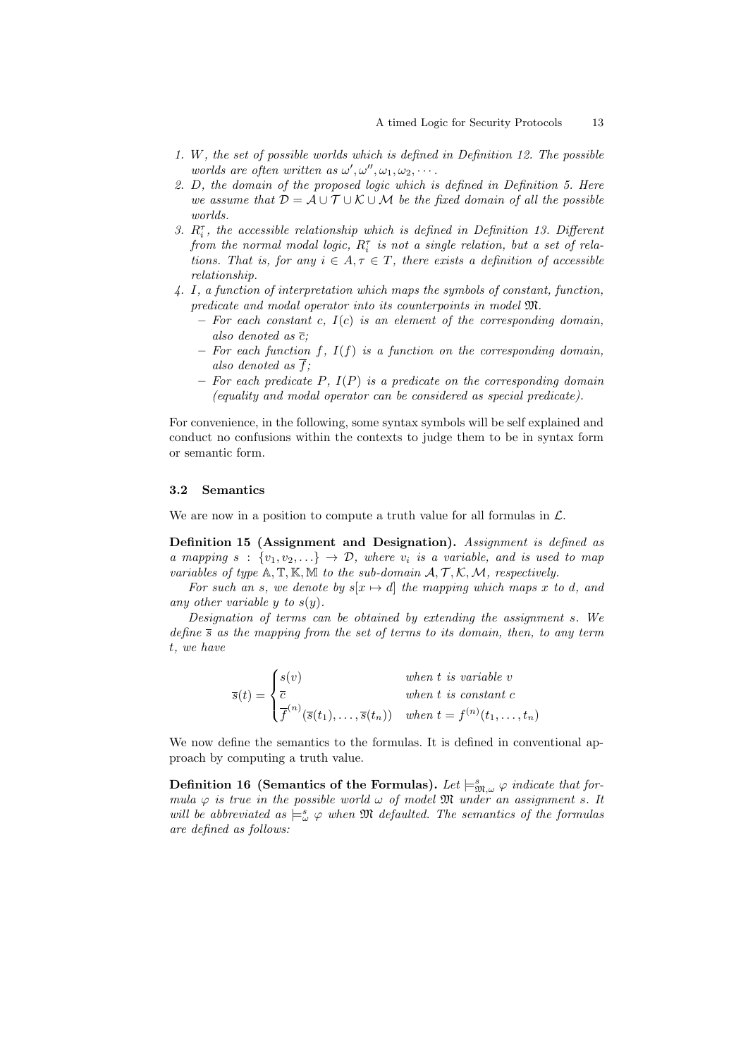1. *$W$, the set of possible worlds which is defined in Definition 12. The possible worlds are often written as $\omega', \omega'', \omega_1, \omega_2, \cdots$.*
2. *$D$, the domain of the proposed logic which is defined in Definition 5. Here we assume that $\mathcal{D} = \mathcal{A} \cup \mathcal{T} \cup \mathcal{K} \cup \mathcal{M}$ be the fixed domain of all the possible worlds.*
3. *$R_i^\tau$, the accessible relationship which is defined in Definition 13. Different from the normal modal logic, $R_i^\tau$ is not a single relation, but a set of relations. That is, for any $i \in A, \tau \in T$, there exists a definition of accessible relationship.*
4. *$I$, a function of interpretation which maps the symbols of constant, function, predicate and modal operator into its counterpoints in model $\mathfrak{M}$.*
   - *For each constant $c$, $I(c)$ is an element of the corresponding domain, also denoted as $\overline{c}$;*
   - *For each function $f$, $I(f)$ is a function on the corresponding domain, also denoted as $\overline{f}$;*
   - *For each predicate $P$, $I(P)$ is a predicate on the corresponding domain (equality and modal operator can be considered as special predicate).*

For convenience, in the following, some syntax symbols will be self explained and conduct no confusions within the contexts to judge them to be in syntax form or semantic form.

### 3.2 Semantics

We are now in a position to compute a truth value for all formulas in $\mathcal{L}$.

**Definition 15 (Assignment and Designation).** *Assignment is defined as a mapping $s : \{v_1, v_2, \ldots\} \to \mathcal{D}$, where $v_i$ is a variable, and is used to map variables of type $\mathbb{A}, \mathbb{T}, \mathbb{K}, \mathbb{M}$ to the sub-domain $\mathcal{A}, \mathcal{T}, \mathcal{K}, \mathcal{M}$, respectively.*

*For such an $s$, we denote by $s[x \mapsto d]$ the mapping which maps $x$ to $d$, and any other variable $y$ to $s(y)$.*

*Designation of terms can be obtained by extending the assignment $s$. We define $\overline{s}$ as the mapping from the set of terms to its domain, then, to any term $t$, we have*

$$\overline{s}(t) = \begin{cases} s(v) & \text{when } t \text{ is variable } v \\ \overline{c} & \text{when } t \text{ is constant } c \\ \overline{f}^{(n)}(\overline{s}(t_1), \ldots, \overline{s}(t_n)) & \text{when } t = f^{(n)}(t_1, \ldots, t_n) \end{cases}$$

We now define the semantics to the formulas. It is defined in conventional approach by computing a truth value.

**Definition 16 (Semantics of the Formulas).** *Let $\models^s_{\mathfrak{M},\omega} \varphi$ indicate that formula $\varphi$ is true in the possible world $\omega$ of model $\mathfrak{M}$ under an assignment $s$. It will be abbreviated as $\models^s_\omega \varphi$ when $\mathfrak{M}$ defaulted. The semantics of the formulas are defined as follows:*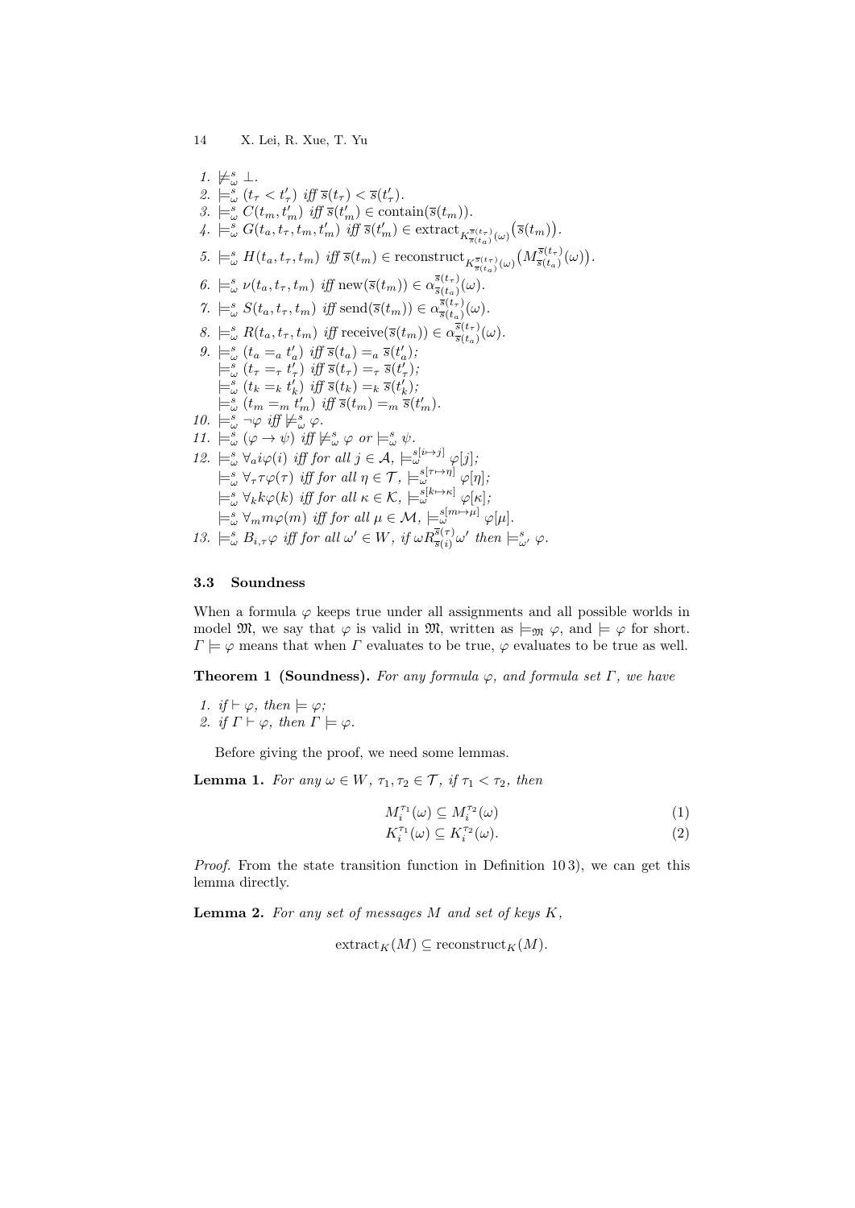1. $\not\models^s_\omega \bot$.
2. $\models^s_\omega (t_\tau < t'_\tau)$ *iff* $\overline{s}(t_\tau) < \overline{s}(t'_\tau)$.
3. $\models^s_\omega C(t_m, t'_m)$ *iff* $\overline{s}(t'_m) \in \mathrm{contain}(\overline{s}(t_m))$.
4. $\models^s_\omega G(t_a, t_\tau, t_m, t'_m)$ *iff* $\overline{s}(t'_m) \in \mathrm{extract}_{K^{\overline{s}(t_\tau)}_{\overline{s}(t_a)}(\omega)}\big(\overline{s}(t_m)\big)$.
5. $\models^s_\omega H(t_a, t_\tau, t_m)$ *iff* $\overline{s}(t_m) \in \mathrm{reconstruct}_{K^{\overline{s}(t_\tau)}_{\overline{s}(t_a)}(\omega)}\big(M^{\overline{s}(t_\tau)}_{\overline{s}(t_a)}(\omega)\big)$.
6. $\models^s_\omega \nu(t_a, t_\tau, t_m)$ *iff* $\mathrm{new}(\overline{s}(t_m)) \in \alpha^{\overline{s}(t_\tau)}_{\overline{s}(t_a)}(\omega)$.
7. $\models^s_\omega S(t_a, t_\tau, t_m)$ *iff* $\mathrm{send}(\overline{s}(t_m)) \in \alpha^{\overline{s}(t_\tau)}_{\overline{s}(t_a)}(\omega)$.
8. $\models^s_\omega R(t_a, t_\tau, t_m)$ *iff* $\mathrm{receive}(\overline{s}(t_m)) \in \alpha^{\overline{s}(t_\tau)}_{\overline{s}(t_a)}(\omega)$.
9. $\models^s_\omega (t_a =_a t'_a)$ *iff* $\overline{s}(t_a) =_a \overline{s}(t'_a)$;
   $\models^s_\omega (t_\tau =_\tau t'_\tau)$ *iff* $\overline{s}(t_\tau) =_\tau \overline{s}(t'_\tau)$;
   $\models^s_\omega (t_k =_k t'_k)$ *iff* $\overline{s}(t_k) =_k \overline{s}(t'_k)$;
   $\models^s_\omega (t_m =_m t'_m)$ *iff* $\overline{s}(t_m) =_m \overline{s}(t'_m)$.
10. $\models^s_\omega \neg\varphi$ *iff* $\not\models^s_\omega \varphi$.
11. $\models^s_\omega (\varphi \to \psi)$ *iff* $\not\models^s_\omega \varphi$ *or* $\models^s_\omega \psi$.
12. $\models^s_\omega \forall_a i \varphi(i)$ *iff for all* $j \in \mathcal{A}$, $\models^{s[i\mapsto j]}_\omega \varphi[j]$;
    $\models^s_\omega \forall_\tau \tau \varphi(\tau)$ *iff for all* $\eta \in \mathcal{T}$, $\models^{s[\tau\mapsto\eta]}_\omega \varphi[\eta]$;
    $\models^s_\omega \forall_k k \varphi(k)$ *iff for all* $\kappa \in \mathcal{K}$, $\models^{s[k\mapsto\kappa]}_\omega \varphi[\kappa]$;
    $\models^s_\omega \forall_m m \varphi(m)$ *iff for all* $\mu \in \mathcal{M}$, $\models^{s[m\mapsto\mu]}_\omega \varphi[\mu]$.
13. $\models^s_\omega B_{i,\tau}\varphi$ *iff for all* $\omega' \in W$, *if* $\omega R^{\overline{s}(\tau)}_{\overline{s}(i)} \omega'$ *then* $\models^s_{\omega'} \varphi$.

### 3.3 Soundness

When a formula $\varphi$ keeps true under all assignments and all possible worlds in model $\mathfrak{M}$, we say that $\varphi$ is valid in $\mathfrak{M}$, written as $\models_{\mathfrak{M}} \varphi$, and $\models \varphi$ for short. $\Gamma \models \varphi$ means that when $\Gamma$ evaluates to be true, $\varphi$ evaluates to be true as well.

**Theorem 1 (Soundness).** *For any formula $\varphi$, and formula set $\Gamma$, we have*

1. *if $\vdash \varphi$, then $\models \varphi$;*
2. *if $\Gamma \vdash \varphi$, then $\Gamma \models \varphi$.*

Before giving the proof, we need some lemmas.

**Lemma 1.** *For any $\omega \in W$, $\tau_1, \tau_2 \in \mathcal{T}$, if $\tau_1 < \tau_2$, then*

$$M^{\tau_1}_i(\omega) \subseteq M^{\tau_2}_i(\omega) \tag{1}$$

$$K^{\tau_1}_i(\omega) \subseteq K^{\tau_2}_i(\omega). \tag{2}$$

*Proof.* From the state transition function in Definition 10 3), we can get this lemma directly.

**Lemma 2.** *For any set of messages $M$ and set of keys $K$,*

$$\mathrm{extract}_K(M) \subseteq \mathrm{reconstruct}_K(M).$$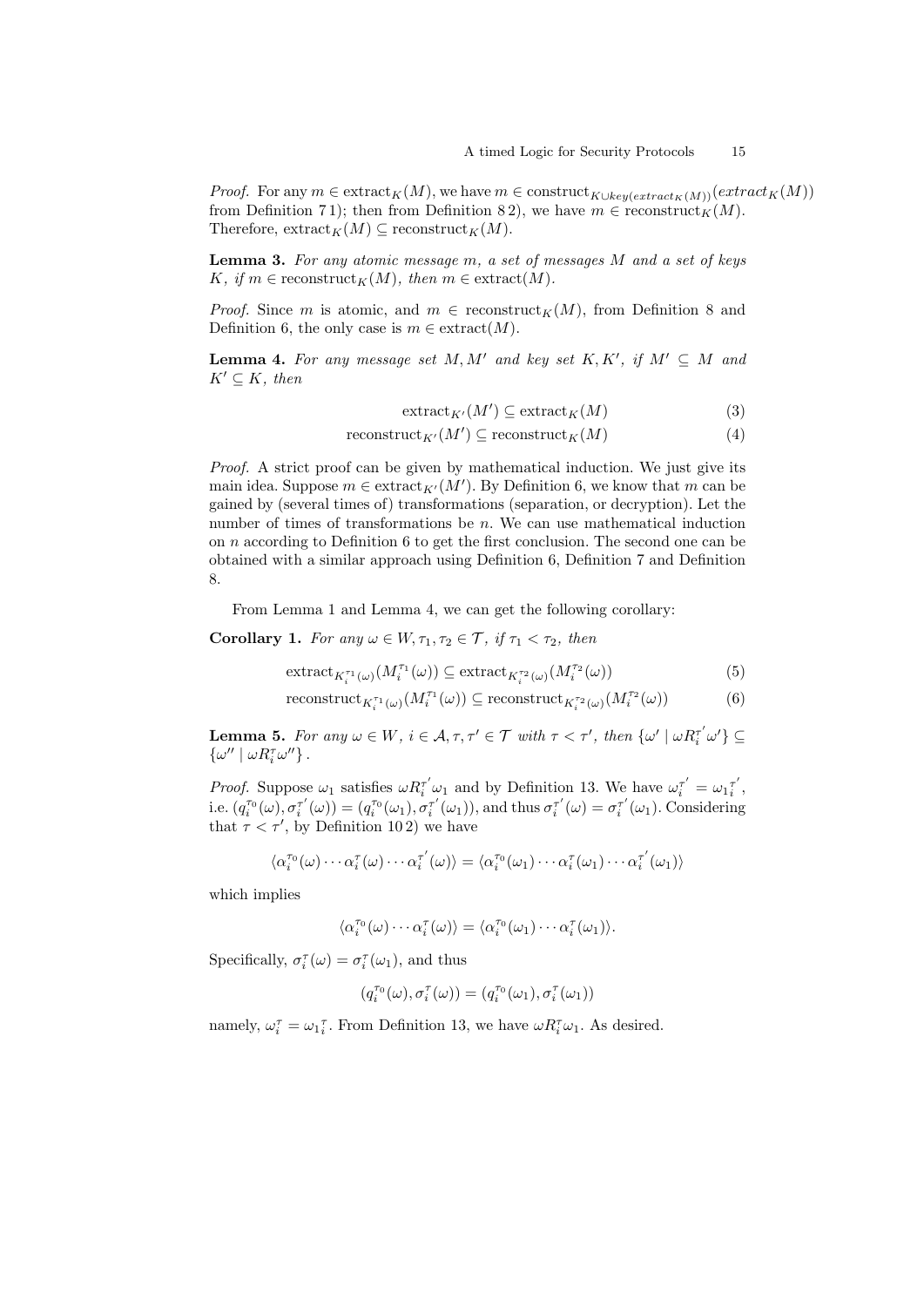*Proof.* For any $m \in \text{extract}_K(M)$, we have $m \in \text{construct}_{K \cup key(extract_K(M))}(extract_K(M))$ from Definition 7 1); then from Definition 8 2), we have $m \in \text{reconstruct}_K(M)$. Therefore, $\text{extract}_K(M) \subseteq \text{reconstruct}_K(M)$.

**Lemma 3.** *For any atomic message $m$, a set of messages $M$ and a set of keys $K$, if $m \in \text{reconstruct}_K(M)$, then $m \in \text{extract}(M)$.*

*Proof.* Since $m$ is atomic, and $m \in \text{reconstruct}_K(M)$, from Definition 8 and Definition 6, the only case is $m \in \text{extract}(M)$.

**Lemma 4.** *For any message set $M, M'$ and key set $K, K'$, if $M' \subseteq M$ and $K' \subseteq K$, then*

$$\text{extract}_{K'}(M') \subseteq \text{extract}_K(M) \tag{3}$$

$$\text{reconstruct}_{K'}(M') \subseteq \text{reconstruct}_K(M) \tag{4}$$

*Proof.* A strict proof can be given by mathematical induction. We just give its main idea. Suppose $m \in \text{extract}_{K'}(M')$. By Definition 6, we know that $m$ can be gained by (several times of) transformations (separation, or decryption). Let the number of times of transformations be $n$. We can use mathematical induction on $n$ according to Definition 6 to get the first conclusion. The second one can be obtained with a similar approach using Definition 6, Definition 7 and Definition 8.

From Lemma 1 and Lemma 4, we can get the following corollary:

**Corollary 1.** *For any $\omega \in W, \tau_1, \tau_2 \in \mathcal{T}$, if $\tau_1 < \tau_2$, then*

$$\text{extract}_{K_i^{\tau_1}(\omega)}(M_i^{\tau_1}(\omega)) \subseteq \text{extract}_{K_i^{\tau_2}(\omega)}(M_i^{\tau_2}(\omega)) \tag{5}$$

$$\text{reconstruct}_{K_i^{\tau_1}(\omega)}(M_i^{\tau_1}(\omega)) \subseteq \text{reconstruct}_{K_i^{\tau_2}(\omega)}(M_i^{\tau_2}(\omega)) \tag{6}$$

**Lemma 5.** *For any $\omega \in W$, $i \in \mathcal{A}, \tau, \tau' \in \mathcal{T}$ with $\tau < \tau'$, then $\{\omega' \mid \omega R_i^{\tau'} \omega'\} \subseteq \{\omega'' \mid \omega R_i^{\tau} \omega''\}$.*

*Proof.* Suppose $\omega_1$ satisfies $\omega R_i^{\tau'} \omega_1$ and by Definition 13. We have $\omega_i^{\tau'} = {\omega_1}_i^{\tau'}$, i.e. $(q_i^{\tau_0}(\omega), \sigma_i^{\tau'}(\omega)) = (q_i^{\tau_0}(\omega_1), \sigma_i^{\tau'}(\omega_1))$, and thus $\sigma_i^{\tau'}(\omega) = \sigma_i^{\tau'}(\omega_1)$. Considering that $\tau < \tau'$, by Definition 10 2) we have

$$\langle \alpha_i^{\tau_0}(\omega) \cdots \alpha_i^{\tau}(\omega) \cdots \alpha_i^{\tau'}(\omega) \rangle = \langle \alpha_i^{\tau_0}(\omega_1) \cdots \alpha_i^{\tau}(\omega_1) \cdots \alpha_i^{\tau'}(\omega_1) \rangle$$

which implies

$$\langle \alpha_i^{\tau_0}(\omega) \cdots \alpha_i^{\tau}(\omega) \rangle = \langle \alpha_i^{\tau_0}(\omega_1) \cdots \alpha_i^{\tau}(\omega_1) \rangle.$$

Specifically, $\sigma_i^{\tau}(\omega) = \sigma_i^{\tau}(\omega_1)$, and thus

$$(q_i^{\tau_0}(\omega), \sigma_i^{\tau}(\omega)) = (q_i^{\tau_0}(\omega_1), \sigma_i^{\tau}(\omega_1))$$

namely, $\omega_i^{\tau} = {\omega_1}_i^{\tau}$. From Definition 13, we have $\omega R_i^{\tau} \omega_1$. As desired.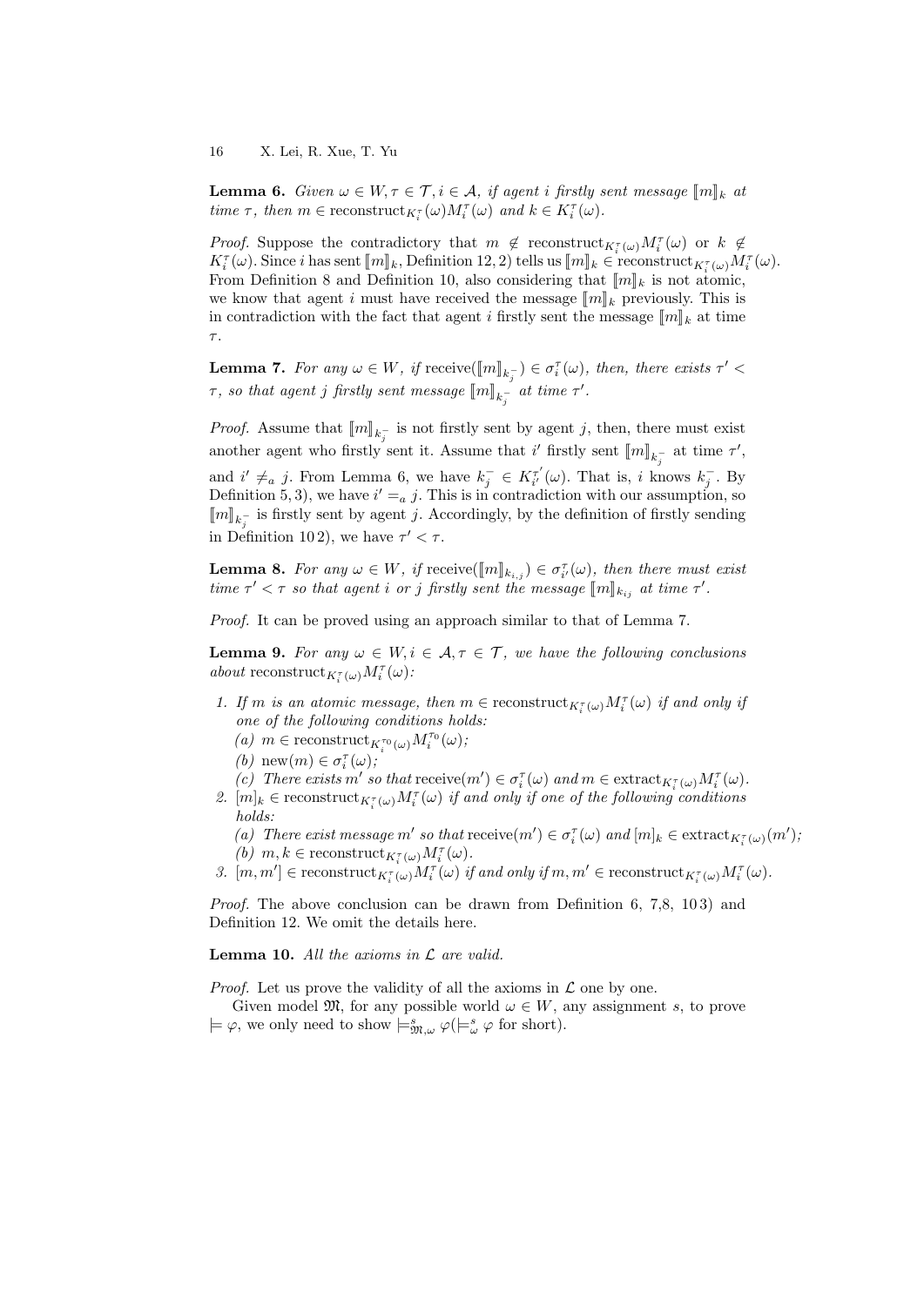**Lemma 6.** *Given $\omega \in W, \tau \in \mathcal{T}, i \in \mathcal{A}$, if agent $i$ firstly sent message $\llbracket m \rrbracket_k$ at time $\tau$, then $m \in \text{reconstruct}_{K_i^\tau(\omega)} M_i^\tau(\omega)$ and $k \in K_i^\tau(\omega)$.*

*Proof.* Suppose the contradictory that $m \notin \text{reconstruct}_{K_i^\tau(\omega)} M_i^\tau(\omega)$ or $k \notin K_i^\tau(\omega)$. Since $i$ has sent $\llbracket m \rrbracket_k$, Definition 12, 2) tells us $\llbracket m \rrbracket_k \in \text{reconstruct}_{K_i^\tau(\omega)} M_i^\tau(\omega)$. From Definition 8 and Definition 10, also considering that $\llbracket m \rrbracket_k$ is not atomic, we know that agent $i$ must have received the message $\llbracket m \rrbracket_k$ previously. This is in contradiction with the fact that agent $i$ firstly sent the message $\llbracket m \rrbracket_k$ at time $\tau$.

**Lemma 7.** *For any $\omega \in W$, if $\text{receive}(\llbracket m \rrbracket_{k_j^-}) \in \sigma_i^\tau(\omega)$, then, there exists $\tau' < \tau$, so that agent $j$ firstly sent message $\llbracket m \rrbracket_{k_j^-}$ at time $\tau'$.*

*Proof.* Assume that $\llbracket m \rrbracket_{k_j^-}$ is not firstly sent by agent $j$, then, there must exist another agent who firstly sent it. Assume that $i'$ firstly sent $\llbracket m \rrbracket_{k_j^-}$ at time $\tau'$, and $i' \neq_a j$. From Lemma 6, we have $k_j^- \in K_{i'}^{\tau'}(\omega)$. That is, $i$ knows $k_j^-$. By Definition 5, 3), we have $i' =_a j$. This is in contradiction with our assumption, so $\llbracket m \rrbracket_{k_j^-}$ is firstly sent by agent $j$. Accordingly, by the definition of firstly sending in Definition 10 2), we have $\tau' < \tau$.

**Lemma 8.** *For any $\omega \in W$, if $\text{receive}(\llbracket m \rrbracket_{k_{i,j}}) \in \sigma_{i'}^\tau(\omega)$, then there must exist time $\tau' < \tau$ so that agent $i$ or $j$ firstly sent the message $\llbracket m \rrbracket_{k_{ij}}$ at time $\tau'$.*

*Proof.* It can be proved using an approach similar to that of Lemma 7.

**Lemma 9.** *For any $\omega \in W, i \in \mathcal{A}, \tau \in \mathcal{T}$, we have the following conclusions about $\text{reconstruct}_{K_i^\tau(\omega)} M_i^\tau(\omega)$:*

1. *If $m$ is an atomic message, then $m \in \text{reconstruct}_{K_i^\tau(\omega)} M_i^\tau(\omega)$ if and only if one of the following conditions holds:*
   *(a) $m \in \text{reconstruct}_{K_i^{\tau_0}(\omega)} M_i^{\tau_0}(\omega)$;*
   *(b) $\text{new}(m) \in \sigma_i^\tau(\omega)$;*
   *(c) There exists $m'$ so that $\text{receive}(m') \in \sigma_i^\tau(\omega)$ and $m \in \text{extract}_{K_i^\tau(\omega)} M_i^\tau(\omega)$.*
2. *$[m]_k \in \text{reconstruct}_{K_i^\tau(\omega)} M_i^\tau(\omega)$ if and only if one of the following conditions holds:*
   *(a) There exist message $m'$ so that $\text{receive}(m') \in \sigma_i^\tau(\omega)$ and $[m]_k \in \text{extract}_{K_i^\tau(\omega)}(m')$;*
   *(b) $m, k \in \text{reconstruct}_{K_i^\tau(\omega)} M_i^\tau(\omega)$.*
3. *$[m, m'] \in \text{reconstruct}_{K_i^\tau(\omega)} M_i^\tau(\omega)$ if and only if $m, m' \in \text{reconstruct}_{K_i^\tau(\omega)} M_i^\tau(\omega)$.*

*Proof.* The above conclusion can be drawn from Definition 6, 7,8, 10 3) and Definition 12. We omit the details here.

**Lemma 10.** *All the axioms in $\mathcal{L}$ are valid.*

*Proof.* Let us prove the validity of all the axioms in $\mathcal{L}$ one by one.

Given model $\mathfrak{M}$, for any possible world $\omega \in W$, any assignment $s$, to prove $\models \varphi$, we only need to show $\models_{\mathfrak{M},\omega}^s \varphi (\models_\omega^s \varphi$ for short).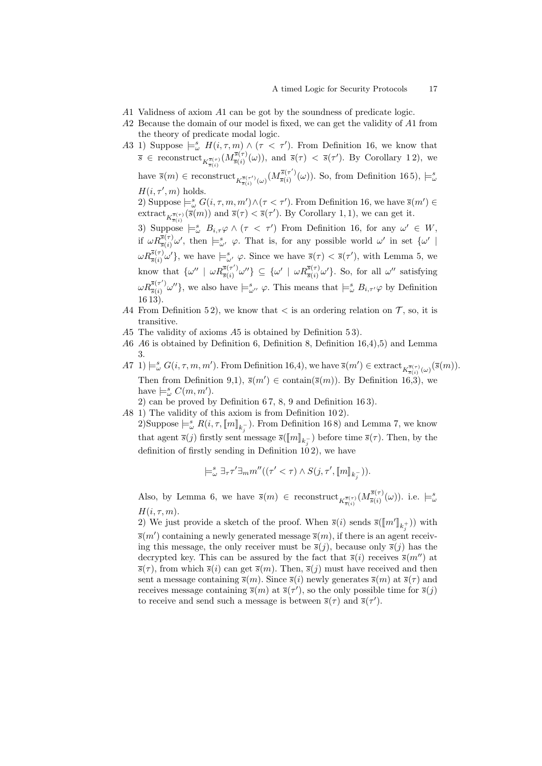$A1$ Validness of axiom $A1$ can be got by the soundness of predicate logic.

$A2$ Because the domain of our model is fixed, we can get the validity of $A1$ from the theory of predicate modal logic.

$A3$ 1) Suppose $\models^s_\omega H(i,\tau,m) \wedge (\tau < \tau')$. From Definition 16, we know that $\overline{s} \in \text{reconstruct}_{K^{\overline{s}(\tau)}_{\overline{s}(i)}}(M^{\overline{s}(\tau)}_{\overline{s}(i)}(\omega))$, and $\overline{s}(\tau) < \overline{s}(\tau')$. By Corollary 1 2), we have $\overline{s}(m) \in \text{reconstruct}_{K^{\overline{s}(\tau')}_{\overline{s}(i)}(\omega)}(M^{\overline{s}(\tau')}_{\overline{s}(i)}(\omega))$. So, from Definition 16 5), $\models^s_\omega H(i,\tau',m)$ holds.

2) Suppose $\models^s_\omega G(i,\tau,m,m') \wedge (\tau < \tau')$. From Definition 16, we have $\overline{s}(m') \in \text{extract}_{K^{\overline{s}(\tau)}_{\overline{s}(i)}}(\overline{s}(m))$ and $\overline{s}(\tau) < \overline{s}(\tau')$. By Corollary 1, 1), we can get it.

3) Suppose $\models^s_\omega B_{i,\tau}\varphi \wedge (\tau < \tau')$ From Definition 16, for any $\omega' \in W$, if $\omega R^{\overline{s}(\tau)}_{\overline{s}(i)}\omega'$, then $\models^s_{\omega'} \varphi$. That is, for any possible world $\omega'$ in set $\{\omega' \mid \omega R^{\overline{s}(\tau)}_{\overline{s}(i)}\omega'\}$, we have $\models^s_{\omega'} \varphi$. Since we have $\overline{s}(\tau) < \overline{s}(\tau')$, with Lemma 5, we know that $\{\omega'' \mid \omega R^{\overline{s}(\tau')}_{\overline{s}(i)}\omega''\} \subseteq \{\omega' \mid \omega R^{\overline{s}(\tau)}_{\overline{s}(i)}\omega'\}$. So, for all $\omega''$ satisfying $\omega R^{\overline{s}(\tau')}_{\overline{s}(i)}\omega''\}$, we also have $\models^s_{\omega''} \varphi$. This means that $\models^s_\omega B_{i,\tau'}\varphi$ by Definition 16 13).

$A4$ From Definition 5 2), we know that $<$ is an ordering relation on $\mathcal{T}$, so, it is transitive.

$A5$ The validity of axioms $A5$ is obtained by Definition 5 3).

$A6$ $A6$ is obtained by Definition 6, Definition 8, Definition 16,4),5) and Lemma 3.

$A7$ 1) $\models^s_\omega G(i,\tau,m,m')$. From Definition 16,4), we have $\overline{s}(m') \in \text{extract}_{K^{\overline{s}(\tau)}_{\overline{s}(i)}(\omega)}(\overline{s}(m))$. Then from Definition 9,1), $\overline{s}(m') \in \text{contain}(\overline{s}(m))$. By Definition 16,3), we have $\models^s_\omega C(m,m')$.

2) can be proved by Definition 6 7, 8, 9 and Definition 16 3).

$A8$ 1) The validity of this axiom is from Definition 10 2).

2)Suppose $\models^s_\omega R(i,\tau,[\![m]\!]_{k^-_j})$. From Definition 16 8) and Lemma 7, we know that agent $\overline{s}(j)$ firstly sent message $\overline{s}([\![m]\!]_{k^-_j})$ before time $\overline{s}(\tau)$. Then, by the definition of firstly sending in Definition 10 2), we have

$$\models^s_\omega \exists_\tau \tau' \exists_m m''((\tau' < \tau) \wedge S(j,\tau',[\![m]\!]_{k^-_j})).$$

Also, by Lemma 6, we have $\overline{s}(m) \in \text{reconstruct}_{K^{\overline{s}(\tau)}_{\overline{s}(i)}}(M^{\overline{s}(\tau)}_{\overline{s}(i)}(\omega))$. i.e. $\models^s_\omega H(i,\tau,m)$.

2) We just provide a sketch of the proof. When $\overline{s}(i)$ sends $\overline{s}([\![m']\!]_{k^+_j}))$ with $\overline{s}(m')$ containing a newly generated message $\overline{s}(m)$, if there is an agent receiving this message, the only receiver must be $\overline{s}(j)$, because only $\overline{s}(j)$ has the decrypted key. This can be assured by the fact that $\overline{s}(i)$ receives $\overline{s}(m'')$ at $\overline{s}(\tau)$, from which $\overline{s}(i)$ can get $\overline{s}(m)$. Then, $\overline{s}(j)$ must have received and then sent a message containing $\overline{s}(m)$. Since $\overline{s}(i)$ newly generates $\overline{s}(m)$ at $\overline{s}(\tau)$ and receives message containing $\overline{s}(m)$ at $\overline{s}(\tau')$, so the only possible time for $\overline{s}(j)$ to receive and send such a message is between $\overline{s}(\tau)$ and $\overline{s}(\tau')$.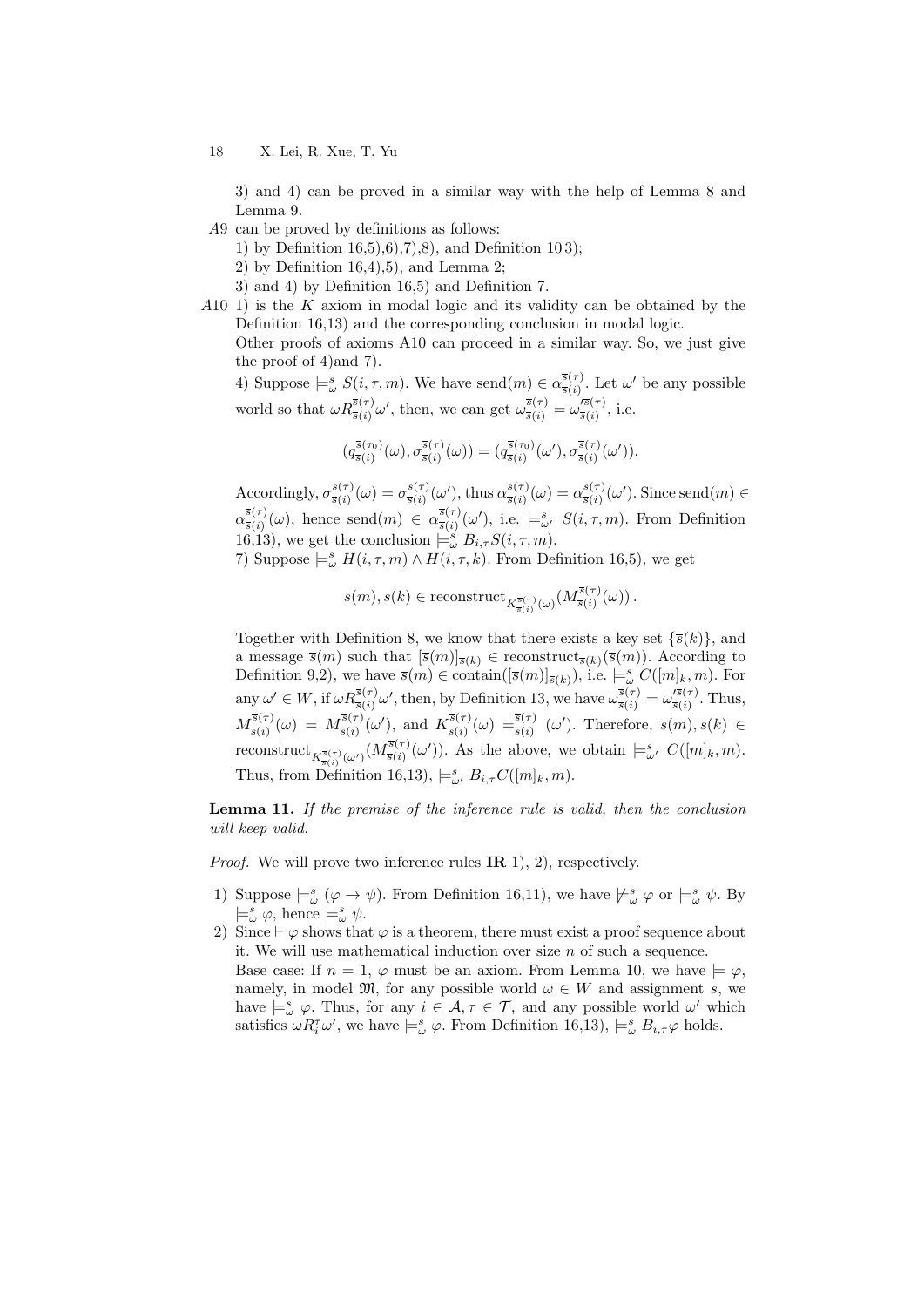3) and 4) can be proved in a similar way with the help of Lemma 8 and Lemma 9.

*A*9 can be proved by definitions as follows:

1) by Definition 16,5),6),7),8), and Definition 10 3);
2) by Definition 16,4),5), and Lemma 2;
3) and 4) by Definition 16,5) and Definition 7.

*A*10 1) is the $K$ axiom in modal logic and its validity can be obtained by the Definition 16,13) and the corresponding conclusion in modal logic.

Other proofs of axioms A10 can proceed in a similar way. So, we just give the proof of 4)and 7).

4) Suppose $\models^s_\omega S(i,\tau,m)$. We have send$(m) \in \alpha^{\overline{s}(\tau)}_{\overline{s}(i)}$. Let $\omega'$ be any possible world so that $\omega R^{\overline{s}(\tau)}_{\overline{s}(i)} \omega'$, then, we can get $\omega^{\overline{s}(\tau)}_{\overline{s}(i)} = \omega'^{\overline{s}(\tau)}_{\overline{s}(i)}$, i.e.

$$(q^{\overline{s}(\tau_0)}_{\overline{s}(i)}(\omega), \sigma^{\overline{s}(\tau)}_{\overline{s}(i)}(\omega)) = (q^{\overline{s}(\tau_0)}_{\overline{s}(i)}(\omega'), \sigma^{\overline{s}(\tau)}_{\overline{s}(i)}(\omega')).$$

Accordingly, $\sigma^{\overline{s}(\tau)}_{\overline{s}(i)}(\omega) = \sigma^{\overline{s}(\tau)}_{\overline{s}(i)}(\omega')$, thus $\alpha^{\overline{s}(\tau)}_{\overline{s}(i)}(\omega) = \alpha^{\overline{s}(\tau)}_{\overline{s}(i)}(\omega')$. Since send$(m) \in \alpha^{\overline{s}(\tau)}_{\overline{s}(i)}(\omega)$, hence send$(m) \in \alpha^{\overline{s}(\tau)}_{\overline{s}(i)}(\omega')$, i.e. $\models^s_{\omega'} S(i,\tau,m)$. From Definition 16,13), we get the conclusion $\models^s_\omega B_{i,\tau} S(i,\tau,m)$.

7) Suppose $\models^s_\omega H(i,\tau,m) \wedge H(i,\tau,k)$. From Definition 16,5), we get

$$\overline{s}(m), \overline{s}(k) \in \text{reconstruct}_{K^{\overline{s}(\tau)}_{\overline{s}(i)}(\omega)}(M^{\overline{s}(\tau)}_{\overline{s}(i)}(\omega)).$$

Together with Definition 8, we know that there exists a key set $\{\overline{s}(k)\}$, and a message $\overline{s}(m)$ such that $[\overline{s}(m)]_{\overline{s}(k)} \in \text{reconstruct}_{\overline{s}(k)}(\overline{s}(m))$. According to Definition 9,2), we have $\overline{s}(m) \in \text{contain}([\overline{s}(m)]_{\overline{s}(k)})$, i.e. $\models^s_\omega C([m]_k, m)$. For any $\omega' \in W$, if $\omega R^{\overline{s}(\tau)}_{\overline{s}(i)} \omega'$, then, by Definition 13, we have $\omega^{\overline{s}(\tau)}_{\overline{s}(i)} = \omega'^{\overline{s}(\tau)}_{\overline{s}(i)}$. Thus, $M^{\overline{s}(\tau)}_{\overline{s}(i)}(\omega) = M^{\overline{s}(\tau)}_{\overline{s}(i)}(\omega')$, and $K^{\overline{s}(\tau)}_{\overline{s}(i)}(\omega) =^{\overline{s}(\tau)}_{\overline{s}(i)} (\omega')$. Therefore, $\overline{s}(m), \overline{s}(k) \in \text{reconstruct}_{K^{\overline{s}(\tau)}_{\overline{s}(i)}(\omega')}(M^{\overline{s}(\tau)}_{\overline{s}(i)}(\omega'))$. As the above, we obtain $\models^s_{\omega'} C([m]_k, m)$. Thus, from Definition 16,13), $\models^s_{\omega'} B_{i,\tau} C([m]_k, m)$.

**Lemma 11.** *If the premise of the inference rule is valid, then the conclusion will keep valid.*

*Proof.* We will prove two inference rules **IR** 1), 2), respectively.

1) Suppose $\models^s_\omega (\varphi \to \psi)$. From Definition 16,11), we have $\not\models^s_\omega \varphi$ or $\models^s_\omega \psi$. By $\models^s_\omega \varphi$, hence $\models^s_\omega \psi$.
2) Since $\vdash \varphi$ shows that $\varphi$ is a theorem, there must exist a proof sequence about it. We will use mathematical induction over size $n$ of such a sequence.
Base case: If $n = 1$, $\varphi$ must be an axiom. From Lemma 10, we have $\models \varphi$, namely, in model $\mathfrak{M}$, for any possible world $\omega \in W$ and assignment $s$, we have $\models^s_\omega \varphi$. Thus, for any $i \in \mathcal{A}, \tau \in \mathcal{T}$, and any possible world $\omega'$ which satisfies $\omega R^\tau_i \omega'$, we have $\models^s_\omega \varphi$. From Definition 16,13), $\models^s_\omega B_{i,\tau}\varphi$ holds.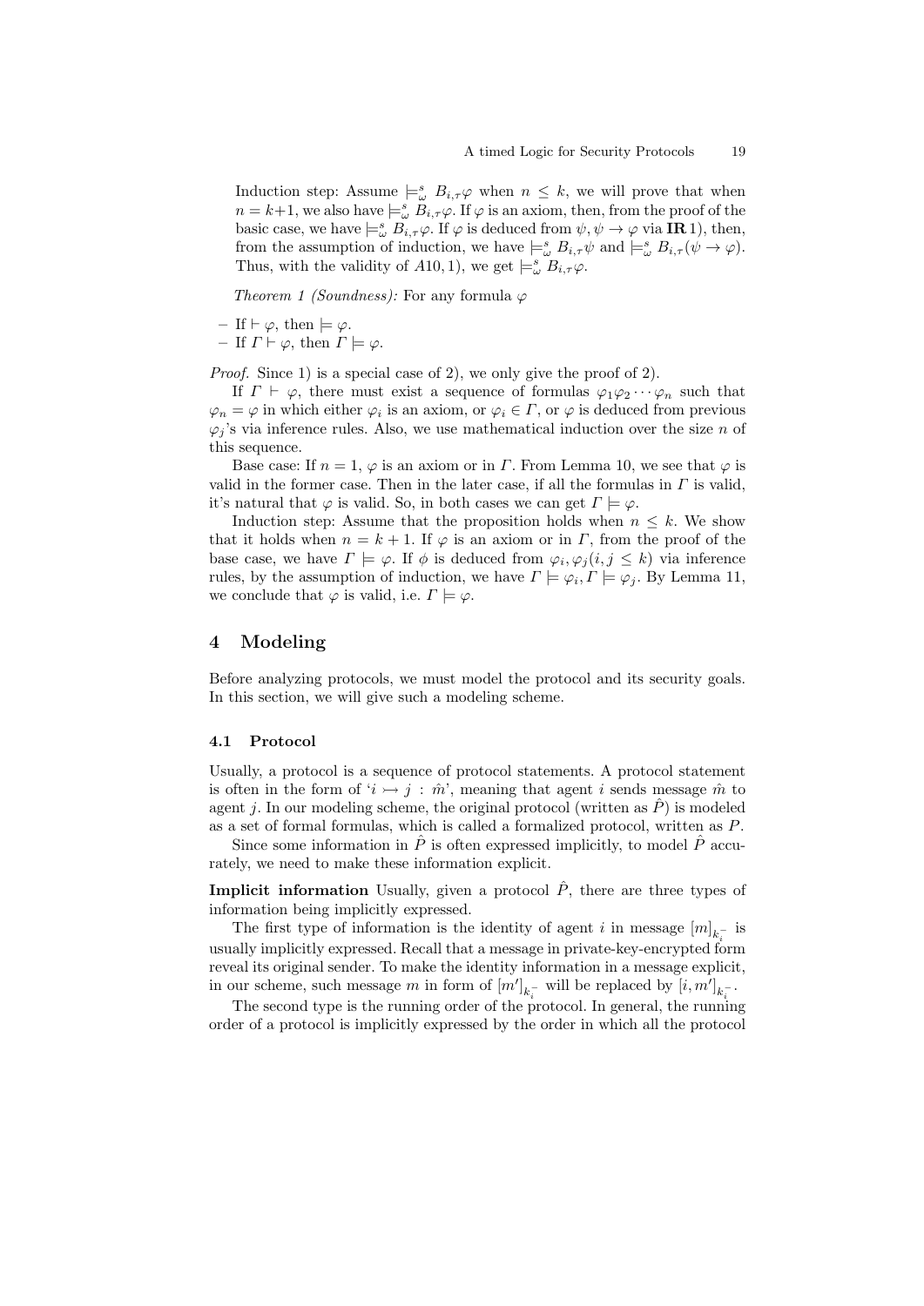Induction step: Assume $\models^s_\omega B_{i,\tau}\varphi$ when $n \leq k$, we will prove that when $n = k+1$, we also have $\models^s_\omega B_{i,\tau}\varphi$. If $\varphi$ is an axiom, then, from the proof of the basic case, we have $\models^s_\omega B_{i,\tau}\varphi$. If $\varphi$ is deduced from $\psi, \psi \to \varphi$ via **IR** 1), then, from the assumption of induction, we have $\models^s_\omega B_{i,\tau}\psi$ and $\models^s_\omega B_{i,\tau}(\psi \to \varphi)$. Thus, with the validity of $A10, 1)$, we get $\models^s_\omega B_{i,\tau}\varphi$.

*Theorem 1 (Soundness):* For any formula $\varphi$

- If $\vdash \varphi$, then $\models \varphi$.
- If $\Gamma \vdash \varphi$, then $\Gamma \models \varphi$.

*Proof.* Since 1) is a special case of 2), we only give the proof of 2).

If $\Gamma \vdash \varphi$, there must exist a sequence of formulas $\varphi_1\varphi_2\cdots\varphi_n$ such that $\varphi_n = \varphi$ in which either $\varphi_i$ is an axiom, or $\varphi_i \in \Gamma$, or $\varphi$ is deduced from previous $\varphi_j$'s via inference rules. Also, we use mathematical induction over the size $n$ of this sequence.

Base case: If $n = 1$, $\varphi$ is an axiom or in $\Gamma$. From Lemma 10, we see that $\varphi$ is valid in the former case. Then in the later case, if all the formulas in $\Gamma$ is valid, it's natural that $\varphi$ is valid. So, in both cases we can get $\Gamma \models \varphi$.

Induction step: Assume that the proposition holds when $n \leq k$. We show that it holds when $n = k + 1$. If $\varphi$ is an axiom or in $\Gamma$, from the proof of the base case, we have $\Gamma \models \varphi$. If $\phi$ is deduced from $\varphi_i, \varphi_j (i, j \leq k)$ via inference rules, by the assumption of induction, we have $\Gamma \models \varphi_i, \Gamma \models \varphi_j$. By Lemma 11, we conclude that $\varphi$ is valid, i.e. $\Gamma \models \varphi$.

## 4 Modeling

Before analyzing protocols, we must model the protocol and its security goals. In this section, we will give such a modeling scheme.

### 4.1 Protocol

Usually, a protocol is a sequence of protocol statements. A protocol statement is often in the form of '$i \rightarrowtail j : \hat{m}$', meaning that agent $i$ sends message $\hat{m}$ to agent $j$. In our modeling scheme, the original protocol (written as $\hat{P}$) is modeled as a set of formal formulas, which is called a formalized protocol, written as $P$.

Since some information in $\hat{P}$ is often expressed implicitly, to model $\hat{P}$ accurately, we need to make these information explicit.

**Implicit information** Usually, given a protocol $\hat{P}$, there are three types of information being implicitly expressed.

The first type of information is the identity of agent $i$ in message $[m]_{k_i^-}$ is usually implicitly expressed. Recall that a message in private-key-encrypted form reveal its original sender. To make the identity information in a message explicit, in our scheme, such message $m$ in form of $[m']_{k_i^-}$ will be replaced by $[i, m']_{k_i^-}$.

The second type is the running order of the protocol. In general, the running order of a protocol is implicitly expressed by the order in which all the protocol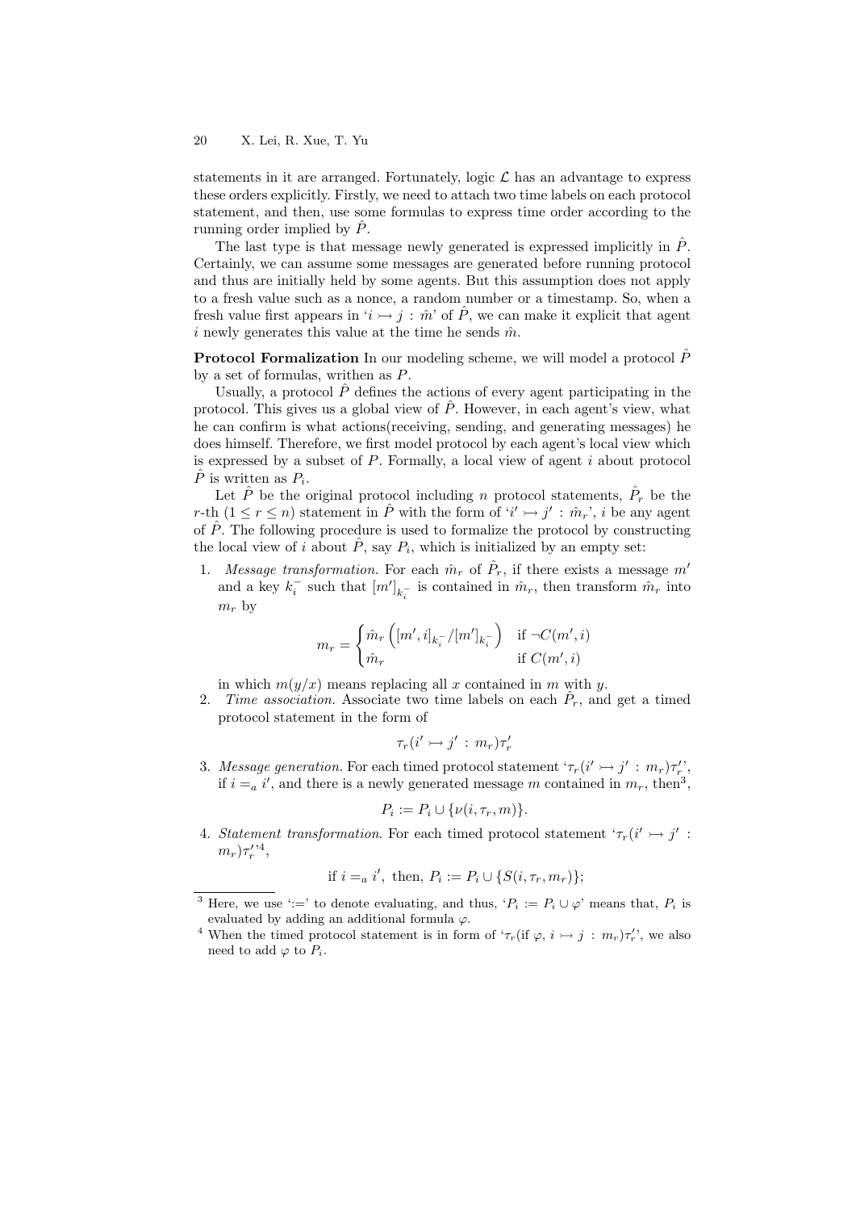statements in it are arranged. Fortunately, logic $\mathcal{L}$ has an advantage to express these orders explicitly. Firstly, we need to attach two time labels on each protocol statement, and then, use some formulas to express time order according to the running order implied by $\hat{P}$.

The last type is that message newly generated is expressed implicitly in $\hat{P}$. Certainly, we can assume some messages are generated before running protocol and thus are initially held by some agents. But this assumption does not apply to a fresh value such as a nonce, a random number or a timestamp. So, when a fresh value first appears in '$i \rightarrowtail j : \hat{m}$' of $\hat{P}$, we can make it explicit that agent $i$ newly generates this value at the time he sends $\hat{m}$.

**Protocol Formalization** In our modeling scheme, we will model a protocol $\hat{P}$ by a set of formulas, writhen as $P$.

Usually, a protocol $\hat{P}$ defines the actions of every agent participating in the protocol. This gives us a global view of $\hat{P}$. However, in each agent's view, what he can confirm is what actions(receiving, sending, and generating messages) he does himself. Therefore, we first model protocol by each agent's local view which is expressed by a subset of $P$. Formally, a local view of agent $i$ about protocol $\hat{P}$ is written as $P_i$.

Let $\hat{P}$ be the original protocol including $n$ protocol statements, $\hat{P}_r$ be the $r$-th ($1 \leq r \leq n$) statement in $\hat{P}$ with the form of '$i' \rightarrowtail j' : \hat{m}_r$', $i$ be any agent of $\hat{P}$. The following procedure is used to formalize the protocol by constructing the local view of $i$ about $\hat{P}$, say $P_i$, which is initialized by an empty set:

1. *Message transformation.* For each $\hat{m}_r$ of $\hat{P}_r$, if there exists a message $m'$ and a key $k_i^-$ such that $[m']_{k_i^-}$ is contained in $\hat{m}_r$, then transform $\hat{m}_r$ into $m_r$ by

$$m_r = \begin{cases} \hat{m}_r\left([m', i]_{k_i^-}/[m']_{k_i^-}\right) & \text{if } \neg C(m', i) \\ \hat{m}_r & \text{if } C(m', i) \end{cases}$$

   in which $m(y/x)$ means replacing all $x$ contained in $m$ with $y$.
2. *Time association.* Associate two time labels on each $\hat{P}_r$, and get a timed protocol statement in the form of

$$\tau_r(i' \rightarrowtail j' : m_r)\tau'_r$$

3. *Message generation.* For each timed protocol statement '$\tau_r(i' \rightarrowtail j' : m_r)\tau'_r$', if $i =_a i'$, and there is a newly generated message $m$ contained in $m_r$, then[3],

$$P_i := P_i \cup \{\nu(i, \tau_r, m)\}.$$

4. *Statement transformation.* For each timed protocol statement '$\tau_r(i' \rightarrowtail j' : m_r)\tau'_r$'[4],

$$\text{if } i =_a i', \text{ then, } P_i := P_i \cup \{S(i, \tau_r, m_r)\};$$

---

[3] Here, we use ':=' to denote evaluating, and thus, '$P_i := P_i \cup \varphi$' means that, $P_i$ is evaluated by adding an additional formula $\varphi$.

[4] When the timed protocol statement is in form of '$\tau_r(\text{if } \varphi,\ i \rightarrowtail j : m_r)\tau'_r$', we also need to add $\varphi$ to $P_i$.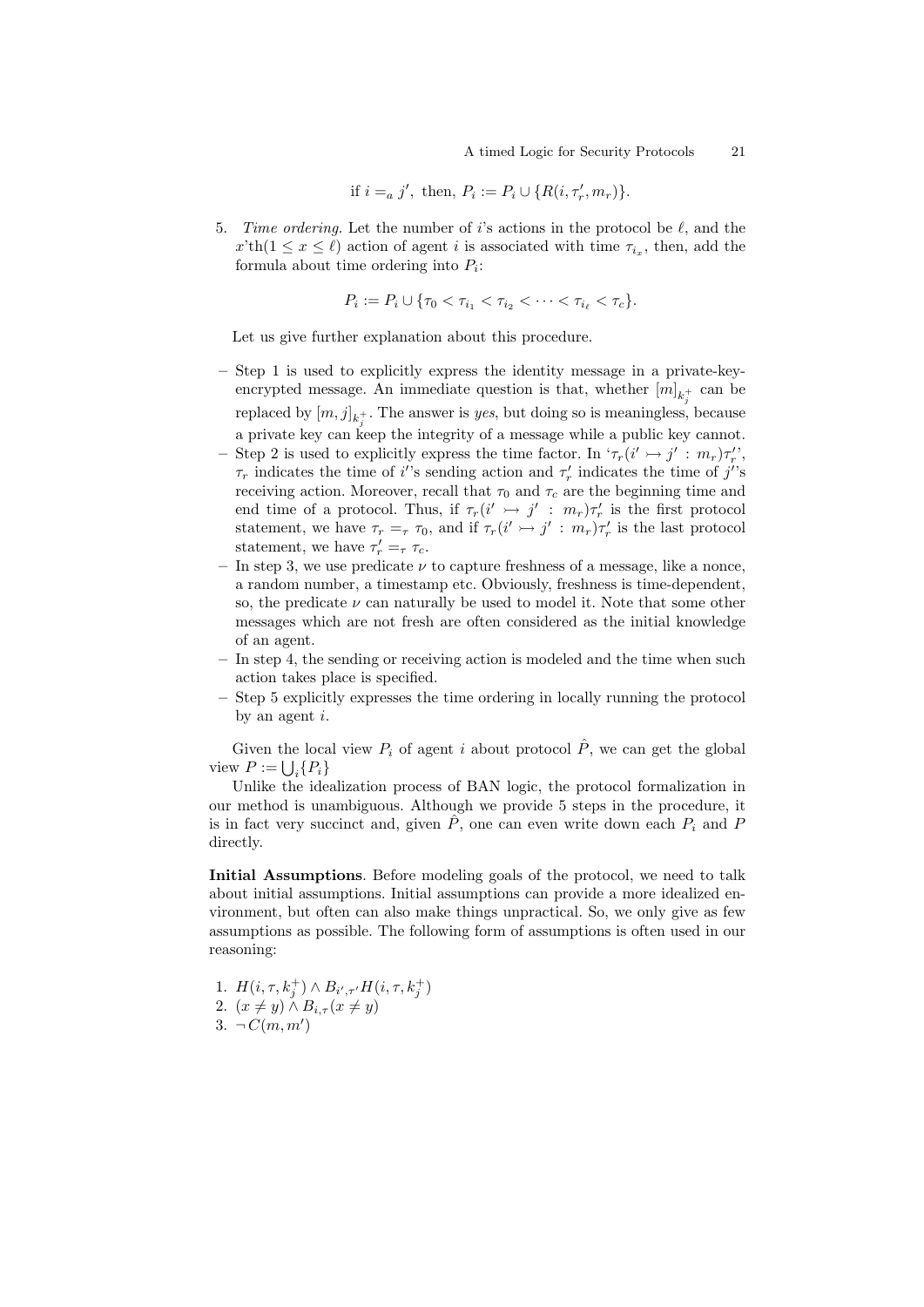$$\text{if } i =_a j', \text{ then, } P_i := P_i \cup \{R(i, \tau_r', m_r)\}.$$

5. *Time ordering*. Let the number of $i$'s actions in the protocol be $\ell$, and the $x$'th$(1 \leq x \leq \ell)$ action of agent $i$ is associated with time $\tau_{i_x}$, then, add the formula about time ordering into $P_i$:

$$P_i := P_i \cup \{\tau_0 < \tau_{i_1} < \tau_{i_2} < \cdots < \tau_{i_\ell} < \tau_c\}.$$

Let us give further explanation about this procedure.

- Step 1 is used to explicitly express the identity message in a private-key-encrypted message. An immediate question is that, whether $[m]_{k_j^+}$ can be replaced by $[m, j]_{k_j^+}$. The answer is *yes*, but doing so is meaningless, because a private key can keep the integrity of a message while a public key cannot.
- Step 2 is used to explicitly express the time factor. In '$\tau_r(i' \rightarrowtail j' : m_r)\tau_r'$', $\tau_r$ indicates the time of $i'$'s sending action and $\tau_r'$ indicates the time of $j'$'s receiving action. Moreover, recall that $\tau_0$ and $\tau_c$ are the beginning time and end time of a protocol. Thus, if $\tau_r(i' \rightarrowtail j' : m_r)\tau_r'$ is the first protocol statement, we have $\tau_r =_\tau \tau_0$, and if $\tau_r(i' \rightarrowtail j' : m_r)\tau_r'$ is the last protocol statement, we have $\tau_r' =_\tau \tau_c$.
- In step 3, we use predicate $\nu$ to capture freshness of a message, like a nonce, a random number, a timestamp etc. Obviously, freshness is time-dependent, so, the predicate $\nu$ can naturally be used to model it. Note that some other messages which are not fresh are often considered as the initial knowledge of an agent.
- In step 4, the sending or receiving action is modeled and the time when such action takes place is specified.
- Step 5 explicitly expresses the time ordering in locally running the protocol by an agent $i$.

Given the local view $P_i$ of agent $i$ about protocol $\hat{P}$, we can get the global view $P := \bigcup_i \{P_i\}$

Unlike the idealization process of BAN logic, the protocol formalization in our method is unambiguous. Although we provide 5 steps in the procedure, it is in fact very succinct and, given $\hat{P}$, one can even write down each $P_i$ and $P$ directly.

**Initial Assumptions**. Before modeling goals of the protocol, we need to talk about initial assumptions. Initial assumptions can provide a more idealized environment, but often can also make things unpractical. So, we only give as few assumptions as possible. The following form of assumptions is often used in our reasoning:

1. $H(i, \tau, k_j^+) \wedge B_{i', \tau'} H(i, \tau, k_j^+)$
2. $(x \neq y) \wedge B_{i,\tau}(x \neq y)$
3. $\neg C(m, m')$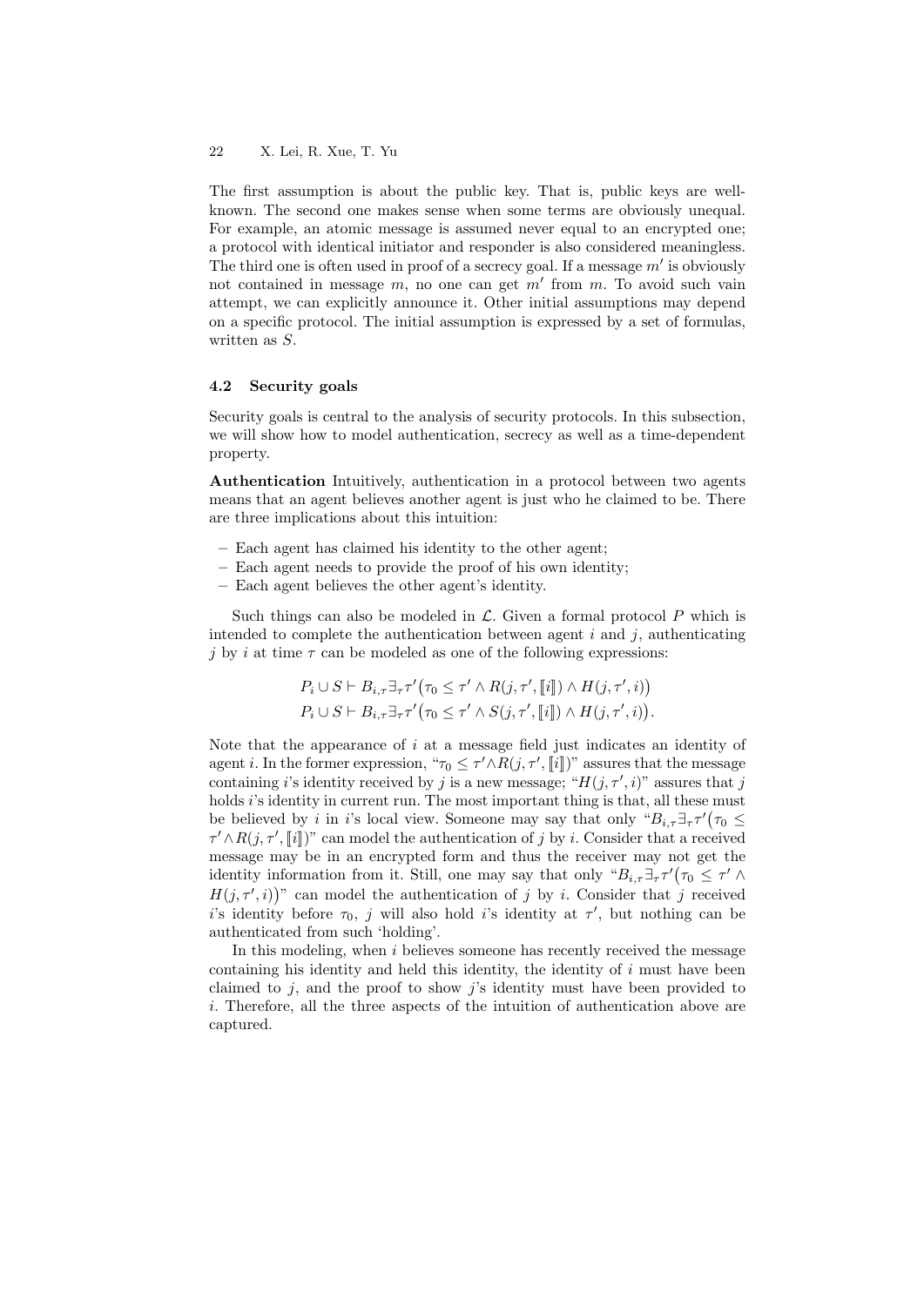The first assumption is about the public key. That is, public keys are well-known. The second one makes sense when some terms are obviously unequal. For example, an atomic message is assumed never equal to an encrypted one; a protocol with identical initiator and responder is also considered meaningless. The third one is often used in proof of a secrecy goal. If a message $m'$ is obviously not contained in message $m$, no one can get $m'$ from $m$. To avoid such vain attempt, we can explicitly announce it. Other initial assumptions may depend on a specific protocol. The initial assumption is expressed by a set of formulas, written as $S$.

### 4.2 Security goals

Security goals is central to the analysis of security protocols. In this subsection, we will show how to model authentication, secrecy as well as a time-dependent property.

**Authentication** Intuitively, authentication in a protocol between two agents means that an agent believes another agent is just who he claimed to be. There are three implications about this intuition:

- Each agent has claimed his identity to the other agent;
- Each agent needs to provide the proof of his own identity;
- Each agent believes the other agent's identity.

Such things can also be modeled in $\mathcal{L}$. Given a formal protocol $P$ which is intended to complete the authentication between agent $i$ and $j$, authenticating $j$ by $i$ at time $\tau$ can be modeled as one of the following expressions:

$$P_i \cup S \vdash B_{i,\tau}\exists_\tau \tau'\big(\tau_0 \leq \tau' \wedge R(j, \tau', [\![i]\!]) \wedge H(j, \tau', i)\big)$$
$$P_i \cup S \vdash B_{i,\tau}\exists_\tau \tau'\big(\tau_0 \leq \tau' \wedge S(j, \tau', [\![i]\!]) \wedge H(j, \tau', i)\big).$$

Note that the appearance of $i$ at a message field just indicates an identity of agent $i$. In the former expression, "$\tau_0 \leq \tau' \wedge R(j, \tau', [\![i]\!])$" assures that the message containing $i$'s identity received by $j$ is a new message; "$H(j, \tau', i)$" assures that $j$ holds $i$'s identity in current run. The most important thing is that, all these must be believed by $i$ in $i$'s local view. Someone may say that only "$B_{i,\tau}\exists_\tau \tau'\big(\tau_0 \leq \tau' \wedge R(j, \tau', [\![i]\!])\big)$" can model the authentication of $j$ by $i$. Consider that a received message may be in an encrypted form and thus the receiver may not get the identity information from it. Still, one may say that only "$B_{i,\tau}\exists_\tau \tau'\big(\tau_0 \leq \tau' \wedge H(j, \tau', i)\big)$" can model the authentication of $j$ by $i$. Consider that $j$ received $i$'s identity before $\tau_0$, $j$ will also hold $i$'s identity at $\tau'$, but nothing can be authenticated from such 'holding'.

In this modeling, when $i$ believes someone has recently received the message containing his identity and held this identity, the identity of $i$ must have been claimed to $j$, and the proof to show $j$'s identity must have been provided to $i$. Therefore, all the three aspects of the intuition of authentication above are captured.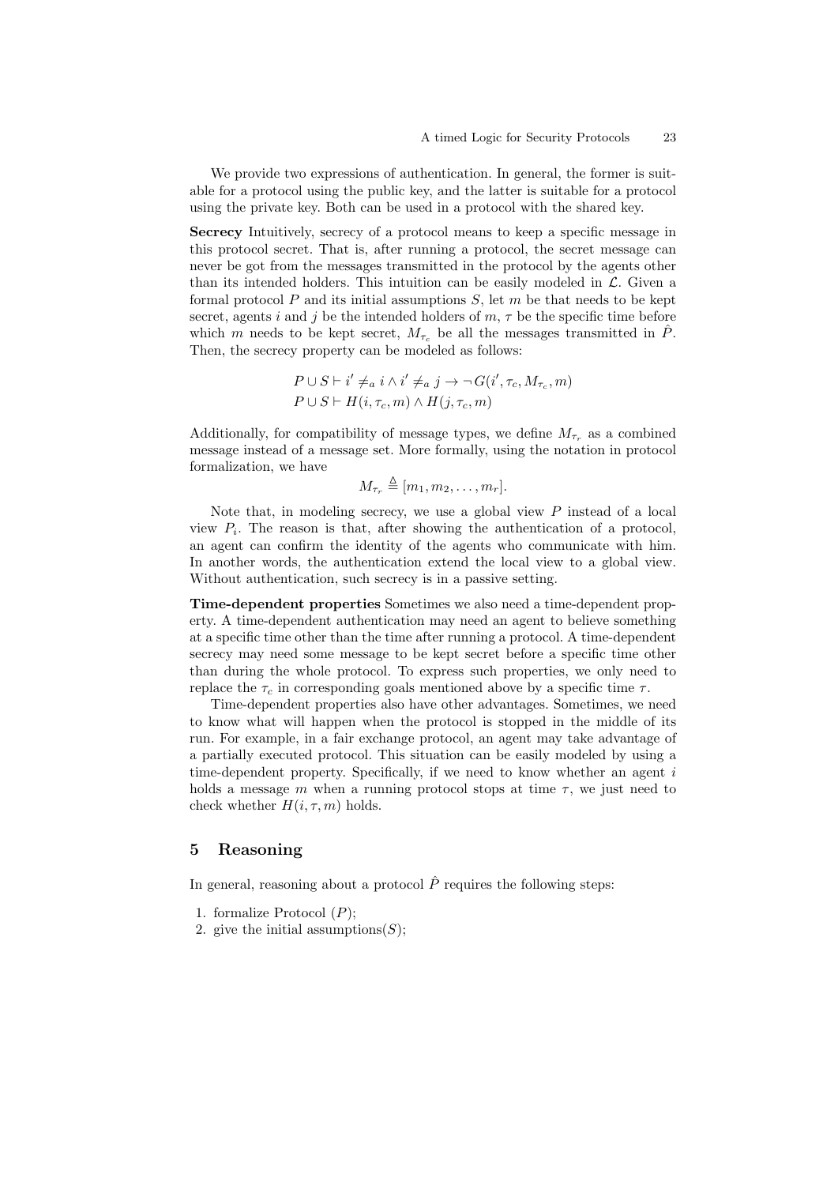We provide two expressions of authentication. In general, the former is suitable for a protocol using the public key, and the latter is suitable for a protocol using the private key. Both can be used in a protocol with the shared key.

**Secrecy** Intuitively, secrecy of a protocol means to keep a specific message in this protocol secret. That is, after running a protocol, the secret message can never be got from the messages transmitted in the protocol by the agents other than its intended holders. This intuition can be easily modeled in $\mathcal{L}$. Given a formal protocol $P$ and its initial assumptions $S$, let $m$ be that needs to be kept secret, agents $i$ and $j$ be the intended holders of $m$, $\tau$ be the specific time before which $m$ needs to be kept secret, $M_{\tau_c}$ be all the messages transmitted in $\hat{P}$. Then, the secrecy property can be modeled as follows:

$$P \cup S \vdash i' \neq_a i \wedge i' \neq_a j \rightarrow \neg G(i', \tau_c, M_{\tau_c}, m)$$
$$P \cup S \vdash H(i, \tau_c, m) \wedge H(j, \tau_c, m)$$

Additionally, for compatibility of message types, we define $M_{\tau_r}$ as a combined message instead of a message set. More formally, using the notation in protocol formalization, we have

$$M_{\tau_r} \triangleq [m_1, m_2, \ldots, m_r].$$

Note that, in modeling secrecy, we use a global view $P$ instead of a local view $P_i$. The reason is that, after showing the authentication of a protocol, an agent can confirm the identity of the agents who communicate with him. In another words, the authentication extend the local view to a global view. Without authentication, such secrecy is in a passive setting.

**Time-dependent properties** Sometimes we also need a time-dependent property. A time-dependent authentication may need an agent to believe something at a specific time other than the time after running a protocol. A time-dependent secrecy may need some message to be kept secret before a specific time other than during the whole protocol. To express such properties, we only need to replace the $\tau_c$ in corresponding goals mentioned above by a specific time $\tau$.

Time-dependent properties also have other advantages. Sometimes, we need to know what will happen when the protocol is stopped in the middle of its run. For example, in a fair exchange protocol, an agent may take advantage of a partially executed protocol. This situation can be easily modeled by using a time-dependent property. Specifically, if we need to know whether an agent $i$ holds a message $m$ when a running protocol stops at time $\tau$, we just need to check whether $H(i, \tau, m)$ holds.

## 5 Reasoning

In general, reasoning about a protocol $\hat{P}$ requires the following steps:

1. formalize Protocol ($P$);
2. give the initial assumptions($S$);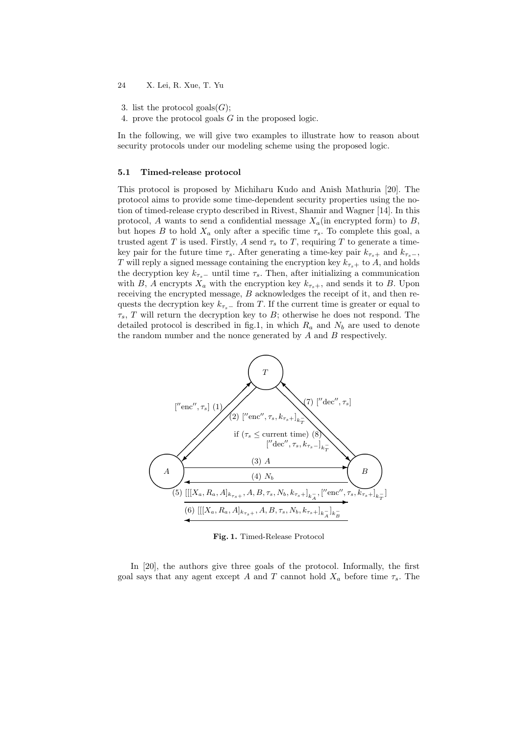3. list the protocol goals($G$);
4. prove the protocol goals $G$ in the proposed logic.

In the following, we will give two examples to illustrate how to reason about security protocols under our modeling scheme using the proposed logic.

### 5.1 Timed-release protocol

This protocol is proposed by Michiharu Kudo and Anish Mathuria [20]. The protocol aims to provide some time-dependent security properties using the notion of timed-release crypto described in Rivest, Shamir and Wagner [14]. In this protocol, $A$ wants to send a confidential message $X_a$(in encrypted form) to $B$, but hopes $B$ to hold $X_a$ only after a specific time $\tau_s$. To complete this goal, a trusted agent $T$ is used. Firstly, $A$ send $\tau_s$ to $T$, requiring $T$ to generate a time-key pair for the future time $\tau_s$. After generating a time-key pair $k_{\tau_s+}$ and $k_{\tau_s-}$, $T$ will reply a signed message containing the encryption key $k_{\tau_s+}$ to $A$, and holds the decryption key $k_{\tau_s-}$ until time $\tau_s$. Then, after initializing a communication with $B$, $A$ encrypts $X_a$ with the encryption key $k_{\tau_s+}$, and sends it to $B$. Upon receiving the encrypted message, $B$ acknowledges the receipt of it, and then requests the decryption key $k_{\tau_s-}$ from $T$. If the current time is greater or equal to $\tau_s$, $T$ will return the decryption key to $B$; otherwise he does not respond. The detailed protocol is described in fig.1, in which $R_a$ and $N_b$ are used to denote the random number and the nonce generated by $A$ and $B$ respectively.

(1) $[''\text{enc}'', \tau_s]$ ($A \to T$)

(2) $[''\text{enc}'', \tau_s, k_{\tau_s+}]_{k_T^-}$ ($T \to A$)

(3) $A$ ($A \to B$)

(4) $N_b$ ($B \to A$)

(5) $[[[X_a, R_a, A]_{k_{\tau_s+}}, A, B, \tau_s, N_b, k_{\tau_s+}]_{k_A^-}, [''\text{enc}'', \tau_s, k_{\tau_s+}]_{k_T^-}]$ ($A \to B$)

(6) $[[[X_a, R_a, A]_{k_{\tau_s+}}, A, B, \tau_s, N_b, k_{\tau_s+}]_{k_A^-}]_{k_B^-}$ ($B \to A$)

(7) $[''\text{dec}'', \tau_s]$ ($B \to T$)

(8) if ($\tau_s \leq$ current time) $[''\text{dec}'', \tau_s, k_{\tau_s-}]_{k_T^-}$ ($T \to B$)

**Fig. 1.** Timed-Release Protocol

In [20], the authors give three goals of the protocol. Informally, the first goal says that any agent except $A$ and $T$ cannot hold $X_a$ before time $\tau_s$. The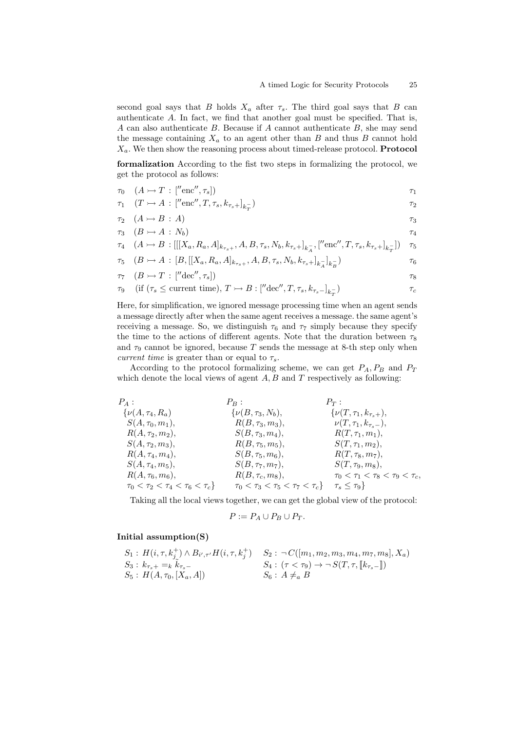second goal says that $B$ holds $X_a$ after $\tau_s$. The third goal says that $B$ can authenticate $A$. In fact, we find that another goal must be specified. That is, $A$ can also authenticate $B$. Because if $A$ cannot authenticate $B$, she may send the message containing $X_a$ to an agent other than $B$ and thus $B$ cannot hold $X_a$. We then show the reasoning process about timed-release protocol. **Protocol formalization** According to the fist two steps in formalizing the protocol, we get the protocol as follows:

$$\tau_0 \quad (A \rightarrowtail T : [''\text{enc}'', \tau_s]) \qquad \tau_1$$

$$\tau_1 \quad (T \rightarrowtail A : [''\text{enc}'', T, \tau_s, k_{\tau_s+}]_{k_T^-}) \qquad \tau_2$$

$$\tau_2 \quad (A \rightarrowtail B : A) \qquad \tau_3$$

$$\tau_3 \quad (B \rightarrowtail A : N_b) \qquad \tau_4$$

$$\tau_4 \quad (A \rightarrowtail B : [[[X_a, R_a, A]_{k_{\tau_s+}}, A, B, \tau_s, N_b, k_{\tau_s+}]_{k_A^-}, [''\text{enc}'', T, \tau_s, k_{\tau_s+}]_{k_T^-}]) \qquad \tau_5$$

$$\tau_5 \quad (B \rightarrowtail A : [B, [[X_a, R_a, A]_{k_{\tau_s+}}, A, B, \tau_s, N_b, k_{\tau_s+}]_{k_A^-}]_{k_B^-}) \qquad \tau_6$$

$$\tau_7 \quad (B \rightarrowtail T : [''\text{dec}'', \tau_s]) \qquad \tau_8$$

$$\tau_9 \quad (\text{if } (\tau_s \leq \text{current time}), T \rightarrowtail B : [''\text{dec}'', T, \tau_s, k_{\tau_s-}]_{k_T^-}) \qquad \tau_c$$

Here, for simplification, we ignored message processing time when an agent sends a message directly after when the same agent receives a message. the same agent's receiving a message. So, we distinguish $\tau_6$ and $\tau_7$ simply because they specify the time to the actions of different agents. Note that the duration between $\tau_8$ and $\tau_9$ cannot be ignored, because $T$ sends the message at 8-th step only when *current time* is greater than or equal to $\tau_s$.

According to the protocol formalizing scheme, we can get $P_A, P_B$ and $P_T$ which denote the local views of agent $A, B$ and $T$ respectively as following:

$P_A$ :
$\{\nu(A, \tau_4, R_a)$
$S(A, \tau_0, m_1)$,
$R(A, \tau_2, m_2)$,
$S(A, \tau_2, m_3)$,
$R(A, \tau_4, m_4)$,
$S(A, \tau_4, m_5)$,
$R(A, \tau_6, m_6)$,
$\tau_0 < \tau_2 < \tau_4 < \tau_6 < \tau_c\}$

$P_B$ :
$\{\nu(B, \tau_3, N_b)$,
$R(B, \tau_3, m_3)$,
$S(B, \tau_3, m_4)$,
$R(B, \tau_5, m_5)$,
$S(B, \tau_5, m_6)$,
$S(B, \tau_7, m_7)$,
$R(B, \tau_c, m_8)$,
$\tau_0 < \tau_3 < \tau_5 < \tau_7 < \tau_c\}$

$P_T$ :
$\{\nu(T, \tau_1, k_{\tau_s+})$,
$\nu(T, \tau_1, k_{\tau_s-})$,
$R(T, \tau_1, m_1)$,
$S(T, \tau_1, m_2)$,
$R(T, \tau_8, m_7)$,
$S(T, \tau_9, m_8)$,
$\tau_0 < \tau_1 < \tau_8 < \tau_9 < \tau_c$,
$\tau_s \leq \tau_9\}$

Taking all the local views together, we can get the global view of the protocol:

$$P := P_A \cup P_B \cup P_T.$$

**Initial assumption(S)**

$S_1 : H(i, \tau, k_j^+) \wedge B_{i', \tau'} H(i, \tau, k_j^+)$

$S_2 : \neg C([m_1, m_2, m_3, m_4, m_7, m_8], X_a)$

$S_3 : k_{\tau_s+} =_k k_{\tau_s-}$

$S_4 : (\tau < \tau_9) \rightarrow \neg S(T, \tau, [\![k_{\tau_s-}]\!])$

$S_5 : H(A, \tau_0, [X_a, A])$

$S_6 : A \neq_a B$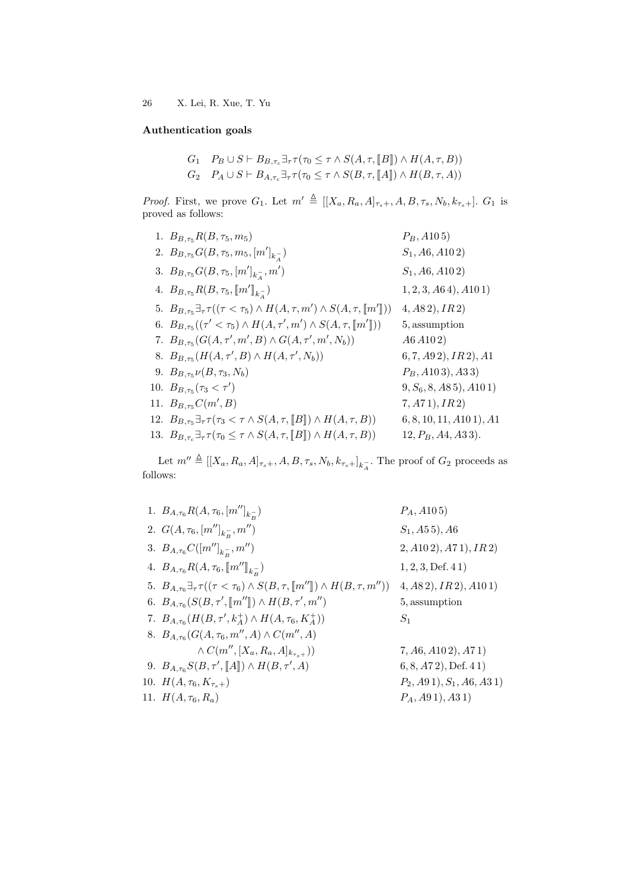**Authentication goals**

$$G_1 \quad P_B \cup S \vdash B_{B,\tau_c} \exists_\tau \tau(\tau_0 \leq \tau \wedge S(A, \tau, [\![B]\!]) \wedge H(A, \tau, B))$$
$$G_2 \quad P_A \cup S \vdash B_{A,\tau_c} \exists_\tau \tau(\tau_0 \leq \tau \wedge S(B, \tau, [\![A]\!]) \wedge H(B, \tau, A))$$

*Proof.* First, we prove $G_1$. Let $m' \triangleq [[X_a, R_a, A]_{\tau_s+}, A, B, \tau_s, N_b, k_{\tau_s+}]$. $G_1$ is proved as follows:

| | | |
|---|---|---|
| 1. | $B_{B,\tau_5} R(B, \tau_5, m_5)$ | $P_B, A10\,5)$ |
| 2. | $B_{B,\tau_5} G(B, \tau_5, m_5, [m']_{k_A^-})$ | $S_1, A6, A10\,2)$ |
| 3. | $B_{B,\tau_5} G(B, \tau_5, [m']_{k_A^-}, m')$ | $S_1, A6, A10\,2)$ |
| 4. | $B_{B,\tau_5} R(B, \tau_5, [\![m']\!]_{k_A^-})$ | $1, 2, 3, A6\,4), A10\,1)$ |
| 5. | $B_{B,\tau_5} \exists_\tau \tau((\tau < \tau_5) \wedge H(A, \tau, m') \wedge S(A, \tau, [\![m']\!]))$ | $4, A8\,2), IR\,2)$ |
| 6. | $B_{B,\tau_5}((\tau' < \tau_5) \wedge H(A, \tau', m') \wedge S(A, \tau, [\![m']\!]))$ | $5,$ assumption |
| 7. | $B_{B,\tau_5}(G(A, \tau', m', B) \wedge G(A, \tau', m', N_b))$ | $A6\; A10\,2)$ |
| 8. | $B_{B,\tau_5}(H(A, \tau', B) \wedge H(A, \tau', N_b))$ | $6, 7, A9\,2), IR\,2), A1$ |
| 9. | $B_{B,\tau_5} \nu(B, \tau_3, N_b)$ | $P_B, A10\,3), A3\,3)$ |
| 10. | $B_{B,\tau_5}(\tau_3 < \tau')$ | $9, S_6, 8, A8\,5), A10\,1)$ |
| 11. | $B_{B,\tau_5} C(m', B)$ | $7, A7\,1), IR\,2)$ |
| 12. | $B_{B,\tau_5} \exists_\tau \tau(\tau_3 < \tau \wedge S(A, \tau, [\![B]\!]) \wedge H(A, \tau, B))$ | $6, 8, 10, 11, A10\,1), A1$ |
| 13. | $B_{B,\tau_c} \exists_\tau \tau(\tau_0 \leq \tau \wedge S(A, \tau, [\![B]\!]) \wedge H(A, \tau, B))$ | $12, P_B, A4, A3\,3).$ |

Let $m'' \triangleq [[X_a, R_a, A]_{\tau_s+}, A, B, \tau_s, N_b, k_{\tau_s+}]_{k_A^-}$. The proof of $G_2$ proceeds as follows:

| | | |
|---|---|---|
| 1. | $B_{A,\tau_6} R(A, \tau_6, [m'']_{k_B^-})$ | $P_A, A10\,5)$ |
| 2. | $G(A, \tau_6, [m'']_{k_B^-}, m'')$ | $S_1, A5\,5), A6$ |
| 3. | $B_{A,\tau_6} C([m'']_{k_B^-}, m'')$ | $2, A10\,2), A7\,1), IR\,2)$ |
| 4. | $B_{A,\tau_6} R(A, \tau_6, [\![m'']\!]_{k_B^-})$ | $1, 2, 3,$ Def. $4\,1)$ |
| 5. | $B_{A,\tau_6} \exists_\tau \tau((\tau < \tau_6) \wedge S(B, \tau, [\![m'']\!]) \wedge H(B, \tau, m''))$ | $4, A8\,2), IR\,2), A10\,1)$ |
| 6. | $B_{A,\tau_6}(S(B, \tau', [\![m'']\!]) \wedge H(B, \tau', m'')$ | $5,$ assumption |
| 7. | $B_{A,\tau_6}(H(B, \tau', k_A^+) \wedge H(A, \tau_6, K_A^+))$ | $S_1$ |
| 8. | $B_{A,\tau_6}(G(A, \tau_6, m'', A) \wedge C(m'', A) \wedge C(m'', [X_a, R_a, A]_{k_{\tau_s+}}))$ | $7, A6, A10\,2), A7\,1)$ |
| 9. | $B_{A,\tau_6} S(B, \tau', [\![A]\!]) \wedge H(B, \tau', A)$ | $6, 8, A7\,2),$ Def. $4\,1)$ |
| 10. | $H(A, \tau_6, K_{\tau_s+})$ | $P_2, A9\,1), S_1, A6, A3\,1)$ |
| 11. | $H(A, \tau_6, R_a)$ | $P_A, A9\,1), A3\,1)$ |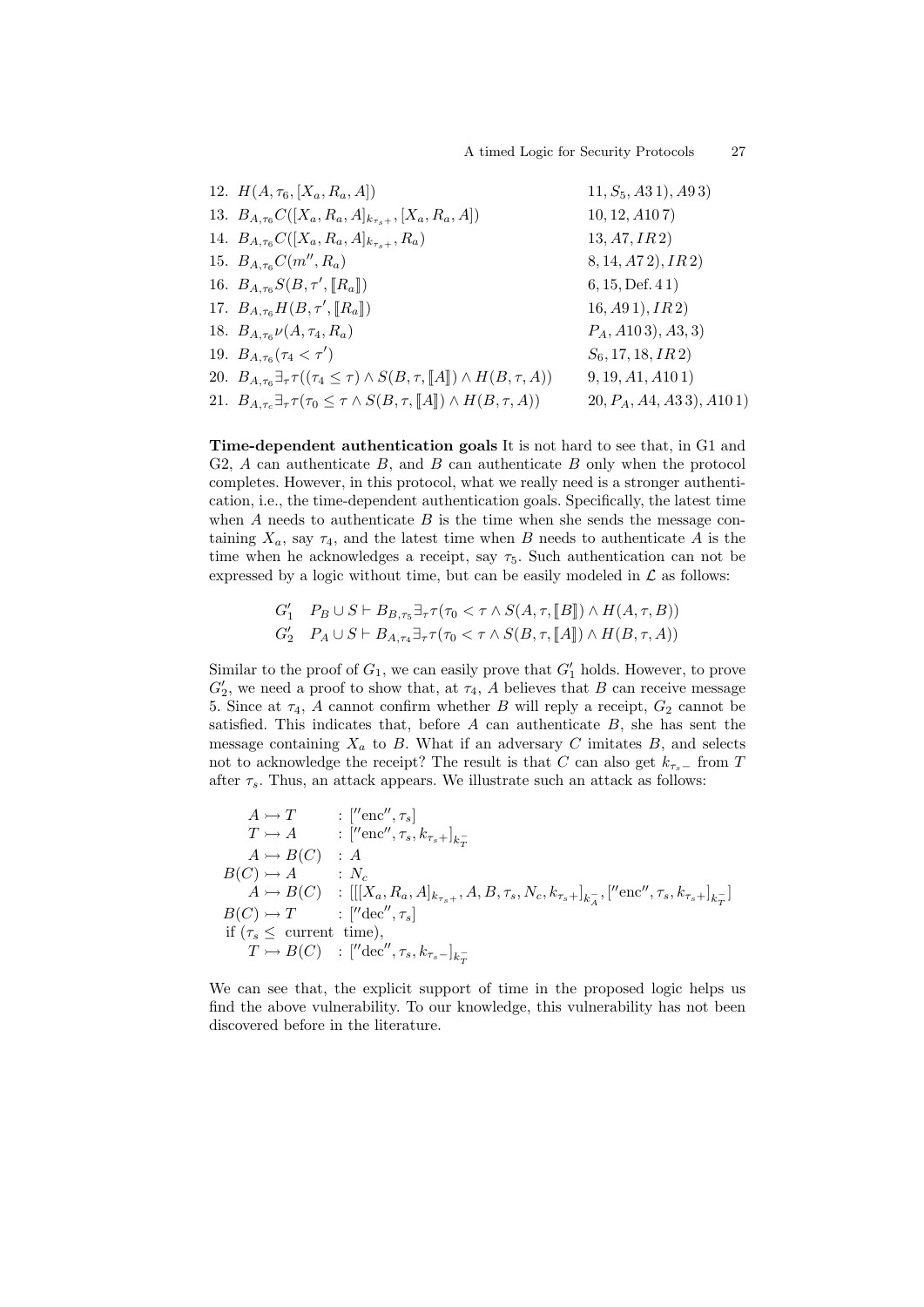12. $H(A, \tau_6, [X_a, R_a, A])$ $\quad$ $11, S_5, A3\,1), A9\,3)$
13. $B_{A,\tau_6} C([X_a, R_a, A]_{k_{\tau_s+}}, [X_a, R_a, A])$ $\quad$ $10, 12, A10\,7)$
14. $B_{A,\tau_6} C([X_a, R_a, A]_{k_{\tau_s+}}, R_a)$ $\quad$ $13, A7, IR\,2)$
15. $B_{A,\tau_6} C(m'', R_a)$ $\quad$ $8, 14, A7\,2), IR\,2)$
16. $B_{A,\tau_6} S(B, \tau', [\![R_a]\!])$ $\quad$ $6, 15, \text{Def. } 4\,1)$
17. $B_{A,\tau_6} H(B, \tau', [\![R_a]\!])$ $\quad$ $16, A9\,1), IR\,2)$
18. $B_{A,\tau_6} \nu(A, \tau_4, R_a)$ $\quad$ $P_A, A10\,3), A3, 3)$
19. $B_{A,\tau_6} (\tau_4 < \tau')$ $\quad$ $S_6, 17, 18, IR\,2)$
20. $B_{A,\tau_6} \exists_\tau \tau((\tau_4 \leq \tau) \wedge S(B, \tau, [\![A]\!]) \wedge H(B, \tau, A))$ $\quad$ $9, 19, A1, A10\,1)$
21. $B_{A,\tau_c} \exists_\tau \tau(\tau_0 \leq \tau \wedge S(B, \tau, [\![A]\!]) \wedge H(B, \tau, A))$ $\quad$ $20, P_A, A4, A3\,3), A10\,1)$

**Time-dependent authentication goals** It is not hard to see that, in G1 and G2, $A$ can authenticate $B$, and $B$ can authenticate $B$ only when the protocol completes. However, in this protocol, what we really need is a stronger authentication, i.e., the time-dependent authentication goals. Specifically, the latest time when $A$ needs to authenticate $B$ is the time when she sends the message containing $X_a$, say $\tau_4$, and the latest time when $B$ needs to authenticate $A$ is the time when he acknowledges a receipt, say $\tau_5$. Such authentication can not be expressed by a logic without time, but can be easily modeled in $\mathcal{L}$ as follows:

$$G_1' \quad P_B \cup S \vdash B_{B,\tau_5} \exists_\tau \tau(\tau_0 < \tau \wedge S(A, \tau, [\![B]\!]) \wedge H(A, \tau, B))$$

$$G_2' \quad P_A \cup S \vdash B_{A,\tau_4} \exists_\tau \tau(\tau_0 < \tau \wedge S(B, \tau, [\![A]\!]) \wedge H(B, \tau, A))$$

Similar to the proof of $G_1$, we can easily prove that $G_1'$ holds. However, to prove $G_2'$, we need a proof to show that, at $\tau_4$, $A$ believes that $B$ can receive message 5. Since at $\tau_4$, $A$ cannot confirm whether $B$ will reply a receipt, $G_2$ cannot be satisfied. This indicates that, before $A$ can authenticate $B$, she has sent the message containing $X_a$ to $B$. What if an adversary $C$ imitates $B$, and selects not to acknowledge the receipt? The result is that $C$ can also get $k_{\tau_s-}$ from $T$ after $\tau_s$. Thus, an attack appears. We illustrate such an attack as follows:

$$
\begin{array}{ll}
A \rightarrowtail T & : [''\text{enc}'', \tau_s] \\
T \rightarrowtail A & : [''\text{enc}'', \tau_s, k_{\tau_s+}]_{k_T^-} \\
A \rightarrowtail B(C) & : A \\
B(C) \rightarrowtail A & : N_c \\
A \rightarrowtail B(C) & : [[[X_a, R_a, A]_{k_{\tau_s+}}, A, B, \tau_s, N_c, k_{\tau_s+}]_{k_A^-}, [''\text{enc}'', \tau_s, k_{\tau_s+}]_{k_T^-}] \\
B(C) \rightarrowtail T & : [''\text{dec}'', \tau_s] \\
\text{if } (\tau_s \leq \text{ current time}), & \\
T \rightarrowtail B(C) & : [''\text{dec}'', \tau_s, k_{\tau_s-}]_{k_T^-}
\end{array}
$$

We can see that, the explicit support of time in the proposed logic helps us find the above vulnerability. To our knowledge, this vulnerability has not been discovered before in the literature.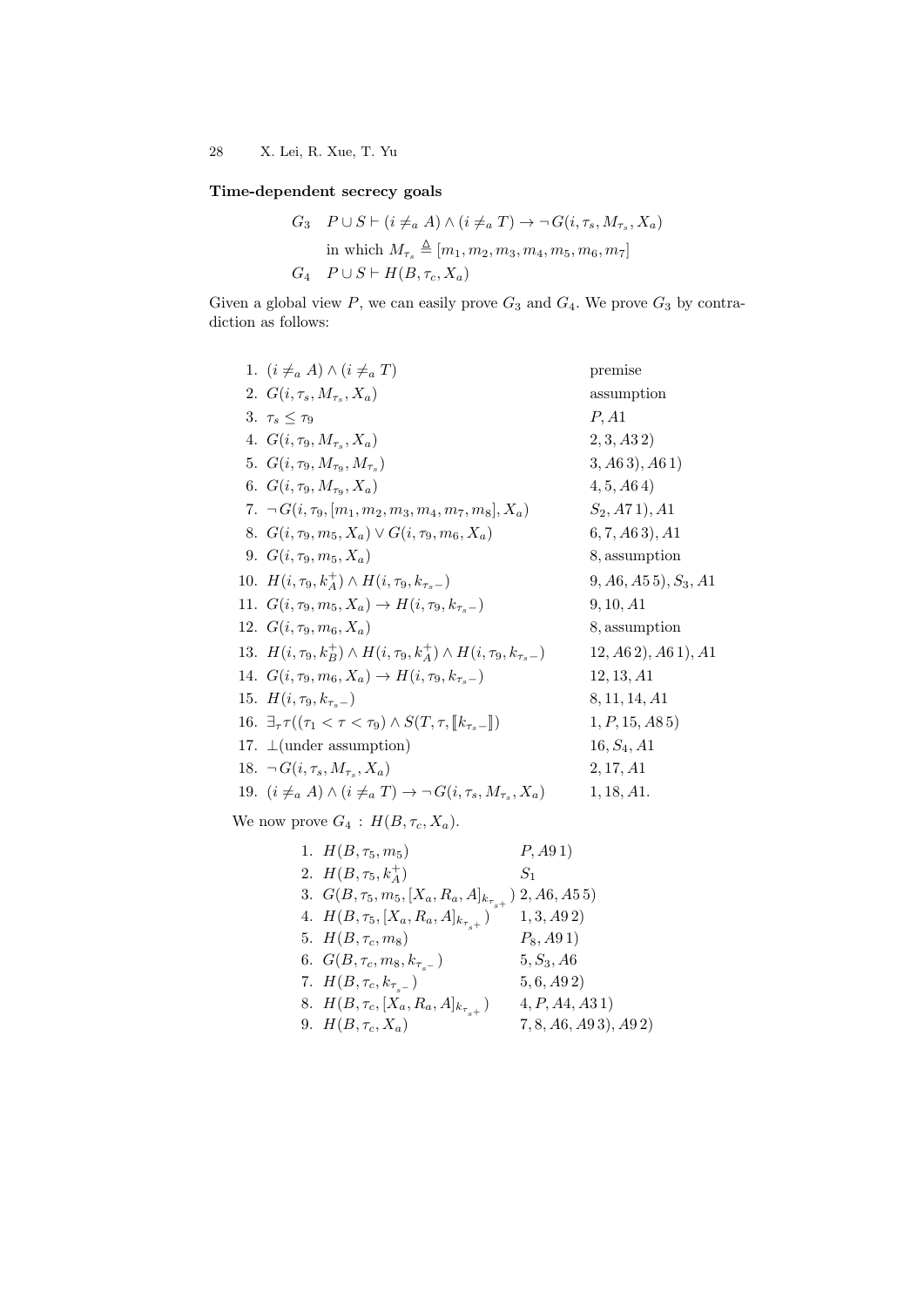**Time-dependent secrecy goals**

$$G_3 \quad P \cup S \vdash (i \neq_a A) \wedge (i \neq_a T) \rightarrow \neg G(i, \tau_s, M_{\tau_s}, X_a)$$

$$\text{in which } M_{\tau_s} \triangleq [m_1, m_2, m_3, m_4, m_5, m_6, m_7]$$

$$G_4 \quad P \cup S \vdash H(B, \tau_c, X_a)$$

Given a global view $P$, we can easily prove $G_3$ and $G_4$. We prove $G_3$ by contradiction as follows:

| | |
|---|---|
| 1. $(i \neq_a A) \wedge (i \neq_a T)$ | premise |
| 2. $G(i, \tau_s, M_{\tau_s}, X_a)$ | assumption |
| 3. $\tau_s \leq \tau_9$ | $P, A1$ |
| 4. $G(i, \tau_9, M_{\tau_s}, X_a)$ | $2, 3, A3\, 2)$ |
| 5. $G(i, \tau_9, M_{\tau_9}, M_{\tau_s})$ | $3, A6\, 3), A6\, 1)$ |
| 6. $G(i, \tau_9, M_{\tau_9}, X_a)$ | $4, 5, A6\, 4)$ |
| 7. $\neg G(i, \tau_9, [m_1, m_2, m_3, m_4, m_7, m_8], X_a)$ | $S_2, A7\, 1), A1$ |
| 8. $G(i, \tau_9, m_5, X_a) \vee G(i, \tau_9, m_6, X_a)$ | $6, 7, A6\, 3), A1$ |
| 9. $G(i, \tau_9, m_5, X_a)$ | $8$, assumption |
| 10. $H(i, \tau_9, k_A^+) \wedge H(i, \tau_9, k_{\tau_s -})$ | $9, A6, A5\, 5), S_3, A1$ |
| 11. $G(i, \tau_9, m_5, X_a) \rightarrow H(i, \tau_9, k_{\tau_s -})$ | $9, 10, A1$ |
| 12. $G(i, \tau_9, m_6, X_a)$ | $8$, assumption |
| 13. $H(i, \tau_9, k_B^+) \wedge H(i, \tau_9, k_A^+) \wedge H(i, \tau_9, k_{\tau_s -})$ | $12, A6\, 2), A6\, 1), A1$ |
| 14. $G(i, \tau_9, m_6, X_a) \rightarrow H(i, \tau_9, k_{\tau_s -})$ | $12, 13, A1$ |
| 15. $H(i, \tau_9, k_{\tau_s -})$ | $8, 11, 14, A1$ |
| 16. $\exists_\tau \tau((\tau_1 < \tau < \tau_9) \wedge S(T, \tau, [\![k_{\tau_s -}]\!])$ | $1, P, 15, A8\, 5)$ |
| 17. $\bot$(under assumption) | $16, S_4, A1$ |
| 18. $\neg G(i, \tau_s, M_{\tau_s}, X_a)$ | $2, 17, A1$ |
| 19. $(i \neq_a A) \wedge (i \neq_a T) \rightarrow \neg G(i, \tau_s, M_{\tau_s}, X_a)$ | $1, 18, A1.$ |

We now prove $G_4 : H(B, \tau_c, X_a)$.

| | |
|---|---|
| 1. $H(B, \tau_5, m_5)$ | $P, A9\, 1)$ |
| 2. $H(B, \tau_5, k_A^+)$ | $S_1$ |
| 3. $G(B, \tau_5, m_5, [X_a, R_a, A]_{k_{\tau_s +}})$ | $2, A6, A5\, 5)$ |
| 4. $H(B, \tau_5, [X_a, R_a, A]_{k_{\tau_s +}})$ | $1, 3, A9\, 2)$ |
| 5. $H(B, \tau_c, m_8)$ | $P_8, A9\, 1)$ |
| 6. $G(B, \tau_c, m_8, k_{\tau_s -})$ | $5, S_3, A6$ |
| 7. $H(B, \tau_c, k_{\tau_s -})$ | $5, 6, A9\, 2)$ |
| 8. $H(B, \tau_c, [X_a, R_a, A]_{k_{\tau_s +}})$ | $4, P, A4, A3\, 1)$ |
| 9. $H(B, \tau_c, X_a)$ | $7, 8, A6, A9\, 3), A9\, 2)$ |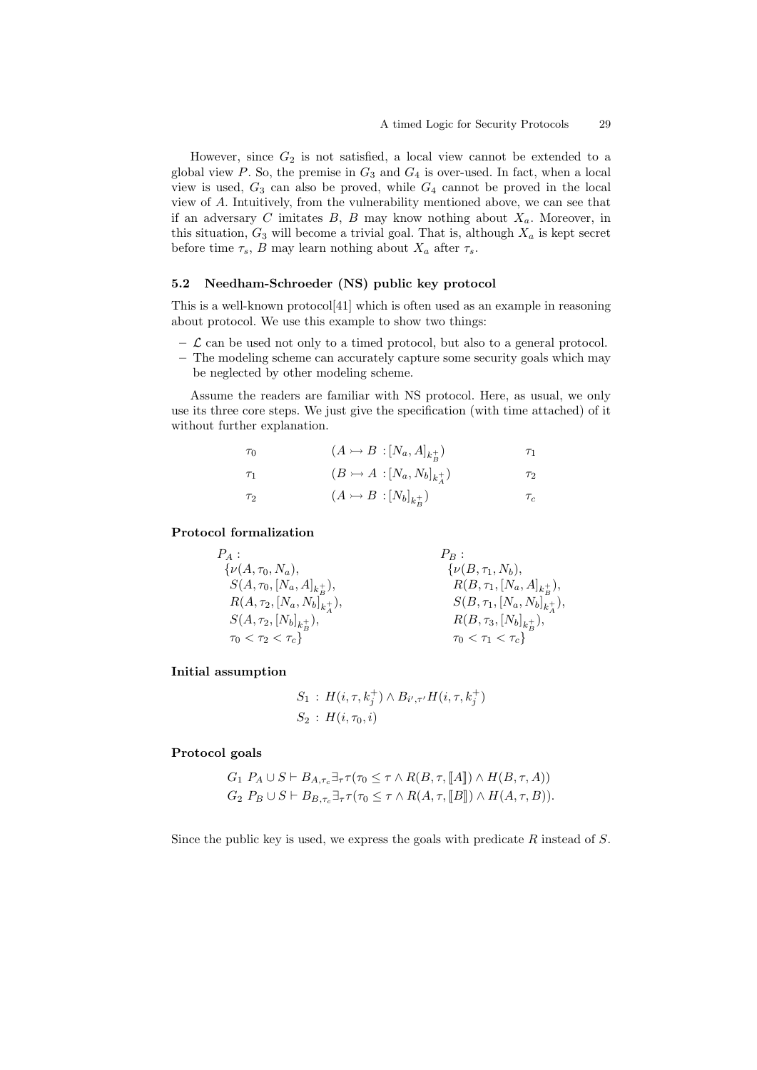However, since $G_2$ is not satisfied, a local view cannot be extended to a global view $P$. So, the premise in $G_3$ and $G_4$ is over-used. In fact, when a local view is used, $G_3$ can also be proved, while $G_4$ cannot be proved in the local view of $A$. Intuitively, from the vulnerability mentioned above, we can see that if an adversary $C$ imitates $B$, $B$ may know nothing about $X_a$. Moreover, in this situation, $G_3$ will become a trivial goal. That is, although $X_a$ is kept secret before time $\tau_s$, $B$ may learn nothing about $X_a$ after $\tau_s$.

### 5.2 Needham-Schroeder (NS) public key protocol

This is a well-known protocol[41] which is often used as an example in reasoning about protocol. We use this example to show two things:

- $\mathcal{L}$ can be used not only to a timed protocol, but also to a general protocol.
- The modeling scheme can accurately capture some security goals which may be neglected by other modeling scheme.

Assume the readers are familiar with NS protocol. Here, as usual, we only use its three core steps. We just give the specification (with time attached) of it without further explanation.

$$
\begin{array}{lll}
\tau_0 & (A \rightarrowtail B : [N_a, A]_{k_B^+}) & \tau_1 \\
\tau_1 & (B \rightarrowtail A : [N_a, N_b]_{k_A^+}) & \tau_2 \\
\tau_2 & (A \rightarrowtail B : [N_b]_{k_B^+}) & \tau_c
\end{array}
$$

**Protocol formalization**

$$
\begin{array}{ll}
P_A : & P_B : \\
\{\nu(A, \tau_0, N_a), & \{\nu(B, \tau_1, N_b), \\
\;S(A, \tau_0, [N_a, A]_{k_B^+}), & \;R(B, \tau_1, [N_a, A]_{k_B^+}), \\
\;R(A, \tau_2, [N_a, N_b]_{k_A^+}), & \;S(B, \tau_1, [N_a, N_b]_{k_A^+}), \\
\;S(A, \tau_2, [N_b]_{k_B^+}), & \;R(B, \tau_3, [N_b]_{k_B^+}), \\
\;\tau_0 < \tau_2 < \tau_c\} & \;\tau_0 < \tau_1 < \tau_c\}
\end{array}
$$

**Initial assumption**

$$
\begin{array}{l}
S_1 \,:\, H(i, \tau, k_j^+) \wedge B_{i', \tau'} H(i, \tau, k_j^+) \\
S_2 \,:\, H(i, \tau_0, i)
\end{array}
$$

**Protocol goals**

$$
\begin{array}{l}
G_1 \; P_A \cup S \vdash B_{A, \tau_c} \exists_\tau \tau(\tau_0 \leq \tau \wedge R(B, \tau, [\![A]\!]) \wedge H(B, \tau, A)) \\
G_2 \; P_B \cup S \vdash B_{B, \tau_c} \exists_\tau \tau(\tau_0 \leq \tau \wedge R(A, \tau, [\![B]\!]) \wedge H(A, \tau, B)).
\end{array}
$$

Since the public key is used, we express the goals with predicate $R$ instead of $S$.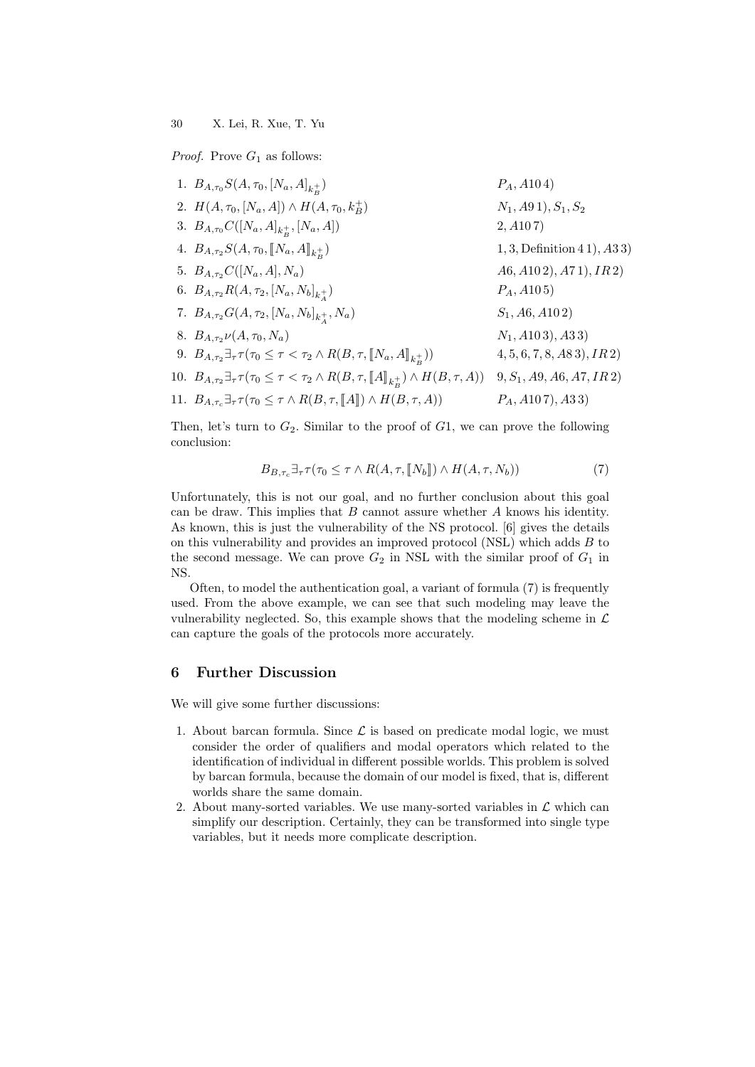*Proof.* Prove $G_1$ as follows:

| | | |
|---|---|---|
| 1. | $B_{A,\tau_0} S(A, \tau_0, [N_a, A]_{k_B^+})$ | $P_A$, $A10\,4)$ |
| 2. | $H(A, \tau_0, [N_a, A]) \wedge H(A, \tau_0, k_B^+)$ | $N_1$, $A9\,1)$, $S_1$, $S_2$ |
| 3. | $B_{A,\tau_0} C([N_a, A]_{k_B^+}, [N_a, A])$ | $2$, $A10\,7)$ |
| 4. | $B_{A,\tau_2} S(A, \tau_0, [\![N_a, A]\!]_{k_B^+})$ | $1, 3$, Definition $4\,1)$, $A3\,3)$ |
| 5. | $B_{A,\tau_2} C([N_a, A], N_a)$ | $A6$, $A10\,2)$, $A7\,1)$, $IR\,2)$ |
| 6. | $B_{A,\tau_2} R(A, \tau_2, [N_a, N_b]_{k_A^+})$ | $P_A$, $A10\,5)$ |
| 7. | $B_{A,\tau_2} G(A, \tau_2, [N_a, N_b]_{k_A^+}, N_a)$ | $S_1$, $A6$, $A10\,2)$ |
| 8. | $B_{A,\tau_2} \nu(A, \tau_0, N_a)$ | $N_1$, $A10\,3)$, $A3\,3)$ |
| 9. | $B_{A,\tau_2} \exists_\tau \tau(\tau_0 \le \tau < \tau_2 \wedge R(B, \tau, [\![N_a, A]\!]_{k_B^+}))$ | $4, 5, 6, 7, 8$, $A8\,3)$, $IR\,2)$ |
| 10. | $B_{A,\tau_2} \exists_\tau \tau(\tau_0 \le \tau < \tau_2 \wedge R(B, \tau, [\![A]\!]_{k_B^+}) \wedge H(B, \tau, A))$ | $9$, $S_1$, $A9$, $A6$, $A7$, $IR\,2)$ |
| 11. | $B_{A,\tau_c} \exists_\tau \tau(\tau_0 \le \tau \wedge R(B, \tau, [\![A]\!]) \wedge H(B, \tau, A))$ | $P_A$, $A10\,7)$, $A3\,3)$ |

Then, let's turn to $G_2$. Similar to the proof of $G1$, we can prove the following conclusion:

$$B_{B,\tau_c} \exists_\tau \tau(\tau_0 \le \tau \wedge R(A, \tau, [\![N_b]\!]) \wedge H(A, \tau, N_b)) \tag{7}$$

Unfortunately, this is not our goal, and no further conclusion about this goal can be draw. This implies that $B$ cannot assure whether $A$ knows his identity. As known, this is just the vulnerability of the NS protocol. [6] gives the details on this vulnerability and provides an improved protocol (NSL) which adds $B$ to the second message. We can prove $G_2$ in NSL with the similar proof of $G_1$ in NS.

Often, to model the authentication goal, a variant of formula (7) is frequently used. From the above example, we can see that such modeling may leave the vulnerability neglected. So, this example shows that the modeling scheme in $\mathcal{L}$ can capture the goals of the protocols more accurately.

## 6 Further Discussion

We will give some further discussions:

1. About barcan formula. Since $\mathcal{L}$ is based on predicate modal logic, we must consider the order of qualifiers and modal operators which related to the identification of individual in different possible worlds. This problem is solved by barcan formula, because the domain of our model is fixed, that is, different worlds share the same domain.
2. About many-sorted variables. We use many-sorted variables in $\mathcal{L}$ which can simplify our description. Certainly, they can be transformed into single type variables, but it needs more complicate description.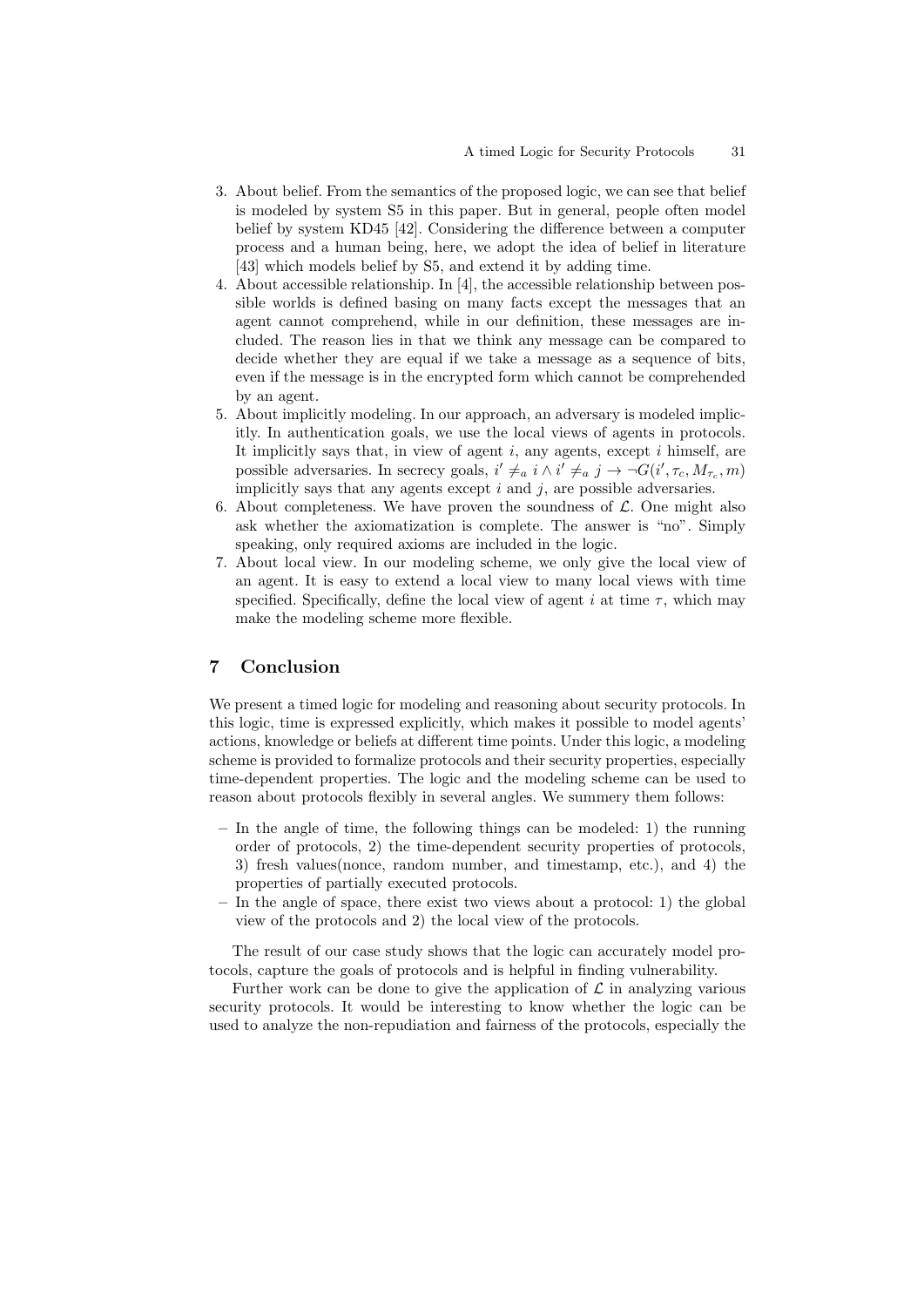3. About belief. From the semantics of the proposed logic, we can see that belief is modeled by system S5 in this paper. But in general, people often model belief by system KD45 [42]. Considering the difference between a computer process and a human being, here, we adopt the idea of belief in literature [43] which models belief by S5, and extend it by adding time.
4. About accessible relationship. In [4], the accessible relationship between possible worlds is defined basing on many facts except the messages that an agent cannot comprehend, while in our definition, these messages are included. The reason lies in that we think any message can be compared to decide whether they are equal if we take a message as a sequence of bits, even if the message is in the encrypted form which cannot be comprehended by an agent.
5. About implicitly modeling. In our approach, an adversary is modeled implicitly. In authentication goals, we use the local views of agents in protocols. It implicitly says that, in view of agent $i$, any agents, except $i$ himself, are possible adversaries. In secrecy goals, $i' \neq_a i \wedge i' \neq_a j \rightarrow \neg G(i', \tau_c, M_{\tau_c}, m)$ implicitly says that any agents except $i$ and $j$, are possible adversaries.
6. About completeness. We have proven the soundness of $\mathcal{L}$. One might also ask whether the axiomatization is complete. The answer is "no". Simply speaking, only required axioms are included in the logic.
7. About local view. In our modeling scheme, we only give the local view of an agent. It is easy to extend a local view to many local views with time specified. Specifically, define the local view of agent $i$ at time $\tau$, which may make the modeling scheme more flexible.

## 7 Conclusion

We present a timed logic for modeling and reasoning about security protocols. In this logic, time is expressed explicitly, which makes it possible to model agents' actions, knowledge or beliefs at different time points. Under this logic, a modeling scheme is provided to formalize protocols and their security properties, especially time-dependent properties. The logic and the modeling scheme can be used to reason about protocols flexibly in several angles. We summery them follows:

- In the angle of time, the following things can be modeled: 1) the running order of protocols, 2) the time-dependent security properties of protocols, 3) fresh values(nonce, random number, and timestamp, etc.), and 4) the properties of partially executed protocols.
- In the angle of space, there exist two views about a protocol: 1) the global view of the protocols and 2) the local view of the protocols.

The result of our case study shows that the logic can accurately model protocols, capture the goals of protocols and is helpful in finding vulnerability.

Further work can be done to give the application of $\mathcal{L}$ in analyzing various security protocols. It would be interesting to know whether the logic can be used to analyze the non-repudiation and fairness of the protocols, especially the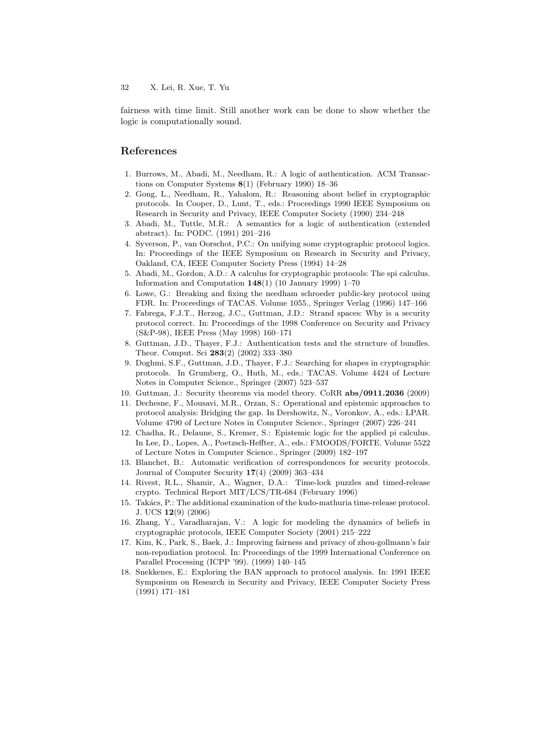fairness with time limit. Still another work can be done to show whether the logic is computationally sound.

## References

1. Burrows, M., Abadi, M., Needham, R.: A logic of authentication. ACM Transactions on Computer Systems **8**(1) (February 1990) 18–36
2. Gong, L., Needham, R., Yahalom, R.: Reasoning about belief in cryptographic protocols. In Cooper, D., Lunt, T., eds.: Proceedings 1990 IEEE Symposium on Research in Security and Privacy, IEEE Computer Society (1990) 234–248
3. Abadi, M., Tuttle, M.R.: A semantics for a logic of authentication (extended abstract). In: PODC. (1991) 201–216
4. Syverson, P., van Oorschot, P.C.: On unifying some cryptographic protocol logics. In: Proceedings of the IEEE Symposium on Research in Security and Privacy, Oakland, CA, IEEE Computer Society Press (1994) 14–28
5. Abadi, M., Gordon, A.D.: A calculus for cryptographic protocols: The spi calculus. Information and Computation **148**(1) (10 January 1999) 1–70
6. Lowe, G.: Breaking and fixing the needham schroeder public-key protocol using FDR. In: Proceedings of TACAS. Volume 1055., Springer Verlag (1996) 147–166
7. Fabrega, F.J.T., Herzog, J.C., Guttman, J.D.: Strand spaces: Why is a security protocol correct. In: Proceedings of the 1998 Conference on Security and Privacy (S&P-98), IEEE Press (May 1998) 160–171
8. Guttman, J.D., Thayer, F.J.: Authentication tests and the structure of bundles. Theor. Comput. Sci **283**(2) (2002) 333–380
9. Doghmi, S.F., Guttman, J.D., Thayer, F.J.: Searching for shapes in cryptographic protocols. In Grumberg, O., Huth, M., eds.: TACAS. Volume 4424 of Lecture Notes in Computer Science., Springer (2007) 523–537
10. Guttman, J.: Security theorems via model theory. CoRR **abs/0911.2036** (2009)
11. Dechesne, F., Mousavi, M.R., Orzan, S.: Operational and epistemic approaches to protocol analysis: Bridging the gap. In Dershowitz, N., Voronkov, A., eds.: LPAR. Volume 4790 of Lecture Notes in Computer Science., Springer (2007) 226–241
12. Chadha, R., Delaune, S., Kremer, S.: Epistemic logic for the applied pi calculus. In Lee, D., Lopes, A., Poetzsch-Heffter, A., eds.: FMOODS/FORTE. Volume 5522 of Lecture Notes in Computer Science., Springer (2009) 182–197
13. Blanchet, B.: Automatic verification of correspondences for security protocols. Journal of Computer Security **17**(4) (2009) 363–434
14. Rivest, R.L., Shamir, A., Wagner, D.A.: Time-lock puzzles and timed-release crypto. Technical Report MIT/LCS/TR-684 (February 1996)
15. Takács, P.: The additional examination of the kudo-mathuria time-release protocol. J. UCS **12**(9) (2006)
16. Zhang, Y., Varadharajan, V.: A logic for modeling the dynamics of beliefs in cryptographic protocols, IEEE Computer Society (2001) 215–222
17. Kim, K., Park, S., Baek, J.: Improving fairness and privacy of zhou-gollmann's fair non-repudiation protocol. In: Proceedings of the 1999 International Conference on Parallel Processing (ICPP '99). (1999) 140–145
18. Snekkenes, E.: Exploring the BAN approach to protocol analysis. In: 1991 IEEE Symposium on Research in Security and Privacy, IEEE Computer Society Press (1991) 171–181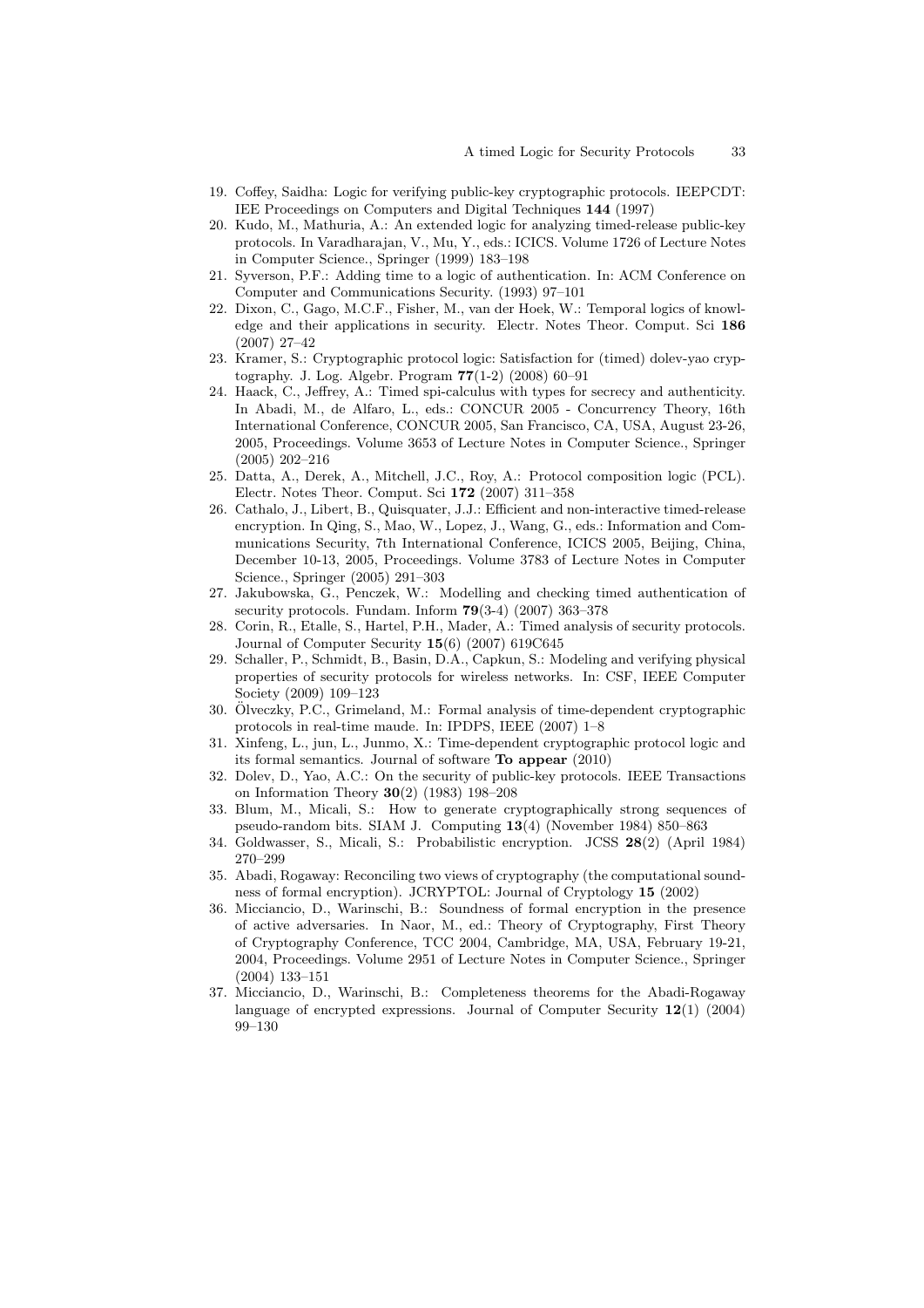19. Coffey, Saidha: Logic for verifying public-key cryptographic protocols. IEEPCDT: IEE Proceedings on Computers and Digital Techniques **144** (1997)
20. Kudo, M., Mathuria, A.: An extended logic for analyzing timed-release public-key protocols. In Varadharajan, V., Mu, Y., eds.: ICICS. Volume 1726 of Lecture Notes in Computer Science., Springer (1999) 183–198
21. Syverson, P.F.: Adding time to a logic of authentication. In: ACM Conference on Computer and Communications Security. (1993) 97–101
22. Dixon, C., Gago, M.C.F., Fisher, M., van der Hoek, W.: Temporal logics of knowledge and their applications in security. Electr. Notes Theor. Comput. Sci **186** (2007) 27–42
23. Kramer, S.: Cryptographic protocol logic: Satisfaction for (timed) dolev-yao cryptography. J. Log. Algebr. Program **77**(1-2) (2008) 60–91
24. Haack, C., Jeffrey, A.: Timed spi-calculus with types for secrecy and authenticity. In Abadi, M., de Alfaro, L., eds.: CONCUR 2005 - Concurrency Theory, 16th International Conference, CONCUR 2005, San Francisco, CA, USA, August 23-26, 2005, Proceedings. Volume 3653 of Lecture Notes in Computer Science., Springer (2005) 202–216
25. Datta, A., Derek, A., Mitchell, J.C., Roy, A.: Protocol composition logic (PCL). Electr. Notes Theor. Comput. Sci **172** (2007) 311–358
26. Cathalo, J., Libert, B., Quisquater, J.J.: Efficient and non-interactive timed-release encryption. In Qing, S., Mao, W., Lopez, J., Wang, G., eds.: Information and Communications Security, 7th International Conference, ICICS 2005, Beijing, China, December 10-13, 2005, Proceedings. Volume 3783 of Lecture Notes in Computer Science., Springer (2005) 291–303
27. Jakubowska, G., Penczek, W.: Modelling and checking timed authentication of security protocols. Fundam. Inform **79**(3-4) (2007) 363–378
28. Corin, R., Etalle, S., Hartel, P.H., Mader, A.: Timed analysis of security protocols. Journal of Computer Security **15**(6) (2007) 619C645
29. Schaller, P., Schmidt, B., Basin, D.A., Capkun, S.: Modeling and verifying physical properties of security protocols for wireless networks. In: CSF, IEEE Computer Society (2009) 109–123
30. Ölveczky, P.C., Grimeland, M.: Formal analysis of time-dependent cryptographic protocols in real-time maude. In: IPDPS, IEEE (2007) 1–8
31. Xinfeng, L., jun, L., Junmo, X.: Time-dependent cryptographic protocol logic and its formal semantics. Journal of software **To appear** (2010)
32. Dolev, D., Yao, A.C.: On the security of public-key protocols. IEEE Transactions on Information Theory **30**(2) (1983) 198–208
33. Blum, M., Micali, S.: How to generate cryptographically strong sequences of pseudo-random bits. SIAM J. Computing **13**(4) (November 1984) 850–863
34. Goldwasser, S., Micali, S.: Probabilistic encryption. JCSS **28**(2) (April 1984) 270–299
35. Abadi, Rogaway: Reconciling two views of cryptography (the computational soundness of formal encryption). JCRYPTOL: Journal of Cryptology **15** (2002)
36. Micciancio, D., Warinschi, B.: Soundness of formal encryption in the presence of active adversaries. In Naor, M., ed.: Theory of Cryptography, First Theory of Cryptography Conference, TCC 2004, Cambridge, MA, USA, February 19-21, 2004, Proceedings. Volume 2951 of Lecture Notes in Computer Science., Springer (2004) 133–151
37. Micciancio, D., Warinschi, B.: Completeness theorems for the Abadi-Rogaway language of encrypted expressions. Journal of Computer Security **12**(1) (2004) 99–130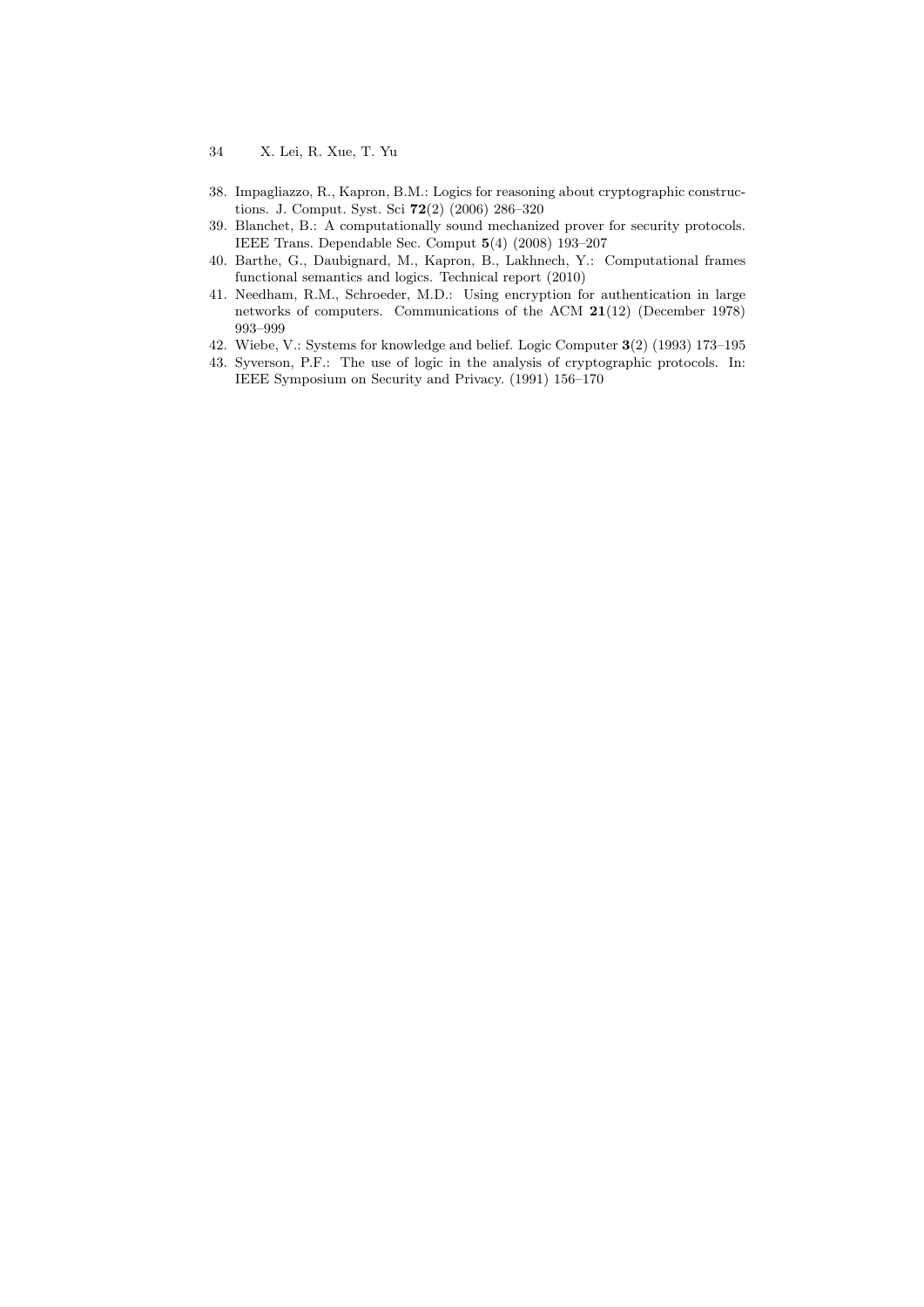38. Impagliazzo, R., Kapron, B.M.: Logics for reasoning about cryptographic constructions. J. Comput. Syst. Sci **72**(2) (2006) 286–320
39. Blanchet, B.: A computationally sound mechanized prover for security protocols. IEEE Trans. Dependable Sec. Comput **5**(4) (2008) 193–207
40. Barthe, G., Daubignard, M., Kapron, B., Lakhnech, Y.: Computational frames functional semantics and logics. Technical report (2010)
41. Needham, R.M., Schroeder, M.D.: Using encryption for authentication in large networks of computers. Communications of the ACM **21**(12) (December 1978) 993–999
42. Wiebe, V.: Systems for knowledge and belief. Logic Computer **3**(2) (1993) 173–195
43. Syverson, P.F.: The use of logic in the analysis of cryptographic protocols. In: IEEE Symposium on Security and Privacy. (1991) 156–170